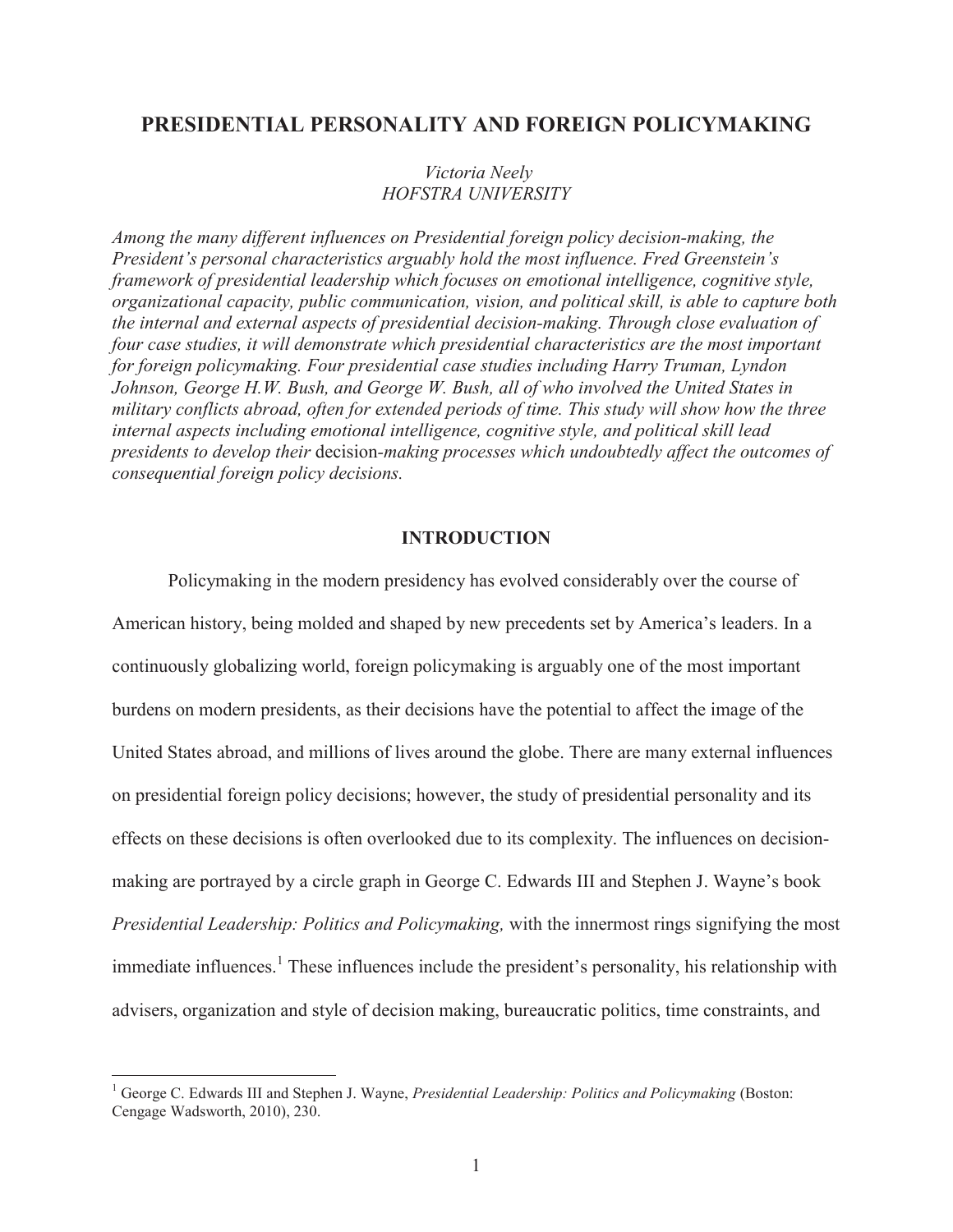# PRESIDENTIAL PERSONALITY AND FOREIGN POLICYMAKING

*Victoria Neely*
*HOFSTRA UNIVERSITY*

*Among the many different influences on Presidential foreign policy decision-making, the President's personal characteristics arguably hold the most influence. Fred Greenstein's framework of presidential leadership which focuses on emotional intelligence, cognitive style, organizational capacity, public communication, vision, and political skill, is able to capture both the internal and external aspects of presidential decision-making. Through close evaluation of four case studies, it will demonstrate which presidential characteristics are the most important for foreign policymaking. Four presidential case studies including Harry Truman, Lyndon Johnson, George H.W. Bush, and George W. Bush, all of who involved the United States in military conflicts abroad, often for extended periods of time. This study will show how the three internal aspects including emotional intelligence, cognitive style, and political skill lead presidents to develop their* decision-*making processes which undoubtedly affect the outcomes of consequential foreign policy decisions.*

## INTRODUCTION

Policymaking in the modern presidency has evolved considerably over the course of American history, being molded and shaped by new precedents set by America's leaders. In a continuously globalizing world, foreign policymaking is arguably one of the most important burdens on modern presidents, as their decisions have the potential to affect the image of the United States abroad, and millions of lives around the globe. There are many external influences on presidential foreign policy decisions; however, the study of presidential personality and its effects on these decisions is often overlooked due to its complexity. The influences on decision-making are portrayed by a circle graph in George C. Edwards III and Stephen J. Wayne's book *Presidential Leadership: Politics and Policymaking,* with the innermost rings signifying the most immediate influences.[1] These influences include the president's personality, his relationship with advisers, organization and style of decision making, bureaucratic politics, time constraints, and

[1] George C. Edwards III and Stephen J. Wayne, *Presidential Leadership: Politics and Policymaking* (Boston: Cengage Wadsworth, 2010), 230.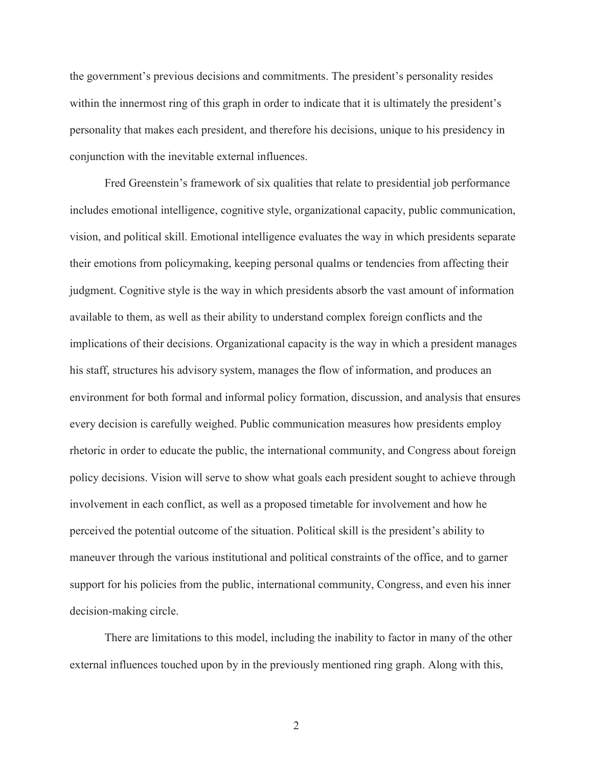the government's previous decisions and commitments. The president's personality resides within the innermost ring of this graph in order to indicate that it is ultimately the president's personality that makes each president, and therefore his decisions, unique to his presidency in conjunction with the inevitable external influences.

Fred Greenstein's framework of six qualities that relate to presidential job performance includes emotional intelligence, cognitive style, organizational capacity, public communication, vision, and political skill. Emotional intelligence evaluates the way in which presidents separate their emotions from policymaking, keeping personal qualms or tendencies from affecting their judgment. Cognitive style is the way in which presidents absorb the vast amount of information available to them, as well as their ability to understand complex foreign conflicts and the implications of their decisions. Organizational capacity is the way in which a president manages his staff, structures his advisory system, manages the flow of information, and produces an environment for both formal and informal policy formation, discussion, and analysis that ensures every decision is carefully weighed. Public communication measures how presidents employ rhetoric in order to educate the public, the international community, and Congress about foreign policy decisions. Vision will serve to show what goals each president sought to achieve through involvement in each conflict, as well as a proposed timetable for involvement and how he perceived the potential outcome of the situation. Political skill is the president's ability to maneuver through the various institutional and political constraints of the office, and to garner support for his policies from the public, international community, Congress, and even his inner decision-making circle.

There are limitations to this model, including the inability to factor in many of the other external influences touched upon by in the previously mentioned ring graph. Along with this,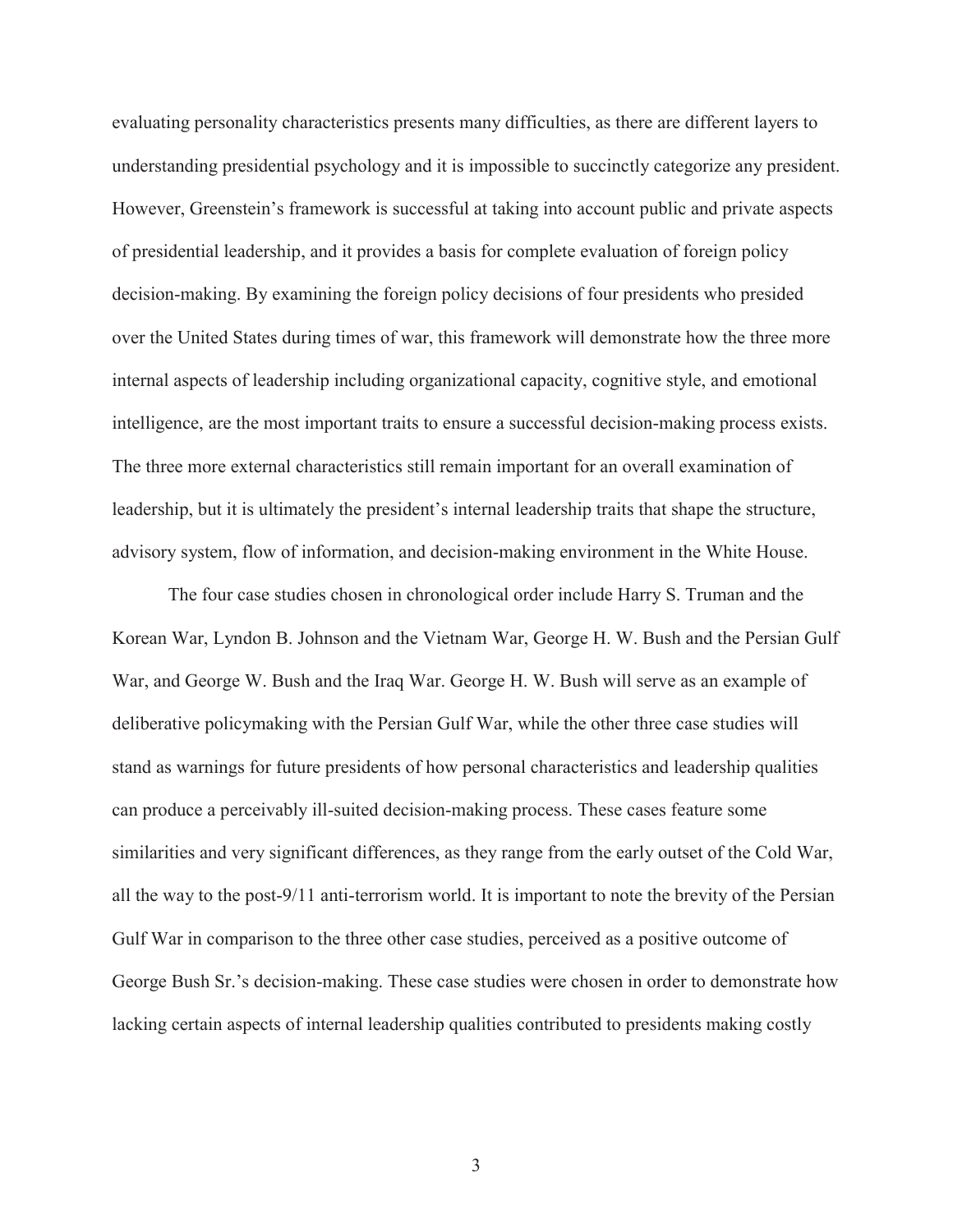evaluating personality characteristics presents many difficulties, as there are different layers to understanding presidential psychology and it is impossible to succinctly categorize any president. However, Greenstein's framework is successful at taking into account public and private aspects of presidential leadership, and it provides a basis for complete evaluation of foreign policy decision-making. By examining the foreign policy decisions of four presidents who presided over the United States during times of war, this framework will demonstrate how the three more internal aspects of leadership including organizational capacity, cognitive style, and emotional intelligence, are the most important traits to ensure a successful decision-making process exists. The three more external characteristics still remain important for an overall examination of leadership, but it is ultimately the president's internal leadership traits that shape the structure, advisory system, flow of information, and decision-making environment in the White House.

The four case studies chosen in chronological order include Harry S. Truman and the Korean War, Lyndon B. Johnson and the Vietnam War, George H. W. Bush and the Persian Gulf War, and George W. Bush and the Iraq War. George H. W. Bush will serve as an example of deliberative policymaking with the Persian Gulf War, while the other three case studies will stand as warnings for future presidents of how personal characteristics and leadership qualities can produce a perceivably ill-suited decision-making process. These cases feature some similarities and very significant differences, as they range from the early outset of the Cold War, all the way to the post-9/11 anti-terrorism world. It is important to note the brevity of the Persian Gulf War in comparison to the three other case studies, perceived as a positive outcome of George Bush Sr.'s decision-making. These case studies were chosen in order to demonstrate how lacking certain aspects of internal leadership qualities contributed to presidents making costly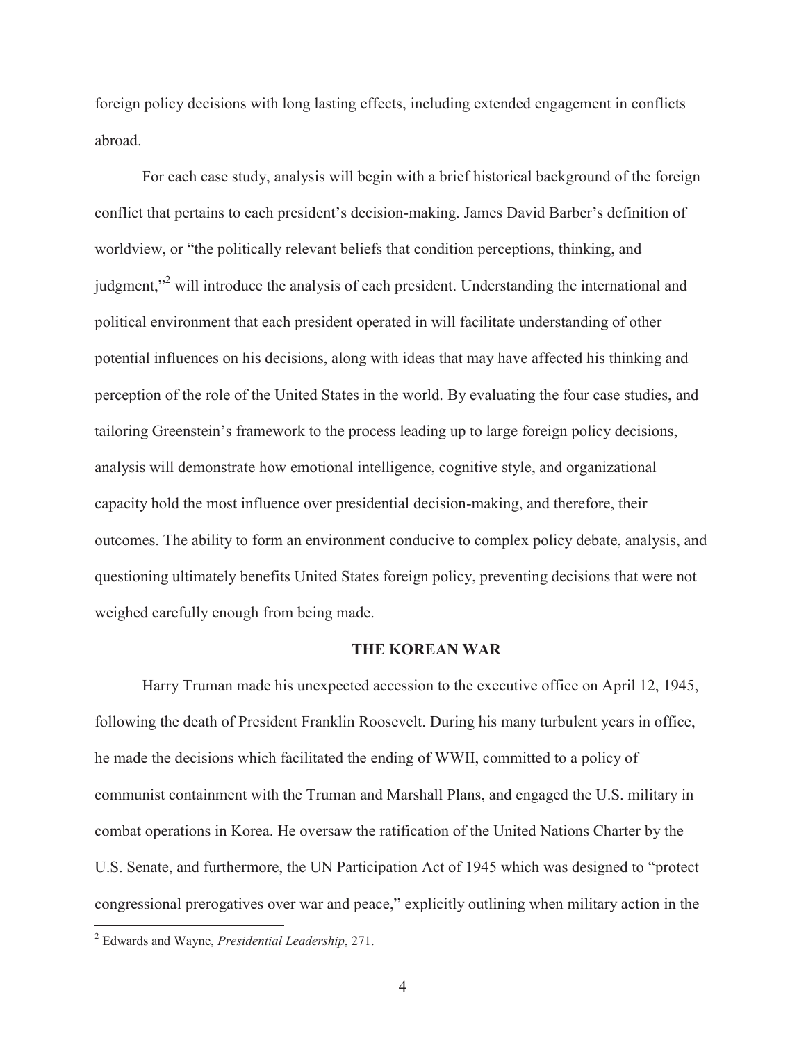foreign policy decisions with long lasting effects, including extended engagement in conflicts abroad.

For each case study, analysis will begin with a brief historical background of the foreign conflict that pertains to each president's decision-making. James David Barber's definition of worldview, or "the politically relevant beliefs that condition perceptions, thinking, and judgment,"[2] will introduce the analysis of each president. Understanding the international and political environment that each president operated in will facilitate understanding of other potential influences on his decisions, along with ideas that may have affected his thinking and perception of the role of the United States in the world. By evaluating the four case studies, and tailoring Greenstein's framework to the process leading up to large foreign policy decisions, analysis will demonstrate how emotional intelligence, cognitive style, and organizational capacity hold the most influence over presidential decision-making, and therefore, their outcomes. The ability to form an environment conducive to complex policy debate, analysis, and questioning ultimately benefits United States foreign policy, preventing decisions that were not weighed carefully enough from being made.

## THE KOREAN WAR

Harry Truman made his unexpected accession to the executive office on April 12, 1945, following the death of President Franklin Roosevelt. During his many turbulent years in office, he made the decisions which facilitated the ending of WWII, committed to a policy of communist containment with the Truman and Marshall Plans, and engaged the U.S. military in combat operations in Korea. He oversaw the ratification of the United Nations Charter by the U.S. Senate, and furthermore, the UN Participation Act of 1945 which was designed to "protect congressional prerogatives over war and peace," explicitly outlining when military action in the

[2] Edwards and Wayne, *Presidential Leadership*, 271.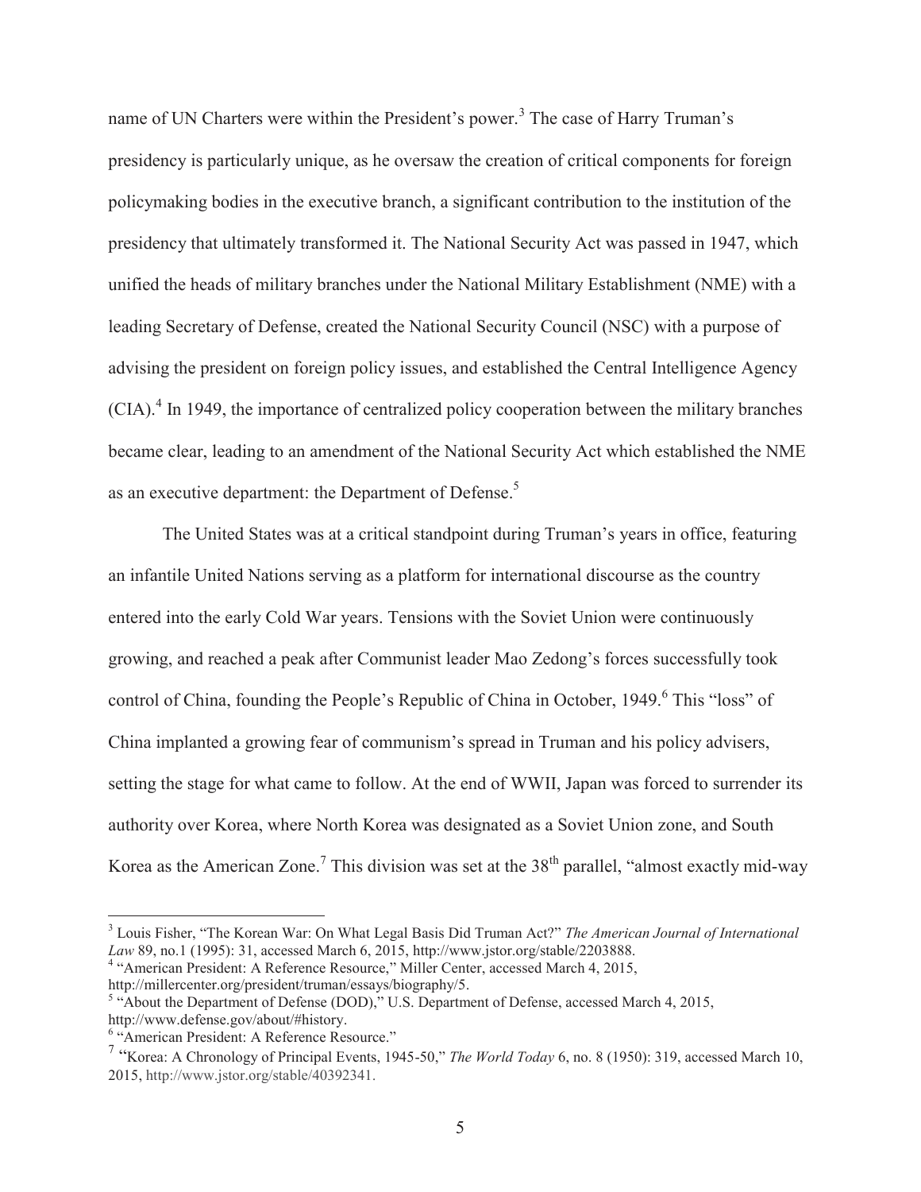name of UN Charters were within the President's power.[3] The case of Harry Truman's presidency is particularly unique, as he oversaw the creation of critical components for foreign policymaking bodies in the executive branch, a significant contribution to the institution of the presidency that ultimately transformed it. The National Security Act was passed in 1947, which unified the heads of military branches under the National Military Establishment (NME) with a leading Secretary of Defense, created the National Security Council (NSC) with a purpose of advising the president on foreign policy issues, and established the Central Intelligence Agency (CIA).[4] In 1949, the importance of centralized policy cooperation between the military branches became clear, leading to an amendment of the National Security Act which established the NME as an executive department: the Department of Defense.[5]

The United States was at a critical standpoint during Truman's years in office, featuring an infantile United Nations serving as a platform for international discourse as the country entered into the early Cold War years. Tensions with the Soviet Union were continuously growing, and reached a peak after Communist leader Mao Zedong's forces successfully took control of China, founding the People's Republic of China in October, 1949.[6] This "loss" of China implanted a growing fear of communism's spread in Truman and his policy advisers, setting the stage for what came to follow. At the end of WWII, Japan was forced to surrender its authority over Korea, where North Korea was designated as a Soviet Union zone, and South Korea as the American Zone.[7] This division was set at the 38th parallel, "almost exactly mid-way

---

[3] Louis Fisher, "The Korean War: On What Legal Basis Did Truman Act?" *The American Journal of International Law* 89, no.1 (1995): 31, accessed March 6, 2015, http://www.jstor.org/stable/2203888.

[4] "American President: A Reference Resource," Miller Center, accessed March 4, 2015, http://millercenter.org/president/truman/essays/biography/5.

[5] "About the Department of Defense (DOD)," U.S. Department of Defense, accessed March 4, 2015, http://www.defense.gov/about/#history.

[6] "American President: A Reference Resource."

[7] "Korea: A Chronology of Principal Events, 1945-50," *The World Today* 6, no. 8 (1950): 319, accessed March 10, 2015, http://www.jstor.org/stable/40392341.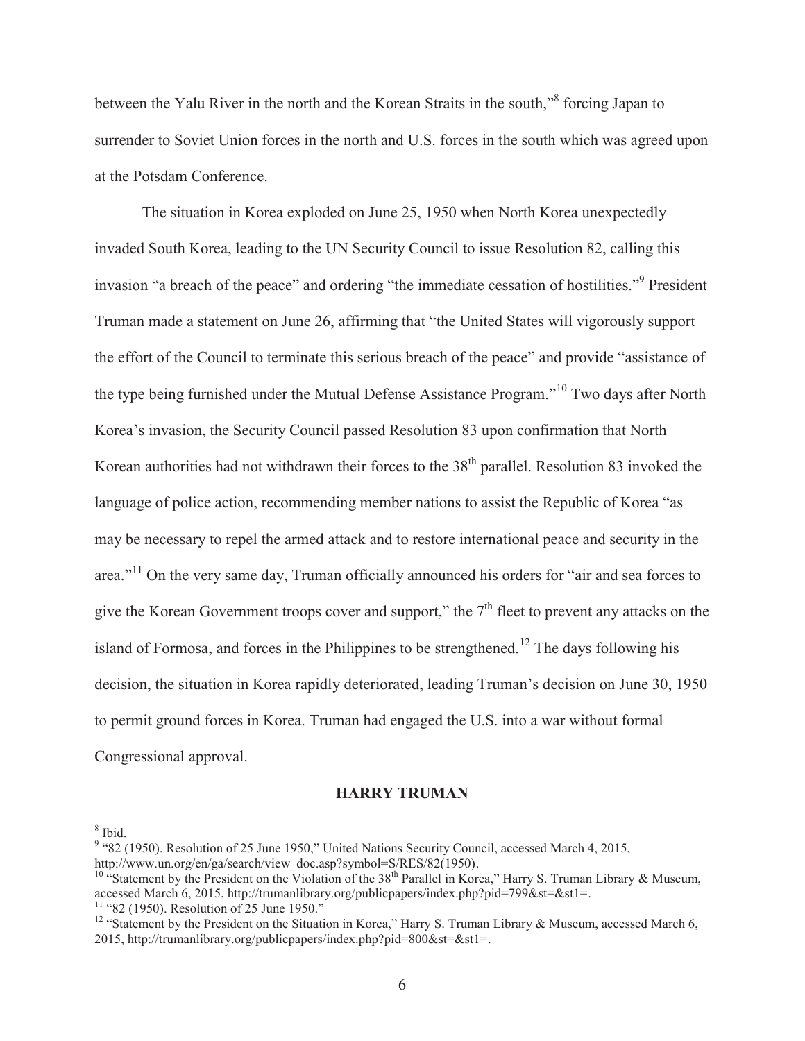between the Yalu River in the north and the Korean Straits in the south,"[8] forcing Japan to surrender to Soviet Union forces in the north and U.S. forces in the south which was agreed upon at the Potsdam Conference.

The situation in Korea exploded on June 25, 1950 when North Korea unexpectedly invaded South Korea, leading to the UN Security Council to issue Resolution 82, calling this invasion "a breach of the peace" and ordering "the immediate cessation of hostilities."[9] President Truman made a statement on June 26, affirming that "the United States will vigorously support the effort of the Council to terminate this serious breach of the peace" and provide "assistance of the type being furnished under the Mutual Defense Assistance Program."[10] Two days after North Korea's invasion, the Security Council passed Resolution 83 upon confirmation that North Korean authorities had not withdrawn their forces to the 38th parallel. Resolution 83 invoked the language of police action, recommending member nations to assist the Republic of Korea "as may be necessary to repel the armed attack and to restore international peace and security in the area."[11] On the very same day, Truman officially announced his orders for "air and sea forces to give the Korean Government troops cover and support," the 7th fleet to prevent any attacks on the island of Formosa, and forces in the Philippines to be strengthened.[12] The days following his decision, the situation in Korea rapidly deteriorated, leading Truman's decision on June 30, 1950 to permit ground forces in Korea. Truman had engaged the U.S. into a war without formal Congressional approval.

## HARRY TRUMAN

[8] Ibid.

[9] "82 (1950). Resolution of 25 June 1950," United Nations Security Council, accessed March 4, 2015, http://www.un.org/en/ga/search/view_doc.asp?symbol=S/RES/82(1950).

[10] "Statement by the President on the Violation of the 38th Parallel in Korea," Harry S. Truman Library & Museum, accessed March 6, 2015, http://trumanlibrary.org/publicpapers/index.php?pid=799&st=&st1=.

[11] "82 (1950). Resolution of 25 June 1950."

[12] "Statement by the President on the Situation in Korea," Harry S. Truman Library & Museum, accessed March 6, 2015, http://trumanlibrary.org/publicpapers/index.php?pid=800&st=&st1=.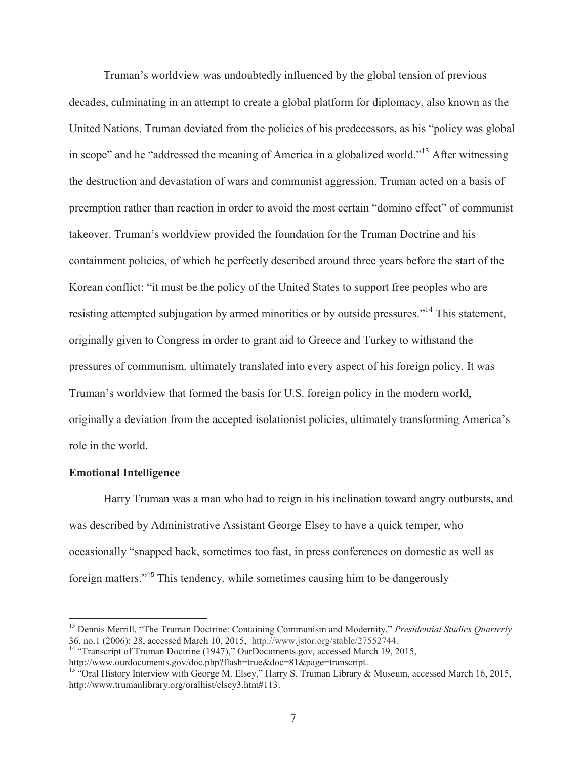Truman's worldview was undoubtedly influenced by the global tension of previous decades, culminating in an attempt to create a global platform for diplomacy, also known as the United Nations. Truman deviated from the policies of his predecessors, as his "policy was global in scope" and he "addressed the meaning of America in a globalized world."[13] After witnessing the destruction and devastation of wars and communist aggression, Truman acted on a basis of preemption rather than reaction in order to avoid the most certain "domino effect" of communist takeover. Truman's worldview provided the foundation for the Truman Doctrine and his containment policies, of which he perfectly described around three years before the start of the Korean conflict: "it must be the policy of the United States to support free peoples who are resisting attempted subjugation by armed minorities or by outside pressures."[14] This statement, originally given to Congress in order to grant aid to Greece and Turkey to withstand the pressures of communism, ultimately translated into every aspect of his foreign policy. It was Truman's worldview that formed the basis for U.S. foreign policy in the modern world, originally a deviation from the accepted isolationist policies, ultimately transforming America's role in the world.

**Emotional Intelligence**

Harry Truman was a man who had to reign in his inclination toward angry outbursts, and was described by Administrative Assistant George Elsey to have a quick temper, who occasionally "snapped back, sometimes too fast, in press conferences on domestic as well as foreign matters."[15] This tendency, while sometimes causing him to be dangerously

---

[13] Dennis Merrill, "The Truman Doctrine: Containing Communism and Modernity," *Presidential Studies Quarterly* 36, no.1 (2006): 28, accessed March 10, 2015, http://www.jstor.org/stable/27552744.

[14] "Transcript of Truman Doctrine (1947)," OurDocuments.gov, accessed March 19, 2015, http://www.ourdocuments.gov/doc.php?flash=true&doc=81&page=transcript.

[15] "Oral History Interview with George M. Elsey," Harry S. Truman Library & Museum, accessed March 16, 2015, http://www.trumanlibrary.org/oralhist/elsey3.htm#113.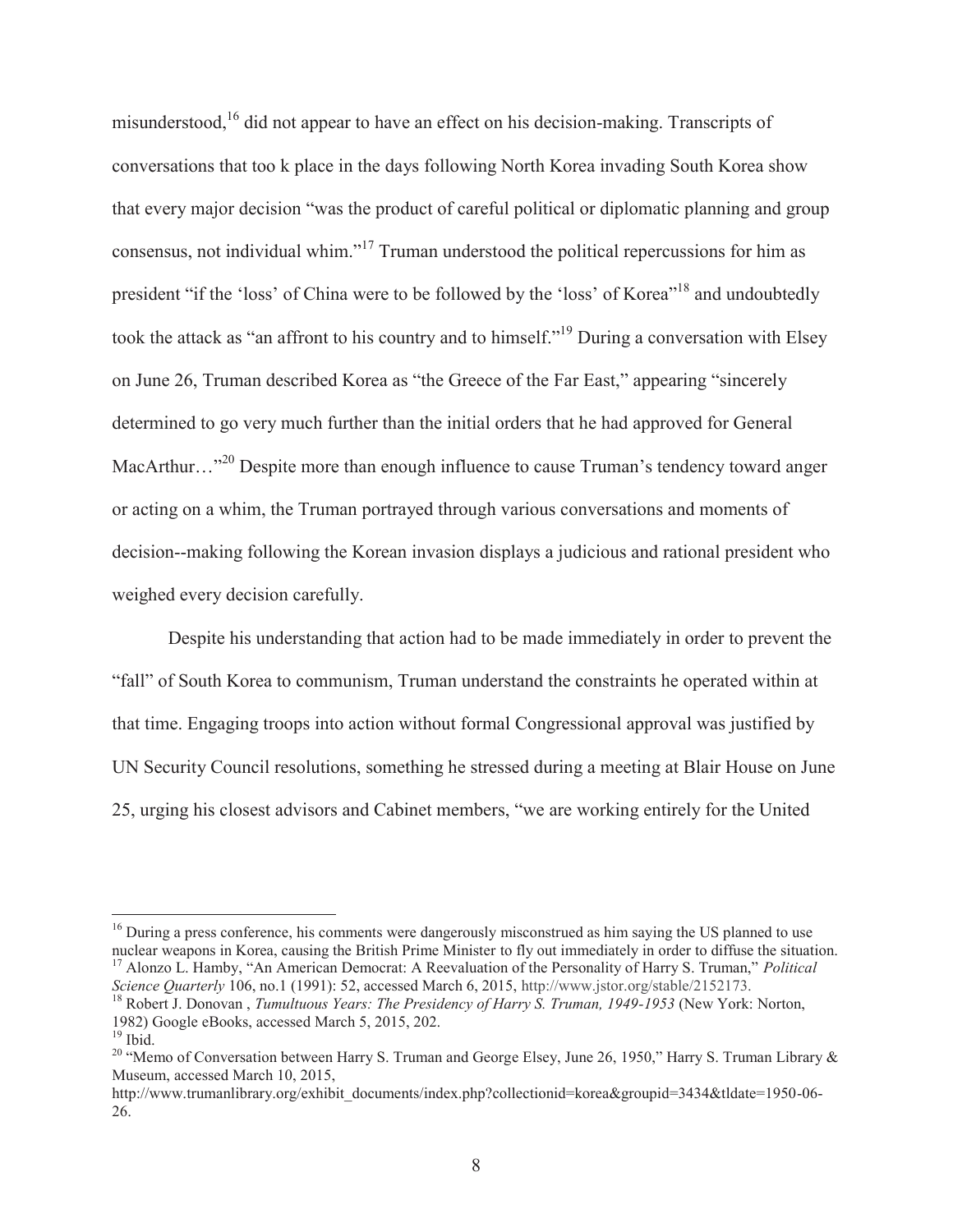misunderstood,[16] did not appear to have an effect on his decision-making. Transcripts of conversations that too k place in the days following North Korea invading South Korea show that every major decision "was the product of careful political or diplomatic planning and group consensus, not individual whim."[17] Truman understood the political repercussions for him as president "if the 'loss' of China were to be followed by the 'loss' of Korea"[18] and undoubtedly took the attack as "an affront to his country and to himself."[19] During a conversation with Elsey on June 26, Truman described Korea as "the Greece of the Far East," appearing "sincerely determined to go very much further than the initial orders that he had approved for General MacArthur…"[20] Despite more than enough influence to cause Truman's tendency toward anger or acting on a whim, the Truman portrayed through various conversations and moments of decision--making following the Korean invasion displays a judicious and rational president who weighed every decision carefully.

Despite his understanding that action had to be made immediately in order to prevent the "fall" of South Korea to communism, Truman understand the constraints he operated within at that time. Engaging troops into action without formal Congressional approval was justified by UN Security Council resolutions, something he stressed during a meeting at Blair House on June 25, urging his closest advisors and Cabinet members, "we are working entirely for the United

---

[16] During a press conference, his comments were dangerously misconstrued as him saying the US planned to use nuclear weapons in Korea, causing the British Prime Minister to fly out immediately in order to diffuse the situation.

[17] Alonzo L. Hamby, "An American Democrat: A Reevaluation of the Personality of Harry S. Truman," *Political Science Quarterly* 106, no.1 (1991): 52, accessed March 6, 2015, http://www.jstor.org/stable/2152173.

[18] Robert J. Donovan , *Tumultuous Years: The Presidency of Harry S. Truman, 1949-1953* (New York: Norton, 1982) Google eBooks, accessed March 5, 2015, 202.

[19] Ibid.

[20] "Memo of Conversation between Harry S. Truman and George Elsey, June 26, 1950," Harry S. Truman Library & Museum, accessed March 10, 2015, http://www.trumanlibrary.org/exhibit_documents/index.php?collectionid=korea&groupid=3434&tldate=1950-06-26.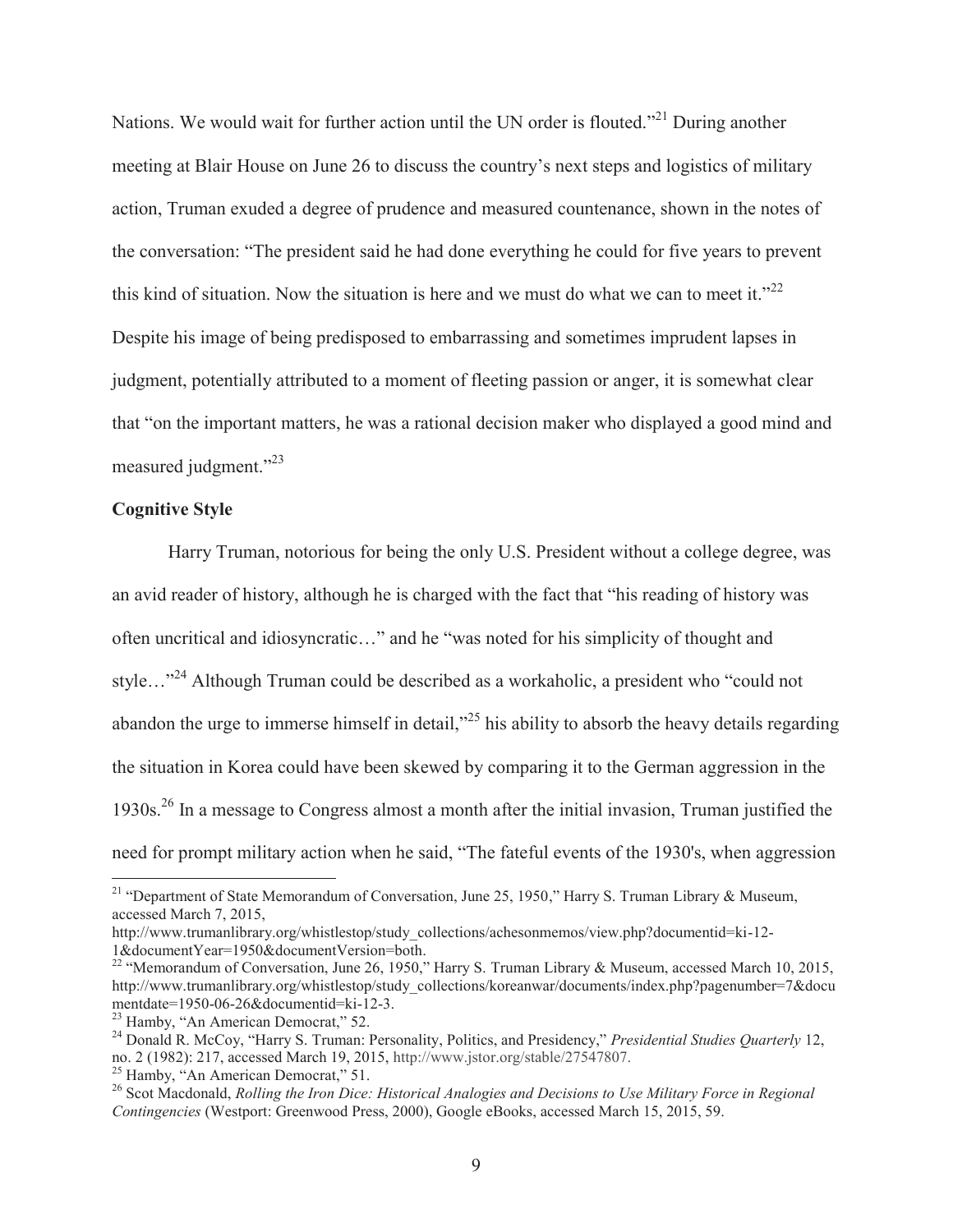Nations. We would wait for further action until the UN order is flouted."[21] During another meeting at Blair House on June 26 to discuss the country's next steps and logistics of military action, Truman exuded a degree of prudence and measured countenance, shown in the notes of the conversation: "The president said he had done everything he could for five years to prevent this kind of situation. Now the situation is here and we must do what we can to meet it."[22] Despite his image of being predisposed to embarrassing and sometimes imprudent lapses in judgment, potentially attributed to a moment of fleeting passion or anger, it is somewhat clear that "on the important matters, he was a rational decision maker who displayed a good mind and measured judgment."[23]

**Cognitive Style**

Harry Truman, notorious for being the only U.S. President without a college degree, was an avid reader of history, although he is charged with the fact that "his reading of history was often uncritical and idiosyncratic…" and he "was noted for his simplicity of thought and style…"[24] Although Truman could be described as a workaholic, a president who "could not abandon the urge to immerse himself in detail,"[25] his ability to absorb the heavy details regarding the situation in Korea could have been skewed by comparing it to the German aggression in the 1930s.[26] In a message to Congress almost a month after the initial invasion, Truman justified the need for prompt military action when he said, "The fateful events of the 1930's, when aggression

---

[21] "Department of State Memorandum of Conversation, June 25, 1950," Harry S. Truman Library & Museum, accessed March 7, 2015, http://www.trumanlibrary.org/whistlestop/study_collections/achesonmemos/view.php?documentid=ki-12-1&documentYear=1950&documentVersion=both.

[22] "Memorandum of Conversation, June 26, 1950," Harry S. Truman Library & Museum, accessed March 10, 2015, http://www.trumanlibrary.org/whistlestop/study_collections/koreanwar/documents/index.php?pagenumber=7&documentdate=1950-06-26&documentid=ki-12-3.

[23] Hamby, "An American Democrat," 52.

[24] Donald R. McCoy, "Harry S. Truman: Personality, Politics, and Presidency," *Presidential Studies Quarterly* 12, no. 2 (1982): 217, accessed March 19, 2015, http://www.jstor.org/stable/27547807.

[25] Hamby, "An American Democrat," 51.

[26] Scot Macdonald, *Rolling the Iron Dice: Historical Analogies and Decisions to Use Military Force in Regional Contingencies* (Westport: Greenwood Press, 2000), Google eBooks, accessed March 15, 2015, 59.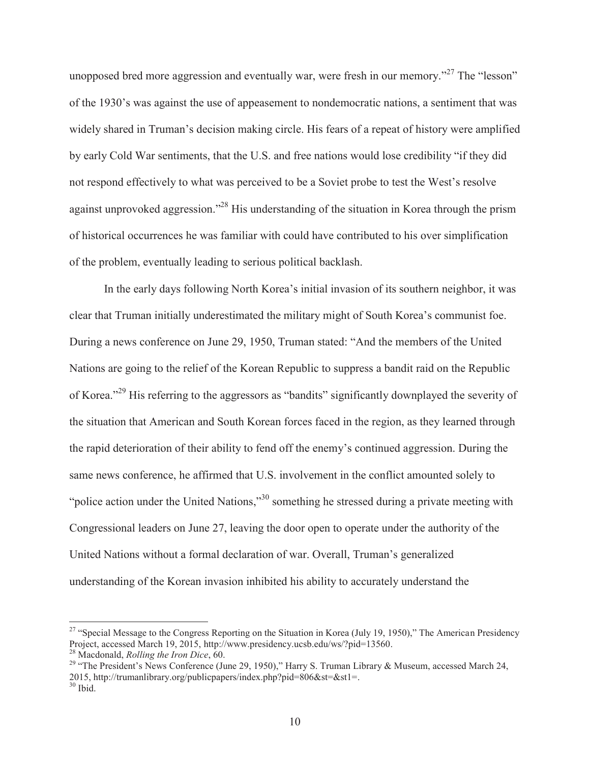unopposed bred more aggression and eventually war, were fresh in our memory."[27] The "lesson" of the 1930's was against the use of appeasement to nondemocratic nations, a sentiment that was widely shared in Truman's decision making circle. His fears of a repeat of history were amplified by early Cold War sentiments, that the U.S. and free nations would lose credibility "if they did not respond effectively to what was perceived to be a Soviet probe to test the West's resolve against unprovoked aggression."[28] His understanding of the situation in Korea through the prism of historical occurrences he was familiar with could have contributed to his over simplification of the problem, eventually leading to serious political backlash.

In the early days following North Korea's initial invasion of its southern neighbor, it was clear that Truman initially underestimated the military might of South Korea's communist foe. During a news conference on June 29, 1950, Truman stated: "And the members of the United Nations are going to the relief of the Korean Republic to suppress a bandit raid on the Republic of Korea."[29] His referring to the aggressors as "bandits" significantly downplayed the severity of the situation that American and South Korean forces faced in the region, as they learned through the rapid deterioration of their ability to fend off the enemy's continued aggression. During the same news conference, he affirmed that U.S. involvement in the conflict amounted solely to "police action under the United Nations,"[30] something he stressed during a private meeting with Congressional leaders on June 27, leaving the door open to operate under the authority of the United Nations without a formal declaration of war. Overall, Truman's generalized understanding of the Korean invasion inhibited his ability to accurately understand the

---

[27] "Special Message to the Congress Reporting on the Situation in Korea (July 19, 1950)," The American Presidency Project, accessed March 19, 2015, http://www.presidency.ucsb.edu/ws/?pid=13560.

[28] Macdonald, *Rolling the Iron Dice*, 60.

[29] "The President's News Conference (June 29, 1950)," Harry S. Truman Library & Museum, accessed March 24, 2015, http://trumanlibrary.org/publicpapers/index.php?pid=806&st=&st1=.

[30] Ibid.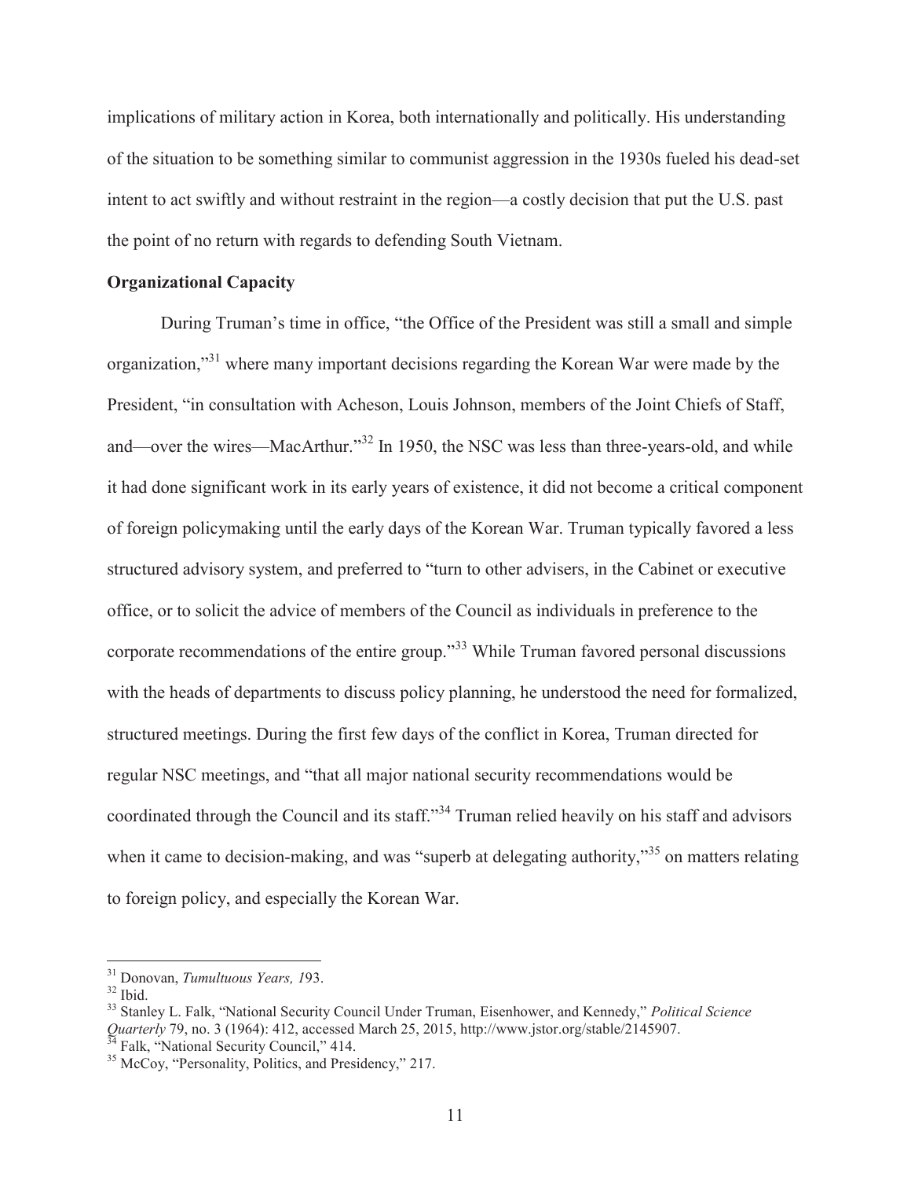implications of military action in Korea, both internationally and politically. His understanding of the situation to be something similar to communist aggression in the 1930s fueled his dead-set intent to act swiftly and without restraint in the region—a costly decision that put the U.S. past the point of no return with regards to defending South Vietnam.

**Organizational Capacity**

During Truman's time in office, "the Office of the President was still a small and simple organization,"[31] where many important decisions regarding the Korean War were made by the President, "in consultation with Acheson, Louis Johnson, members of the Joint Chiefs of Staff, and—over the wires—MacArthur."[32] In 1950, the NSC was less than three-years-old, and while it had done significant work in its early years of existence, it did not become a critical component of foreign policymaking until the early days of the Korean War. Truman typically favored a less structured advisory system, and preferred to "turn to other advisers, in the Cabinet or executive office, or to solicit the advice of members of the Council as individuals in preference to the corporate recommendations of the entire group."[33] While Truman favored personal discussions with the heads of departments to discuss policy planning, he understood the need for formalized, structured meetings. During the first few days of the conflict in Korea, Truman directed for regular NSC meetings, and "that all major national security recommendations would be coordinated through the Council and its staff."[34] Truman relied heavily on his staff and advisors when it came to decision-making, and was "superb at delegating authority,"[35] on matters relating to foreign policy, and especially the Korean War.

---

[31] Donovan, *Tumultuous Years, 1*93.

[32] Ibid.

[33] Stanley L. Falk, "National Security Council Under Truman, Eisenhower, and Kennedy," *Political Science Quarterly* 79, no. 3 (1964): 412, accessed March 25, 2015, http://www.jstor.org/stable/2145907.

[34] Falk, "National Security Council," 414.

[35] McCoy, "Personality, Politics, and Presidency," 217.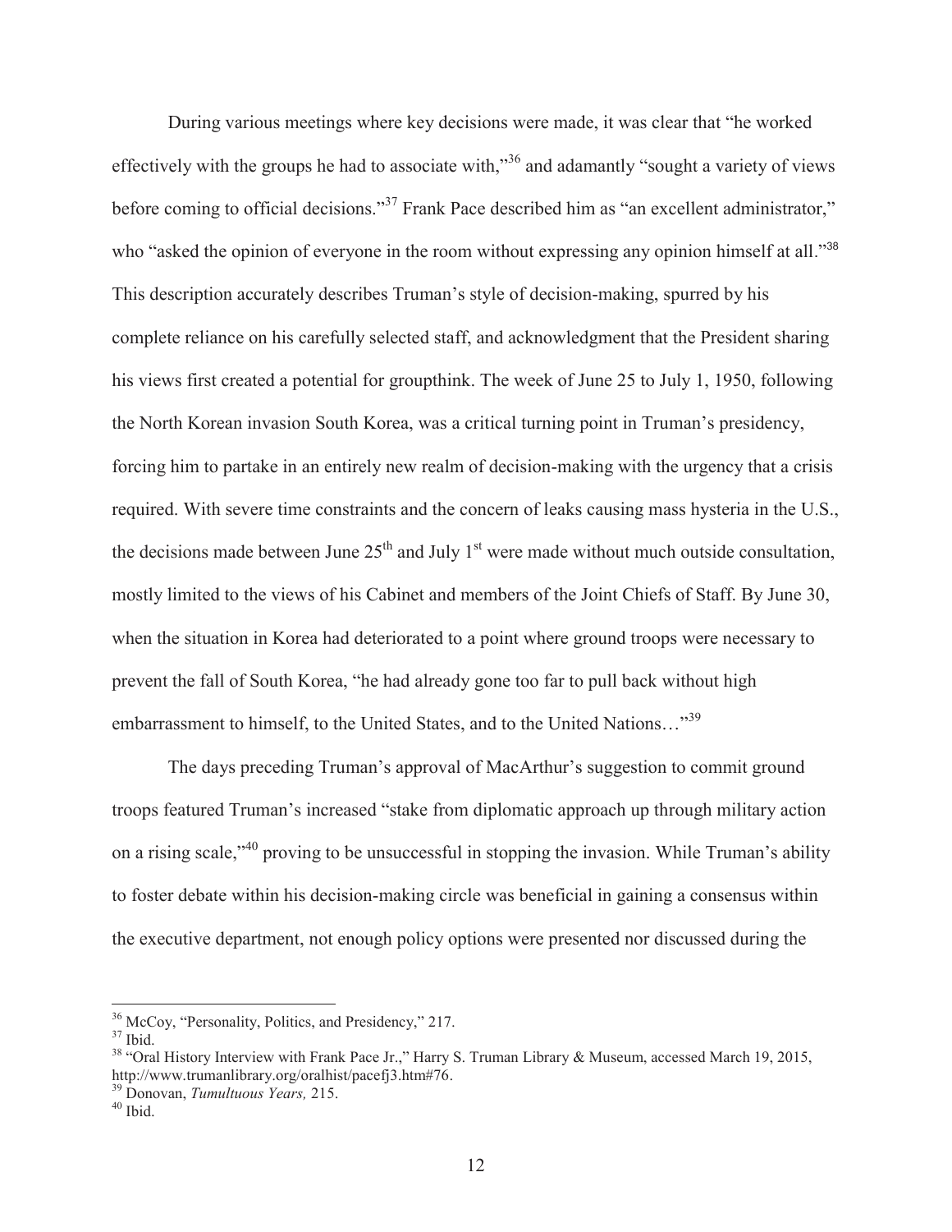During various meetings where key decisions were made, it was clear that "he worked effectively with the groups he had to associate with,"[36] and adamantly "sought a variety of views before coming to official decisions."[37] Frank Pace described him as "an excellent administrator," who "asked the opinion of everyone in the room without expressing any opinion himself at all."[38] This description accurately describes Truman's style of decision-making, spurred by his complete reliance on his carefully selected staff, and acknowledgment that the President sharing his views first created a potential for groupthink. The week of June 25 to July 1, 1950, following the North Korean invasion South Korea, was a critical turning point in Truman's presidency, forcing him to partake in an entirely new realm of decision-making with the urgency that a crisis required. With severe time constraints and the concern of leaks causing mass hysteria in the U.S., the decisions made between June 25th and July 1st were made without much outside consultation, mostly limited to the views of his Cabinet and members of the Joint Chiefs of Staff. By June 30, when the situation in Korea had deteriorated to a point where ground troops were necessary to prevent the fall of South Korea, "he had already gone too far to pull back without high embarrassment to himself, to the United States, and to the United Nations…"[39]

The days preceding Truman's approval of MacArthur's suggestion to commit ground troops featured Truman's increased "stake from diplomatic approach up through military action on a rising scale,"[40] proving to be unsuccessful in stopping the invasion. While Truman's ability to foster debate within his decision-making circle was beneficial in gaining a consensus within the executive department, not enough policy options were presented nor discussed during the

---

[36] McCoy, "Personality, Politics, and Presidency," 217.

[37] Ibid.

[38] "Oral History Interview with Frank Pace Jr.," Harry S. Truman Library & Museum, accessed March 19, 2015, http://www.trumanlibrary.org/oralhist/pacefj3.htm#76.

[39] Donovan, *Tumultuous Years,* 215.

[40] Ibid.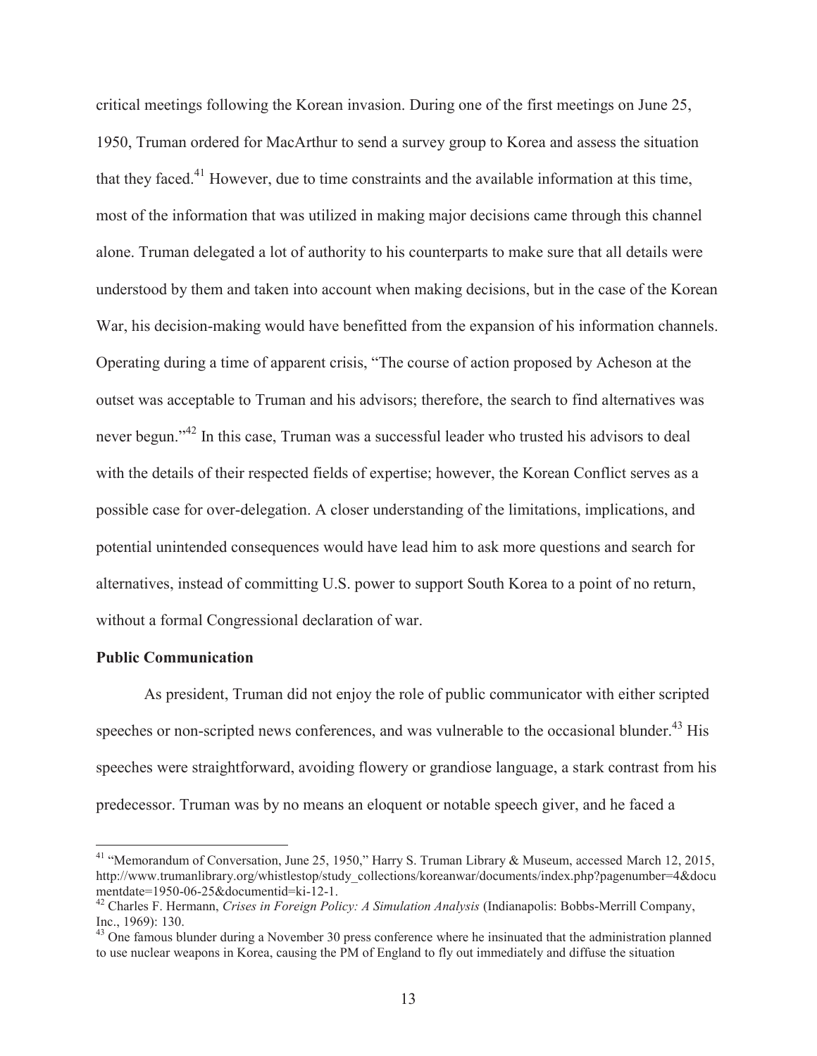critical meetings following the Korean invasion. During one of the first meetings on June 25, 1950, Truman ordered for MacArthur to send a survey group to Korea and assess the situation that they faced.[41] However, due to time constraints and the available information at this time, most of the information that was utilized in making major decisions came through this channel alone. Truman delegated a lot of authority to his counterparts to make sure that all details were understood by them and taken into account when making decisions, but in the case of the Korean War, his decision-making would have benefitted from the expansion of his information channels. Operating during a time of apparent crisis, "The course of action proposed by Acheson at the outset was acceptable to Truman and his advisors; therefore, the search to find alternatives was never begun."[42] In this case, Truman was a successful leader who trusted his advisors to deal with the details of their respected fields of expertise; however, the Korean Conflict serves as a possible case for over-delegation. A closer understanding of the limitations, implications, and potential unintended consequences would have lead him to ask more questions and search for alternatives, instead of committing U.S. power to support South Korea to a point of no return, without a formal Congressional declaration of war.

**Public Communication**

As president, Truman did not enjoy the role of public communicator with either scripted speeches or non-scripted news conferences, and was vulnerable to the occasional blunder.[43] His speeches were straightforward, avoiding flowery or grandiose language, a stark contrast from his predecessor. Truman was by no means an eloquent or notable speech giver, and he faced a

---

[41] "Memorandum of Conversation, June 25, 1950," Harry S. Truman Library & Museum, accessed March 12, 2015, http://www.trumanlibrary.org/whistlestop/study_collections/koreanwar/documents/index.php?pagenumber=4&documentdate=1950-06-25&documentid=ki-12-1.

[42] Charles F. Hermann, *Crises in Foreign Policy: A Simulation Analysis* (Indianapolis: Bobbs-Merrill Company, Inc., 1969): 130.

[43] One famous blunder during a November 30 press conference where he insinuated that the administration planned to use nuclear weapons in Korea, causing the PM of England to fly out immediately and diffuse the situation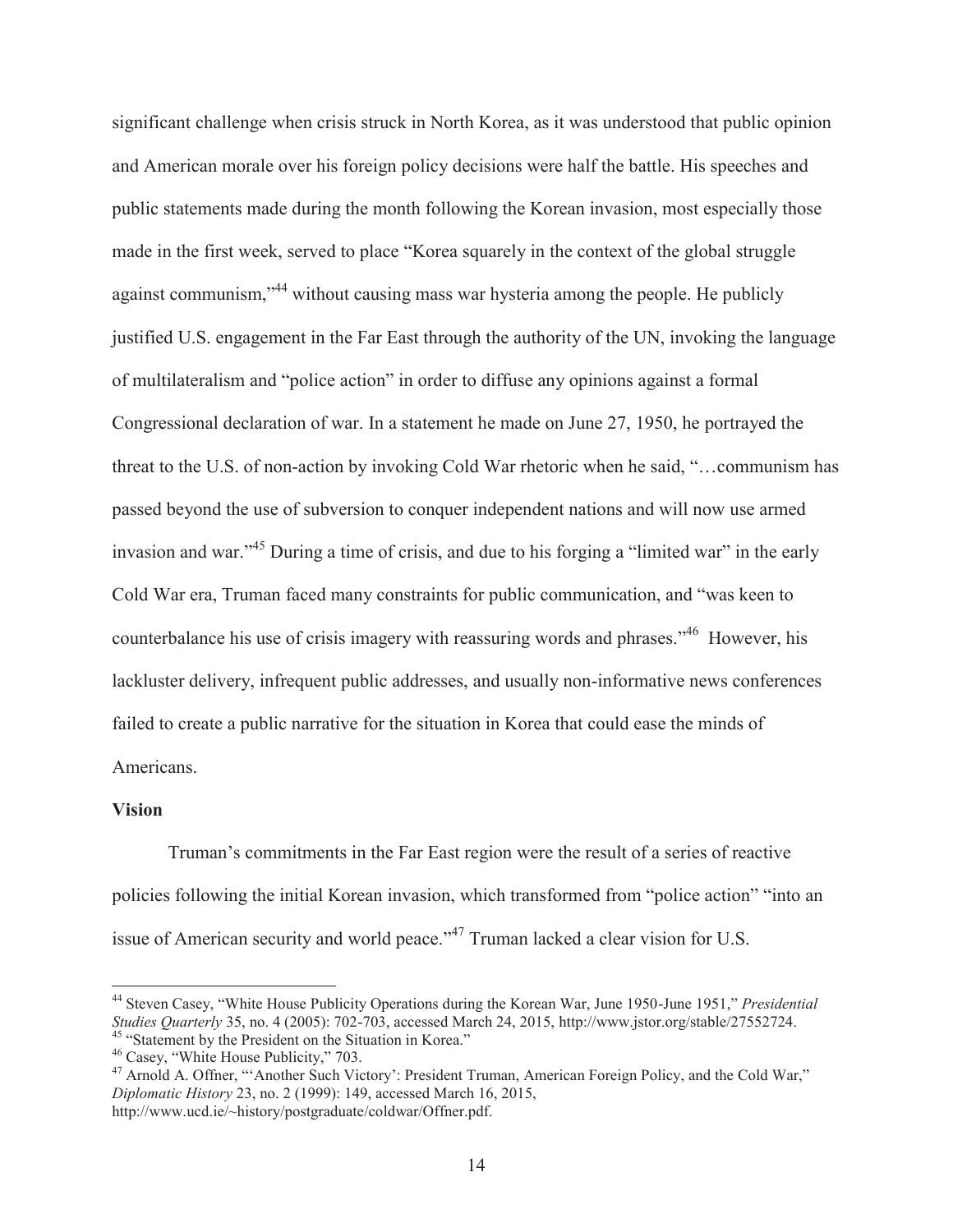significant challenge when crisis struck in North Korea, as it was understood that public opinion and American morale over his foreign policy decisions were half the battle. His speeches and public statements made during the month following the Korean invasion, most especially those made in the first week, served to place "Korea squarely in the context of the global struggle against communism,"[44] without causing mass war hysteria among the people. He publicly justified U.S. engagement in the Far East through the authority of the UN, invoking the language of multilateralism and "police action" in order to diffuse any opinions against a formal Congressional declaration of war. In a statement he made on June 27, 1950, he portrayed the threat to the U.S. of non-action by invoking Cold War rhetoric when he said, "…communism has passed beyond the use of subversion to conquer independent nations and will now use armed invasion and war."[45] During a time of crisis, and due to his forging a "limited war" in the early Cold War era, Truman faced many constraints for public communication, and "was keen to counterbalance his use of crisis imagery with reassuring words and phrases."[46] However, his lackluster delivery, infrequent public addresses, and usually non-informative news conferences failed to create a public narrative for the situation in Korea that could ease the minds of Americans.

**Vision**

Truman's commitments in the Far East region were the result of a series of reactive policies following the initial Korean invasion, which transformed from "police action" "into an issue of American security and world peace."[47] Truman lacked a clear vision for U.S.

---

[44] Steven Casey, "White House Publicity Operations during the Korean War, June 1950-June 1951," *Presidential Studies Quarterly* 35, no. 4 (2005): 702-703, accessed March 24, 2015, http://www.jstor.org/stable/27552724.

[45] "Statement by the President on the Situation in Korea."

[46] Casey, "White House Publicity," 703.

[47] Arnold A. Offner, "'Another Such Victory': President Truman, American Foreign Policy, and the Cold War," *Diplomatic History* 23, no. 2 (1999): 149, accessed March 16, 2015, http://www.ucd.ie/~history/postgraduate/coldwar/Offner.pdf.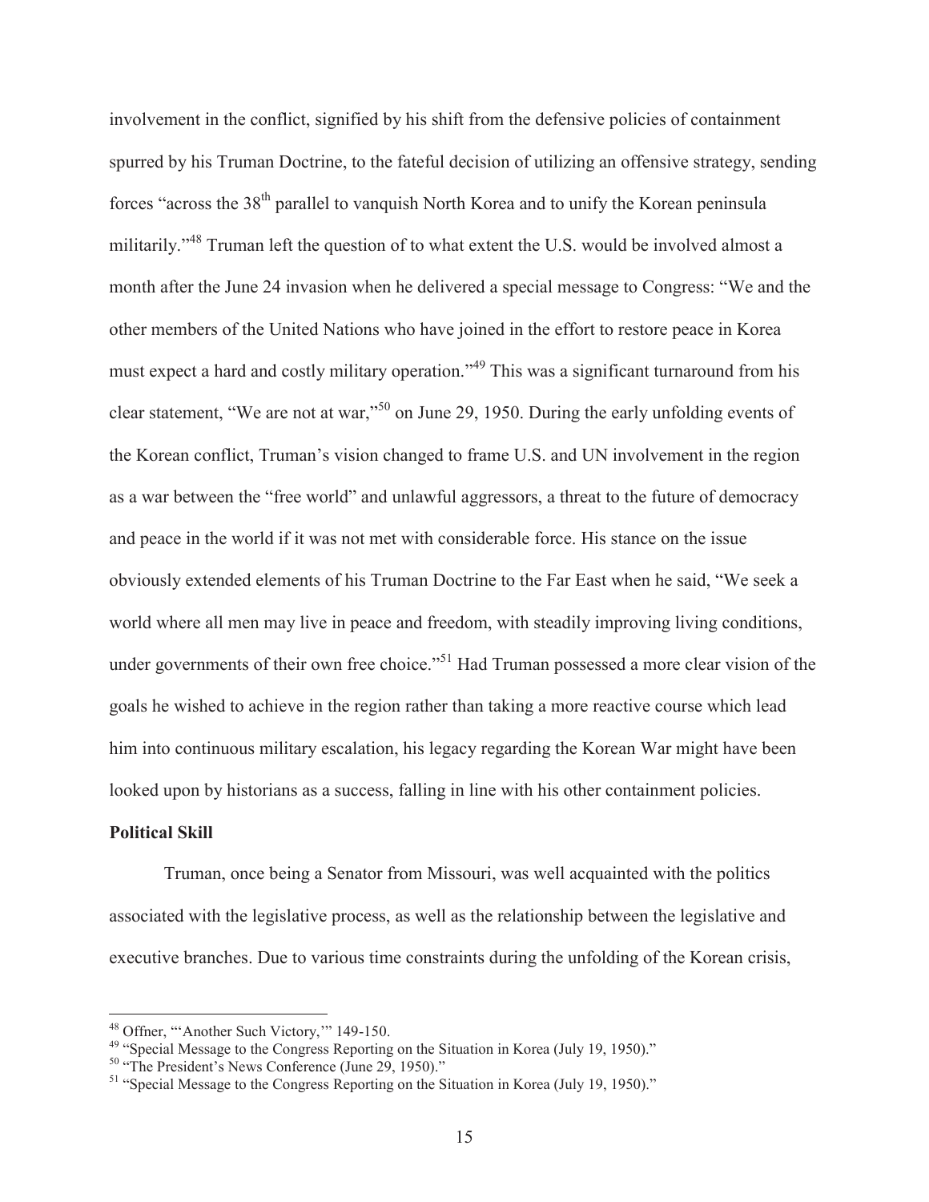involvement in the conflict, signified by his shift from the defensive policies of containment spurred by his Truman Doctrine, to the fateful decision of utilizing an offensive strategy, sending forces "across the 38$^{th}$ parallel to vanquish North Korea and to unify the Korean peninsula militarily."[48] Truman left the question of to what extent the U.S. would be involved almost a month after the June 24 invasion when he delivered a special message to Congress: "We and the other members of the United Nations who have joined in the effort to restore peace in Korea must expect a hard and costly military operation."[49] This was a significant turnaround from his clear statement, "We are not at war,"[50] on June 29, 1950. During the early unfolding events of the Korean conflict, Truman's vision changed to frame U.S. and UN involvement in the region as a war between the "free world" and unlawful aggressors, a threat to the future of democracy and peace in the world if it was not met with considerable force. His stance on the issue obviously extended elements of his Truman Doctrine to the Far East when he said, "We seek a world where all men may live in peace and freedom, with steadily improving living conditions, under governments of their own free choice."[51] Had Truman possessed a more clear vision of the goals he wished to achieve in the region rather than taking a more reactive course which lead him into continuous military escalation, his legacy regarding the Korean War might have been looked upon by historians as a success, falling in line with his other containment policies.

**Political Skill**

Truman, once being a Senator from Missouri, was well acquainted with the politics associated with the legislative process, as well as the relationship between the legislative and executive branches. Due to various time constraints during the unfolding of the Korean crisis,

---

[48] Offner, "'Another Such Victory,'" 149-150.

[49] "Special Message to the Congress Reporting on the Situation in Korea (July 19, 1950)."

[50] "The President's News Conference (June 29, 1950)."

[51] "Special Message to the Congress Reporting on the Situation in Korea (July 19, 1950)."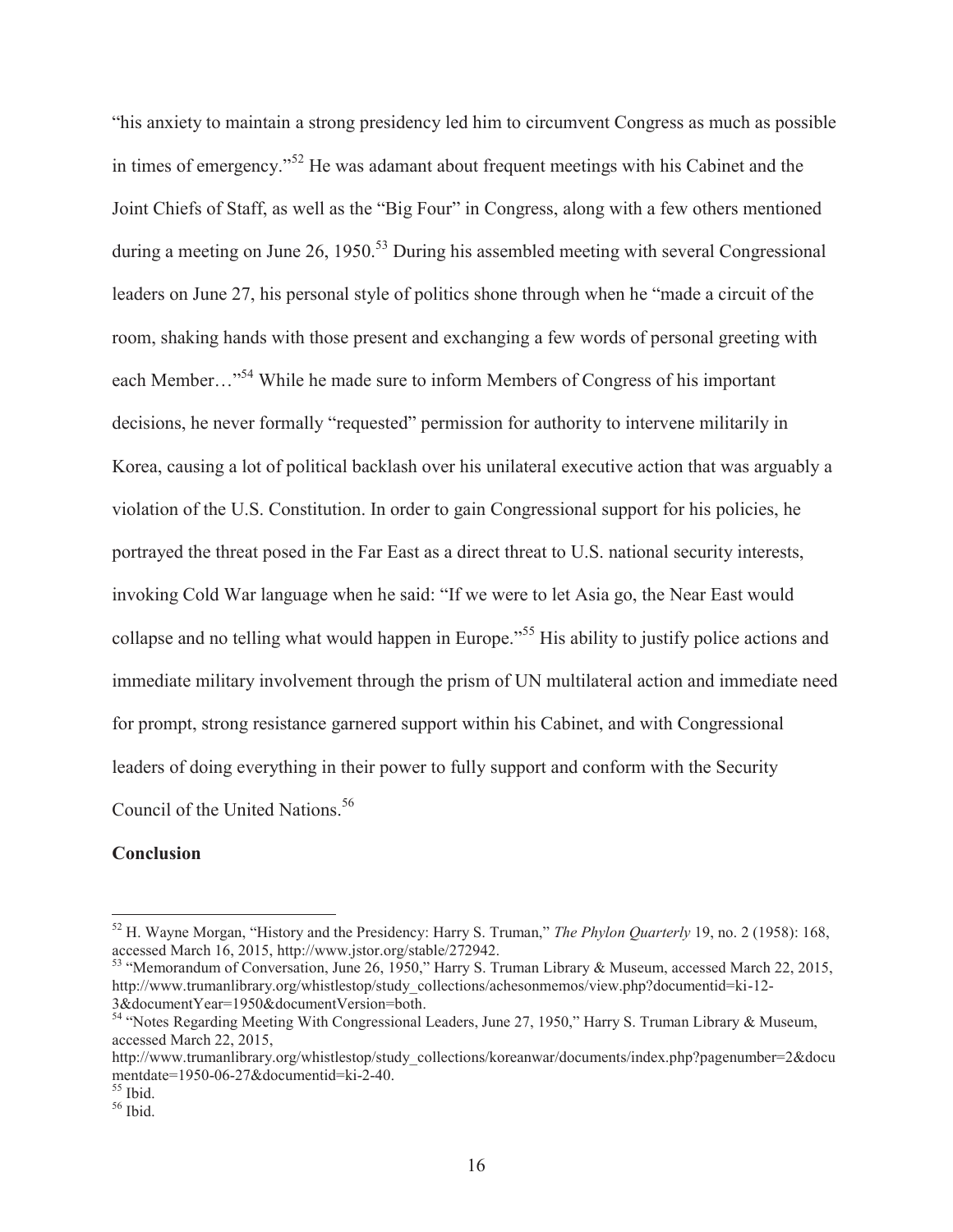"his anxiety to maintain a strong presidency led him to circumvent Congress as much as possible in times of emergency."[52] He was adamant about frequent meetings with his Cabinet and the Joint Chiefs of Staff, as well as the "Big Four" in Congress, along with a few others mentioned during a meeting on June 26, 1950.[53] During his assembled meeting with several Congressional leaders on June 27, his personal style of politics shone through when he "made a circuit of the room, shaking hands with those present and exchanging a few words of personal greeting with each Member…"[54] While he made sure to inform Members of Congress of his important decisions, he never formally "requested" permission for authority to intervene militarily in Korea, causing a lot of political backlash over his unilateral executive action that was arguably a violation of the U.S. Constitution. In order to gain Congressional support for his policies, he portrayed the threat posed in the Far East as a direct threat to U.S. national security interests, invoking Cold War language when he said: "If we were to let Asia go, the Near East would collapse and no telling what would happen in Europe."[55] His ability to justify police actions and immediate military involvement through the prism of UN multilateral action and immediate need for prompt, strong resistance garnered support within his Cabinet, and with Congressional leaders of doing everything in their power to fully support and conform with the Security Council of the United Nations.[56]

**Conclusion**

---

[52] H. Wayne Morgan, "History and the Presidency: Harry S. Truman," *The Phylon Quarterly* 19, no. 2 (1958): 168, accessed March 16, 2015, http://www.jstor.org/stable/272942.

[53] "Memorandum of Conversation, June 26, 1950," Harry S. Truman Library & Museum, accessed March 22, 2015, http://www.trumanlibrary.org/whistlestop/study_collections/achesonmemos/view.php?documentid=ki-12-3&documentYear=1950&documentVersion=both.

[54] "Notes Regarding Meeting With Congressional Leaders, June 27, 1950," Harry S. Truman Library & Museum, accessed March 22, 2015, http://www.trumanlibrary.org/whistlestop/study_collections/koreanwar/documents/index.php?pagenumber=2&documentdate=1950-06-27&documentid=ki-2-40.

[55] Ibid.

[56] Ibid.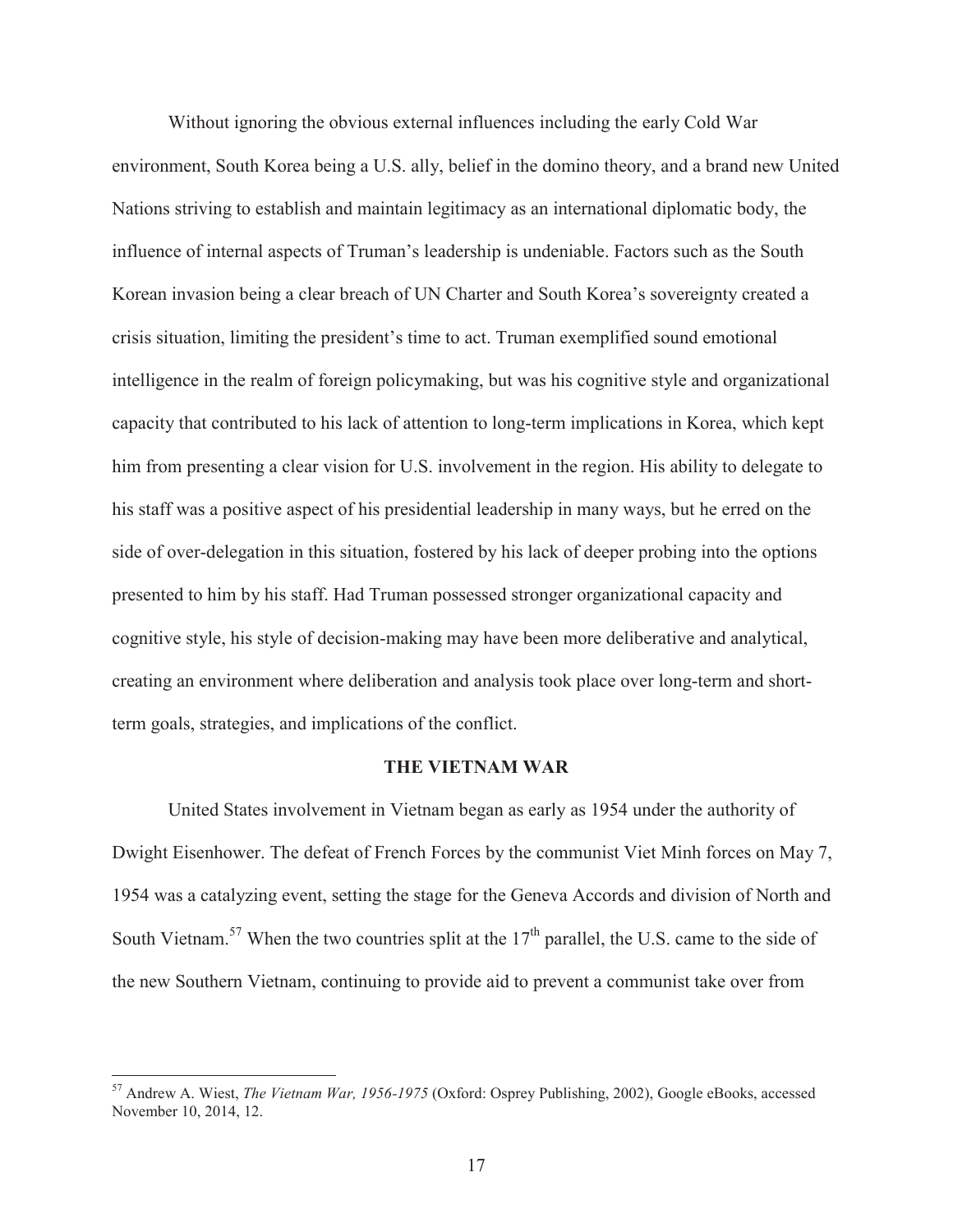Without ignoring the obvious external influences including the early Cold War environment, South Korea being a U.S. ally, belief in the domino theory, and a brand new United Nations striving to establish and maintain legitimacy as an international diplomatic body, the influence of internal aspects of Truman's leadership is undeniable. Factors such as the South Korean invasion being a clear breach of UN Charter and South Korea's sovereignty created a crisis situation, limiting the president's time to act. Truman exemplified sound emotional intelligence in the realm of foreign policymaking, but was his cognitive style and organizational capacity that contributed to his lack of attention to long-term implications in Korea, which kept him from presenting a clear vision for U.S. involvement in the region. His ability to delegate to his staff was a positive aspect of his presidential leadership in many ways, but he erred on the side of over-delegation in this situation, fostered by his lack of deeper probing into the options presented to him by his staff. Had Truman possessed stronger organizational capacity and cognitive style, his style of decision-making may have been more deliberative and analytical, creating an environment where deliberation and analysis took place over long-term and short-term goals, strategies, and implications of the conflict.

## THE VIETNAM WAR

United States involvement in Vietnam began as early as 1954 under the authority of Dwight Eisenhower. The defeat of French Forces by the communist Viet Minh forces on May 7, 1954 was a catalyzing event, setting the stage for the Geneva Accords and division of North and South Vietnam.[57] When the two countries split at the 17th parallel, the U.S. came to the side of the new Southern Vietnam, continuing to provide aid to prevent a communist take over from

---

[57] Andrew A. Wiest, *The Vietnam War, 1956-1975* (Oxford: Osprey Publishing, 2002), Google eBooks, accessed November 10, 2014, 12.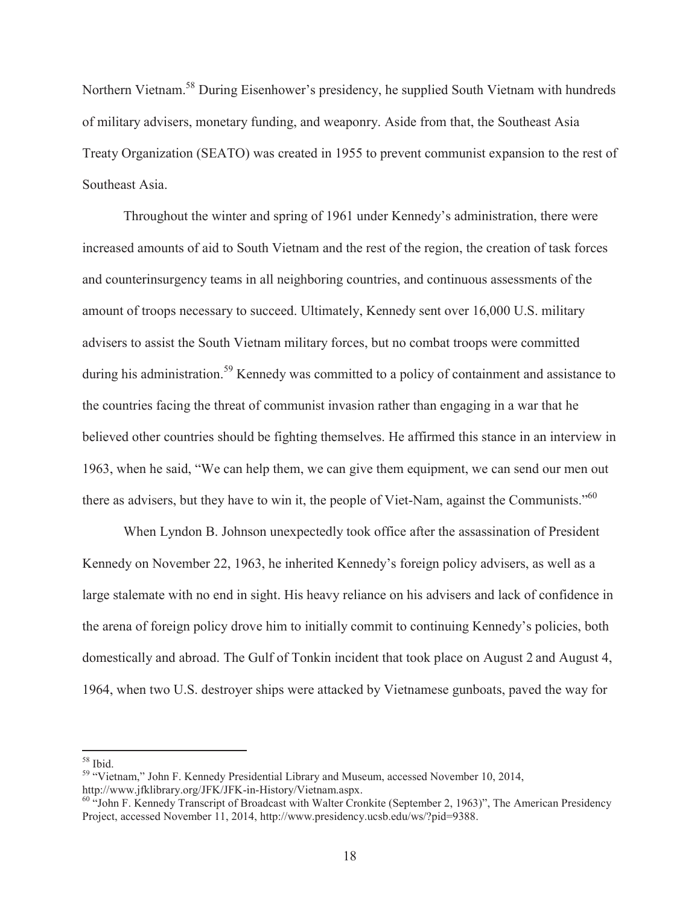Northern Vietnam.[58] During Eisenhower's presidency, he supplied South Vietnam with hundreds of military advisers, monetary funding, and weaponry. Aside from that, the Southeast Asia Treaty Organization (SEATO) was created in 1955 to prevent communist expansion to the rest of Southeast Asia.

Throughout the winter and spring of 1961 under Kennedy's administration, there were increased amounts of aid to South Vietnam and the rest of the region, the creation of task forces and counterinsurgency teams in all neighboring countries, and continuous assessments of the amount of troops necessary to succeed. Ultimately, Kennedy sent over 16,000 U.S. military advisers to assist the South Vietnam military forces, but no combat troops were committed during his administration.[59] Kennedy was committed to a policy of containment and assistance to the countries facing the threat of communist invasion rather than engaging in a war that he believed other countries should be fighting themselves. He affirmed this stance in an interview in 1963, when he said, "We can help them, we can give them equipment, we can send our men out there as advisers, but they have to win it, the people of Viet-Nam, against the Communists."[60]

When Lyndon B. Johnson unexpectedly took office after the assassination of President Kennedy on November 22, 1963, he inherited Kennedy's foreign policy advisers, as well as a large stalemate with no end in sight. His heavy reliance on his advisers and lack of confidence in the arena of foreign policy drove him to initially commit to continuing Kennedy's policies, both domestically and abroad. The Gulf of Tonkin incident that took place on August 2 and August 4, 1964, when two U.S. destroyer ships were attacked by Vietnamese gunboats, paved the way for

---

[58] Ibid.

[59] "Vietnam," John F. Kennedy Presidential Library and Museum, accessed November 10, 2014, http://www.jfklibrary.org/JFK/JFK-in-History/Vietnam.aspx.

[60] "John F. Kennedy Transcript of Broadcast with Walter Cronkite (September 2, 1963)", The American Presidency Project, accessed November 11, 2014, http://www.presidency.ucsb.edu/ws/?pid=9388.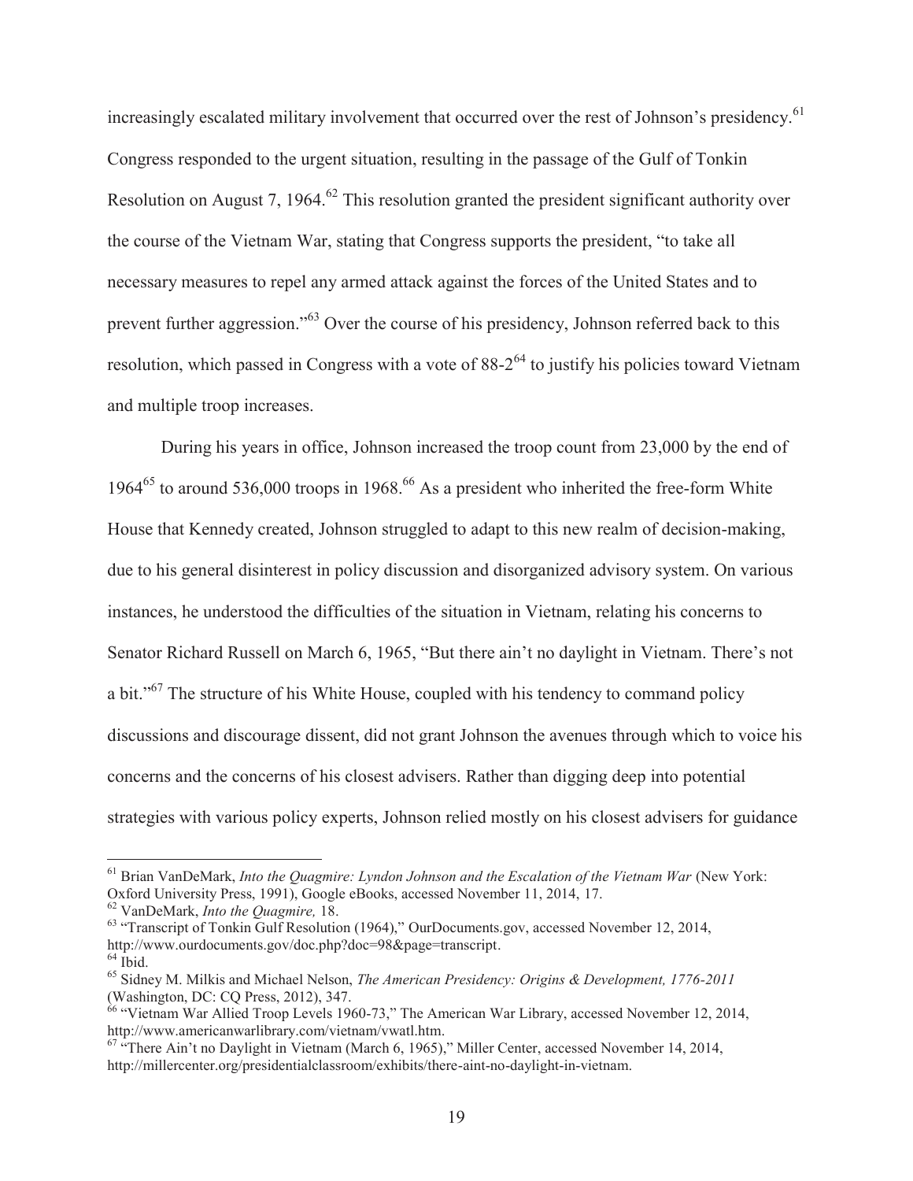increasingly escalated military involvement that occurred over the rest of Johnson's presidency.[61] Congress responded to the urgent situation, resulting in the passage of the Gulf of Tonkin Resolution on August 7, 1964.[62] This resolution granted the president significant authority over the course of the Vietnam War, stating that Congress supports the president, "to take all necessary measures to repel any armed attack against the forces of the United States and to prevent further aggression."[63] Over the course of his presidency, Johnson referred back to this resolution, which passed in Congress with a vote of 88-2[64] to justify his policies toward Vietnam and multiple troop increases.

During his years in office, Johnson increased the troop count from 23,000 by the end of 1964[65] to around 536,000 troops in 1968.[66] As a president who inherited the free-form White House that Kennedy created, Johnson struggled to adapt to this new realm of decision-making, due to his general disinterest in policy discussion and disorganized advisory system. On various instances, he understood the difficulties of the situation in Vietnam, relating his concerns to Senator Richard Russell on March 6, 1965, "But there ain't no daylight in Vietnam. There's not a bit."[67] The structure of his White House, coupled with his tendency to command policy discussions and discourage dissent, did not grant Johnson the avenues through which to voice his concerns and the concerns of his closest advisers. Rather than digging deep into potential strategies with various policy experts, Johnson relied mostly on his closest advisers for guidance

---

[61] Brian VanDeMark, *Into the Quagmire: Lyndon Johnson and the Escalation of the Vietnam War* (New York: Oxford University Press, 1991), Google eBooks, accessed November 11, 2014, 17.
[62] VanDeMark, *Into the Quagmire,* 18.
[63] "Transcript of Tonkin Gulf Resolution (1964)," OurDocuments.gov, accessed November 12, 2014, http://www.ourdocuments.gov/doc.php?doc=98&page=transcript.
[64] Ibid.
[65] Sidney M. Milkis and Michael Nelson, *The American Presidency: Origins & Development, 1776-2011* (Washington, DC: CQ Press, 2012), 347.
[66] "Vietnam War Allied Troop Levels 1960-73," The American War Library, accessed November 12, 2014, http://www.americanwarlibrary.com/vietnam/vwatl.htm.
[67] "There Ain't no Daylight in Vietnam (March 6, 1965)," Miller Center, accessed November 14, 2014, http://millercenter.org/presidentialclassroom/exhibits/there-aint-no-daylight-in-vietnam.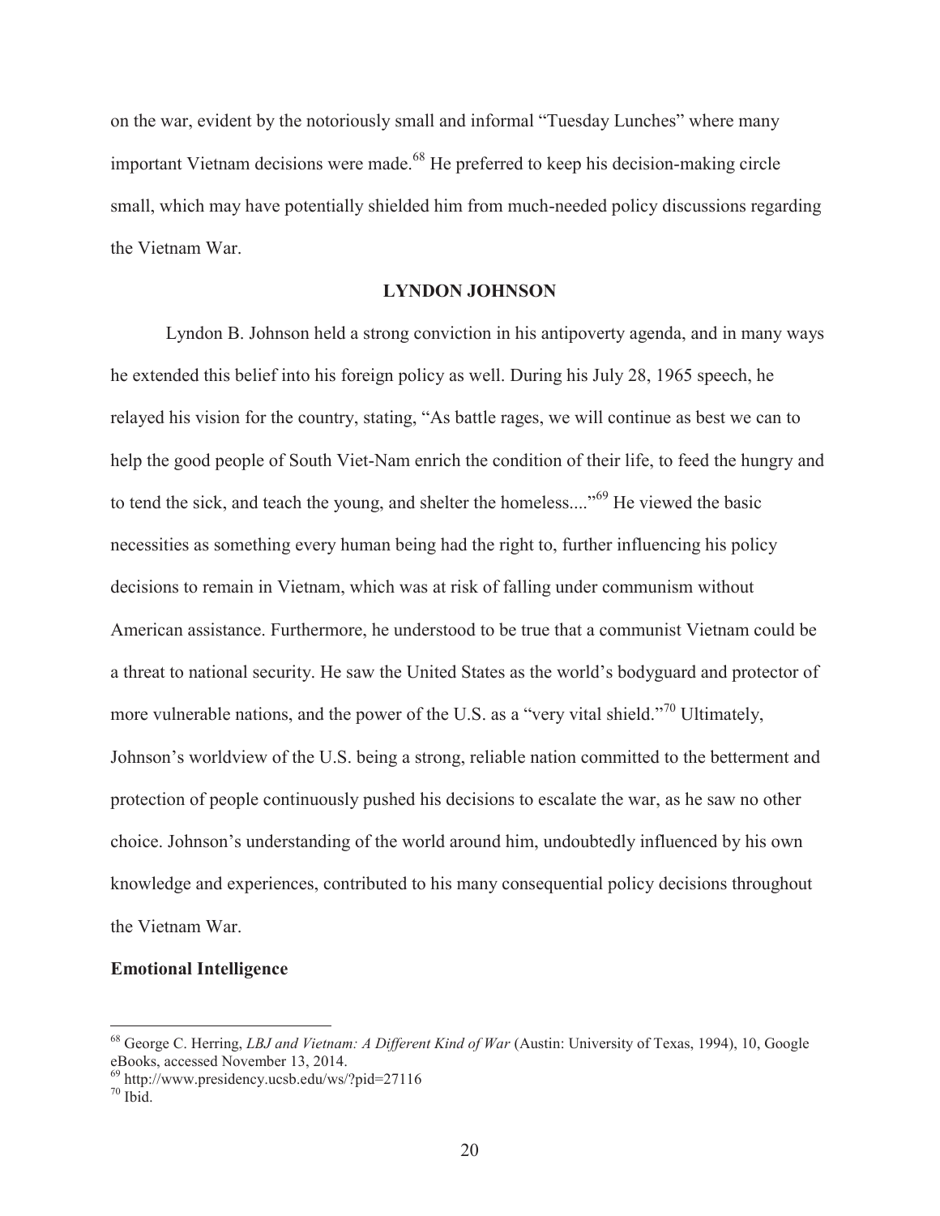on the war, evident by the notoriously small and informal "Tuesday Lunches" where many important Vietnam decisions were made.[68] He preferred to keep his decision-making circle small, which may have potentially shielded him from much-needed policy discussions regarding the Vietnam War.

## LYNDON JOHNSON

Lyndon B. Johnson held a strong conviction in his antipoverty agenda, and in many ways he extended this belief into his foreign policy as well. During his July 28, 1965 speech, he relayed his vision for the country, stating, "As battle rages, we will continue as best we can to help the good people of South Viet-Nam enrich the condition of their life, to feed the hungry and to tend the sick, and teach the young, and shelter the homeless...."[69] He viewed the basic necessities as something every human being had the right to, further influencing his policy decisions to remain in Vietnam, which was at risk of falling under communism without American assistance. Furthermore, he understood to be true that a communist Vietnam could be a threat to national security. He saw the United States as the world's bodyguard and protector of more vulnerable nations, and the power of the U.S. as a "very vital shield."[70] Ultimately, Johnson's worldview of the U.S. being a strong, reliable nation committed to the betterment and protection of people continuously pushed his decisions to escalate the war, as he saw no other choice. Johnson's understanding of the world around him, undoubtedly influenced by his own knowledge and experiences, contributed to his many consequential policy decisions throughout the Vietnam War.

### Emotional Intelligence

---

[68] George C. Herring, *LBJ and Vietnam: A Different Kind of War* (Austin: University of Texas, 1994), 10, Google eBooks, accessed November 13, 2014.

[69] http://www.presidency.ucsb.edu/ws/?pid=27116

[70] Ibid.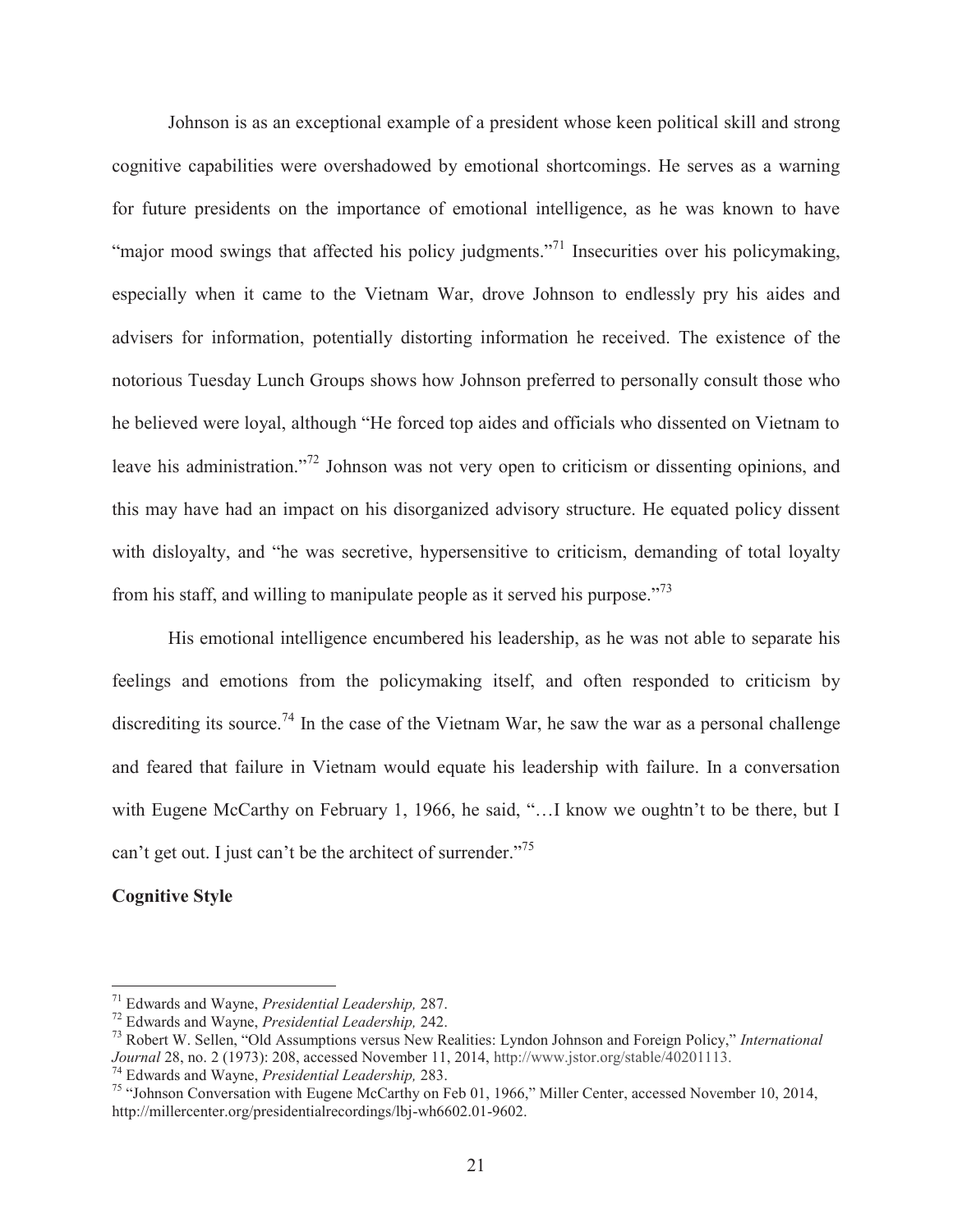Johnson is as an exceptional example of a president whose keen political skill and strong cognitive capabilities were overshadowed by emotional shortcomings. He serves as a warning for future presidents on the importance of emotional intelligence, as he was known to have "major mood swings that affected his policy judgments."[71] Insecurities over his policymaking, especially when it came to the Vietnam War, drove Johnson to endlessly pry his aides and advisers for information, potentially distorting information he received. The existence of the notorious Tuesday Lunch Groups shows how Johnson preferred to personally consult those who he believed were loyal, although "He forced top aides and officials who dissented on Vietnam to leave his administration."[72] Johnson was not very open to criticism or dissenting opinions, and this may have had an impact on his disorganized advisory structure. He equated policy dissent with disloyalty, and "he was secretive, hypersensitive to criticism, demanding of total loyalty from his staff, and willing to manipulate people as it served his purpose."[73]

His emotional intelligence encumbered his leadership, as he was not able to separate his feelings and emotions from the policymaking itself, and often responded to criticism by discrediting its source.[74] In the case of the Vietnam War, he saw the war as a personal challenge and feared that failure in Vietnam would equate his leadership with failure. In a conversation with Eugene McCarthy on February 1, 1966, he said, "…I know we oughtn't to be there, but I can't get out. I just can't be the architect of surrender."[75]

**Cognitive Style**

---

[71] Edwards and Wayne, *Presidential Leadership,* 287.

[72] Edwards and Wayne, *Presidential Leadership,* 242.

[73] Robert W. Sellen, "Old Assumptions versus New Realities: Lyndon Johnson and Foreign Policy," *International Journal* 28, no. 2 (1973): 208, accessed November 11, 2014, http://www.jstor.org/stable/40201113.

[74] Edwards and Wayne, *Presidential Leadership,* 283.

[75] "Johnson Conversation with Eugene McCarthy on Feb 01, 1966," Miller Center, accessed November 10, 2014, http://millercenter.org/presidentialrecordings/lbj-wh6602.01-9602.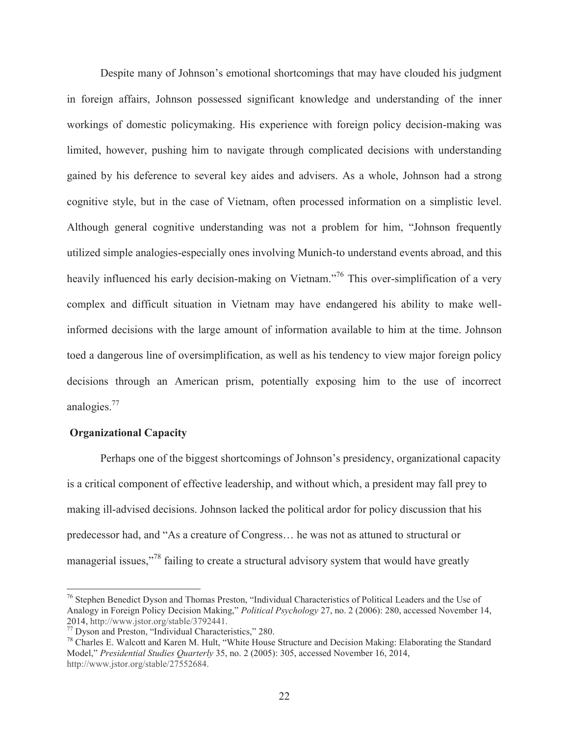Despite many of Johnson's emotional shortcomings that may have clouded his judgment in foreign affairs, Johnson possessed significant knowledge and understanding of the inner workings of domestic policymaking. His experience with foreign policy decision-making was limited, however, pushing him to navigate through complicated decisions with understanding gained by his deference to several key aides and advisers. As a whole, Johnson had a strong cognitive style, but in the case of Vietnam, often processed information on a simplistic level. Although general cognitive understanding was not a problem for him, "Johnson frequently utilized simple analogies-especially ones involving Munich-to understand events abroad, and this heavily influenced his early decision-making on Vietnam."[76] This over-simplification of a very complex and difficult situation in Vietnam may have endangered his ability to make well-informed decisions with the large amount of information available to him at the time. Johnson toed a dangerous line of oversimplification, as well as his tendency to view major foreign policy decisions through an American prism, potentially exposing him to the use of incorrect analogies.[77]

**Organizational Capacity**

Perhaps one of the biggest shortcomings of Johnson's presidency, organizational capacity is a critical component of effective leadership, and without which, a president may fall prey to making ill-advised decisions. Johnson lacked the political ardor for policy discussion that his predecessor had, and "As a creature of Congress… he was not as attuned to structural or managerial issues,"[78] failing to create a structural advisory system that would have greatly

---

[76] Stephen Benedict Dyson and Thomas Preston, "Individual Characteristics of Political Leaders and the Use of Analogy in Foreign Policy Decision Making," *Political Psychology* 27, no. 2 (2006): 280, accessed November 14, 2014, http://www.jstor.org/stable/3792441.

[77] Dyson and Preston, "Individual Characteristics," 280.

[78] Charles E. Walcott and Karen M. Hult, "White House Structure and Decision Making: Elaborating the Standard Model," *Presidential Studies Quarterly* 35, no. 2 (2005): 305, accessed November 16, 2014, http://www.jstor.org/stable/27552684.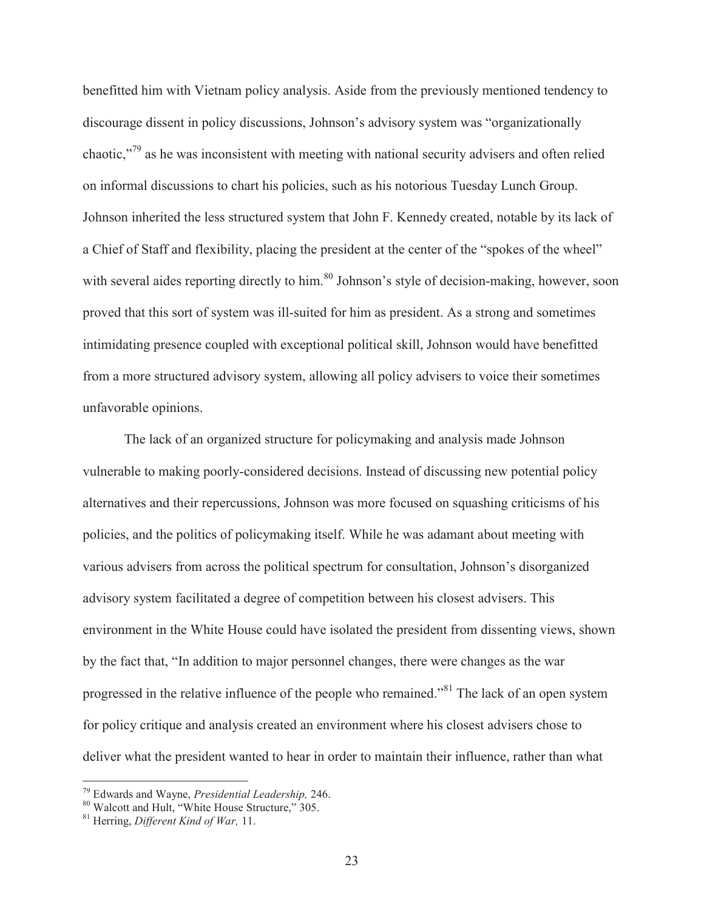benefitted him with Vietnam policy analysis. Aside from the previously mentioned tendency to discourage dissent in policy discussions, Johnson's advisory system was "organizationally chaotic,"[79] as he was inconsistent with meeting with national security advisers and often relied on informal discussions to chart his policies, such as his notorious Tuesday Lunch Group. Johnson inherited the less structured system that John F. Kennedy created, notable by its lack of a Chief of Staff and flexibility, placing the president at the center of the "spokes of the wheel" with several aides reporting directly to him.[80] Johnson's style of decision-making, however, soon proved that this sort of system was ill-suited for him as president. As a strong and sometimes intimidating presence coupled with exceptional political skill, Johnson would have benefitted from a more structured advisory system, allowing all policy advisers to voice their sometimes unfavorable opinions.

The lack of an organized structure for policymaking and analysis made Johnson vulnerable to making poorly-considered decisions. Instead of discussing new potential policy alternatives and their repercussions, Johnson was more focused on squashing criticisms of his policies, and the politics of policymaking itself. While he was adamant about meeting with various advisers from across the political spectrum for consultation, Johnson's disorganized advisory system facilitated a degree of competition between his closest advisers. This environment in the White House could have isolated the president from dissenting views, shown by the fact that, "In addition to major personnel changes, there were changes as the war progressed in the relative influence of the people who remained."[81] The lack of an open system for policy critique and analysis created an environment where his closest advisers chose to deliver what the president wanted to hear in order to maintain their influence, rather than what

[79] Edwards and Wayne, *Presidential Leadership,* 246.
[80] Walcott and Hult, "White House Structure," 305.
[81] Herring, *Different Kind of War,* 11.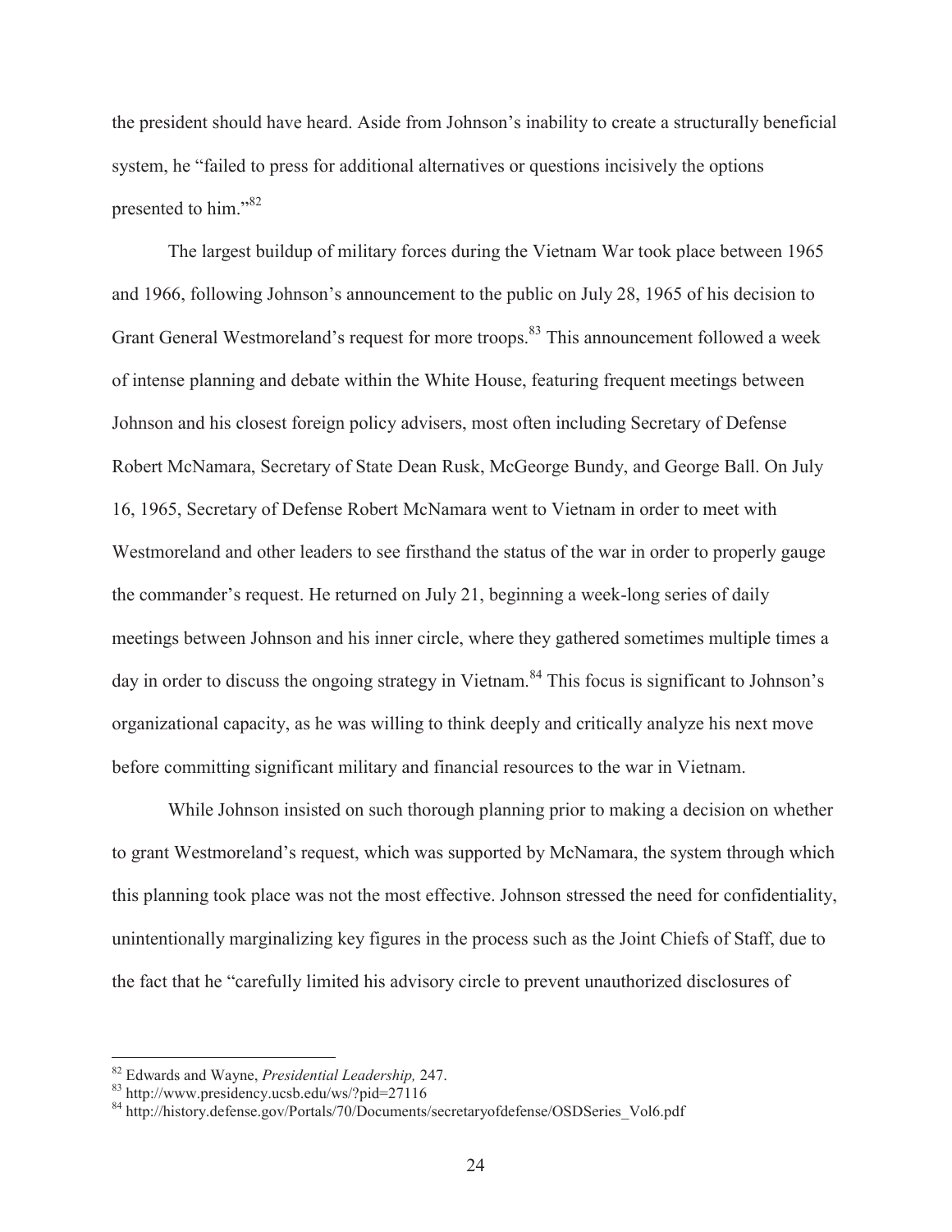the president should have heard. Aside from Johnson's inability to create a structurally beneficial system, he "failed to press for additional alternatives or questions incisively the options presented to him."[82]

The largest buildup of military forces during the Vietnam War took place between 1965 and 1966, following Johnson's announcement to the public on July 28, 1965 of his decision to Grant General Westmoreland's request for more troops.[83] This announcement followed a week of intense planning and debate within the White House, featuring frequent meetings between Johnson and his closest foreign policy advisers, most often including Secretary of Defense Robert McNamara, Secretary of State Dean Rusk, McGeorge Bundy, and George Ball. On July 16, 1965, Secretary of Defense Robert McNamara went to Vietnam in order to meet with Westmoreland and other leaders to see firsthand the status of the war in order to properly gauge the commander's request. He returned on July 21, beginning a week-long series of daily meetings between Johnson and his inner circle, where they gathered sometimes multiple times a day in order to discuss the ongoing strategy in Vietnam.[84] This focus is significant to Johnson's organizational capacity, as he was willing to think deeply and critically analyze his next move before committing significant military and financial resources to the war in Vietnam.

While Johnson insisted on such thorough planning prior to making a decision on whether to grant Westmoreland's request, which was supported by McNamara, the system through which this planning took place was not the most effective. Johnson stressed the need for confidentiality, unintentionally marginalizing key figures in the process such as the Joint Chiefs of Staff, due to the fact that he "carefully limited his advisory circle to prevent unauthorized disclosures of

---

[82] Edwards and Wayne, *Presidential Leadership,* 247.

[83] http://www.presidency.ucsb.edu/ws/?pid=27116

[84] http://history.defense.gov/Portals/70/Documents/secretaryofdefense/OSDSeries_Vol6.pdf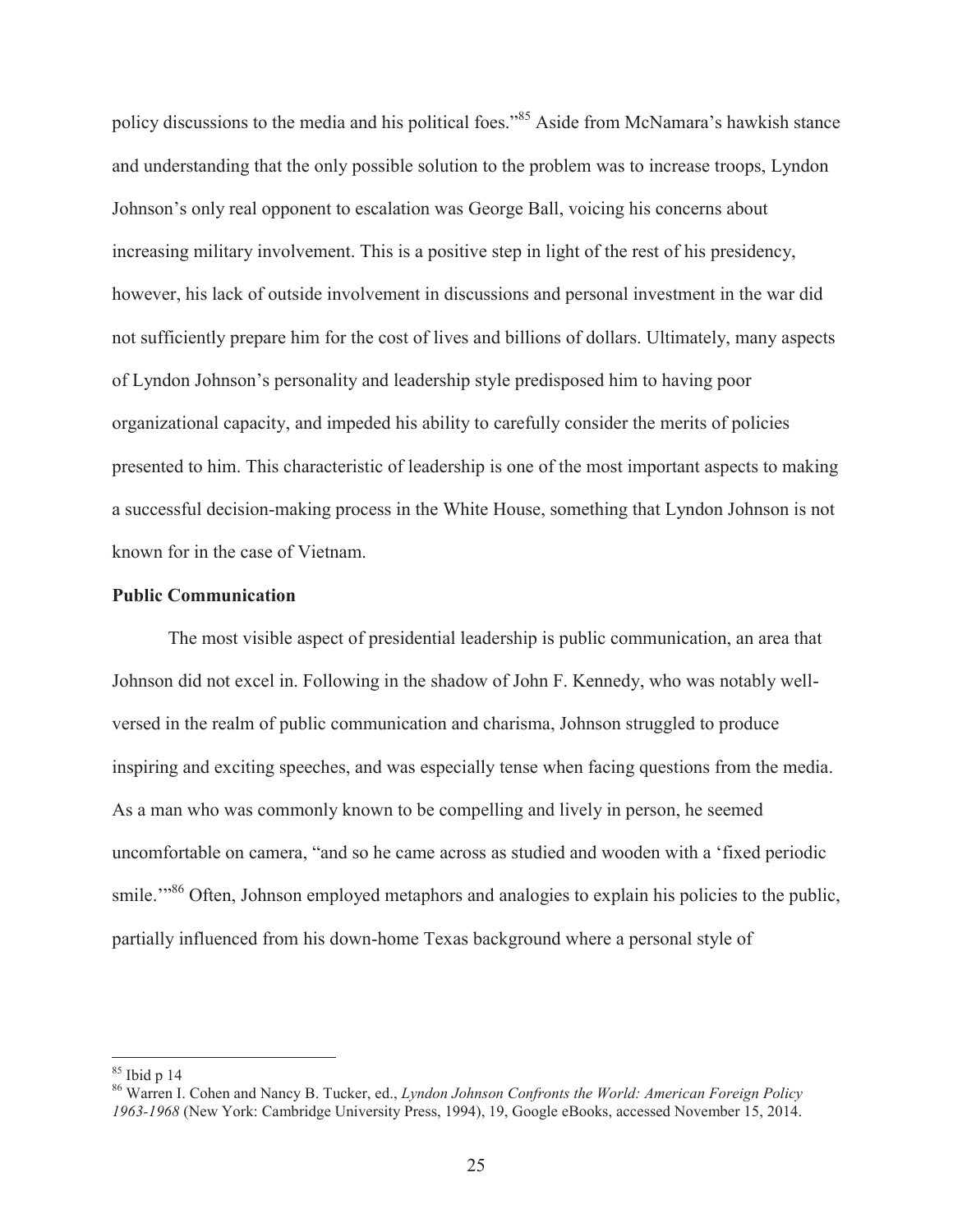policy discussions to the media and his political foes."[85] Aside from McNamara's hawkish stance and understanding that the only possible solution to the problem was to increase troops, Lyndon Johnson's only real opponent to escalation was George Ball, voicing his concerns about increasing military involvement. This is a positive step in light of the rest of his presidency, however, his lack of outside involvement in discussions and personal investment in the war did not sufficiently prepare him for the cost of lives and billions of dollars. Ultimately, many aspects of Lyndon Johnson's personality and leadership style predisposed him to having poor organizational capacity, and impeded his ability to carefully consider the merits of policies presented to him. This characteristic of leadership is one of the most important aspects to making a successful decision-making process in the White House, something that Lyndon Johnson is not known for in the case of Vietnam.

**Public Communication**

The most visible aspect of presidential leadership is public communication, an area that Johnson did not excel in. Following in the shadow of John F. Kennedy, who was notably well-versed in the realm of public communication and charisma, Johnson struggled to produce inspiring and exciting speeches, and was especially tense when facing questions from the media. As a man who was commonly known to be compelling and lively in person, he seemed uncomfortable on camera, "and so he came across as studied and wooden with a 'fixed periodic smile.'"[86] Often, Johnson employed metaphors and analogies to explain his policies to the public, partially influenced from his down-home Texas background where a personal style of

---

[85] Ibid p 14

[86] Warren I. Cohen and Nancy B. Tucker, ed., *Lyndon Johnson Confronts the World: American Foreign Policy 1963-1968* (New York: Cambridge University Press, 1994), 19, Google eBooks, accessed November 15, 2014.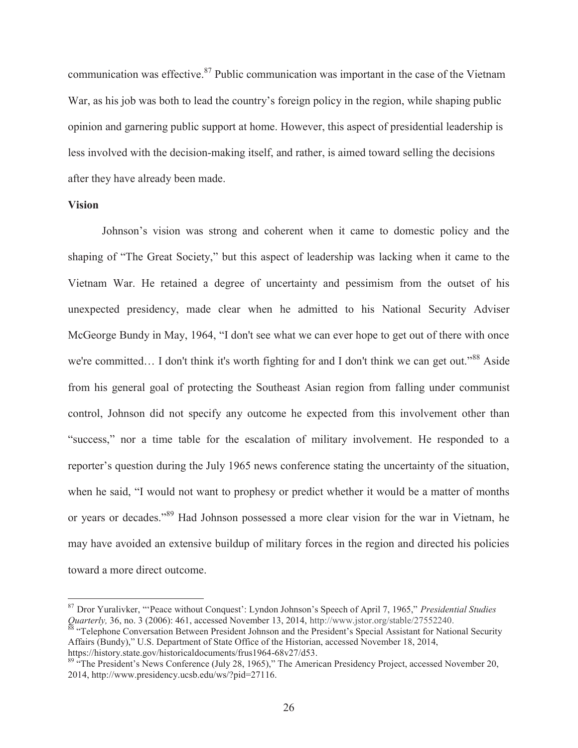communication was effective.[87] Public communication was important in the case of the Vietnam War, as his job was both to lead the country's foreign policy in the region, while shaping public opinion and garnering public support at home. However, this aspect of presidential leadership is less involved with the decision-making itself, and rather, is aimed toward selling the decisions after they have already been made.

**Vision**

Johnson's vision was strong and coherent when it came to domestic policy and the shaping of "The Great Society," but this aspect of leadership was lacking when it came to the Vietnam War. He retained a degree of uncertainty and pessimism from the outset of his unexpected presidency, made clear when he admitted to his National Security Adviser McGeorge Bundy in May, 1964, "I don't see what we can ever hope to get out of there with once we're committed… I don't think it's worth fighting for and I don't think we can get out."[88] Aside from his general goal of protecting the Southeast Asian region from falling under communist control, Johnson did not specify any outcome he expected from this involvement other than "success," nor a time table for the escalation of military involvement. He responded to a reporter's question during the July 1965 news conference stating the uncertainty of the situation, when he said, "I would not want to prophesy or predict whether it would be a matter of months or years or decades."[89] Had Johnson possessed a more clear vision for the war in Vietnam, he may have avoided an extensive buildup of military forces in the region and directed his policies toward a more direct outcome.

---

[87] Dror Yuralivker, "'Peace without Conquest': Lyndon Johnson's Speech of April 7, 1965," *Presidential Studies Quarterly,* 36, no. 3 (2006): 461, accessed November 13, 2014, http://www.jstor.org/stable/27552240.

[88] "Telephone Conversation Between President Johnson and the President's Special Assistant for National Security Affairs (Bundy)," U.S. Department of State Office of the Historian, accessed November 18, 2014, https://history.state.gov/historicaldocuments/frus1964-68v27/d53.

[89] "The President's News Conference (July 28, 1965)," The American Presidency Project, accessed November 20, 2014, http://www.presidency.ucsb.edu/ws/?pid=27116.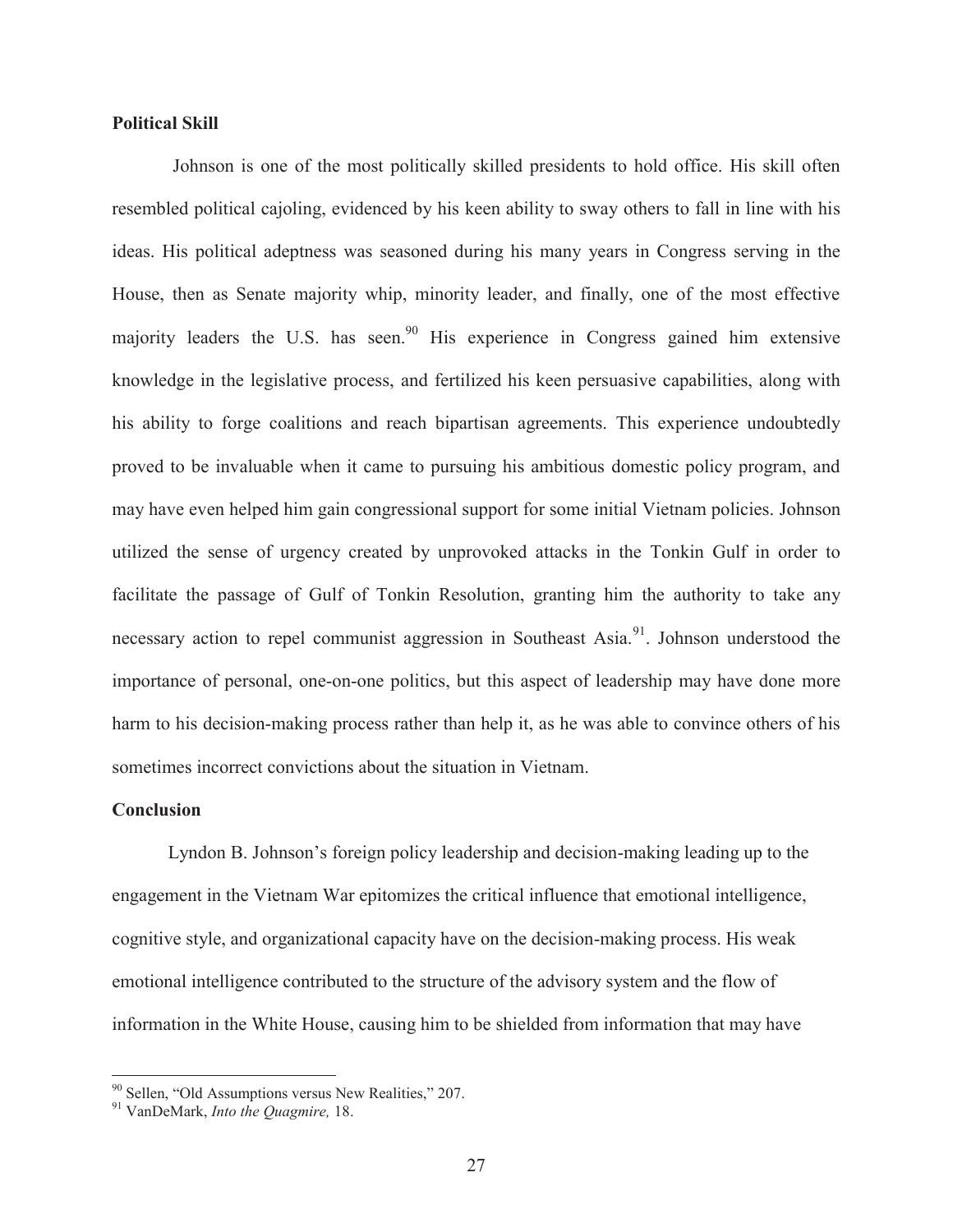**Political Skill**

Johnson is one of the most politically skilled presidents to hold office. His skill often resembled political cajoling, evidenced by his keen ability to sway others to fall in line with his ideas. His political adeptness was seasoned during his many years in Congress serving in the House, then as Senate majority whip, minority leader, and finally, one of the most effective majority leaders the U.S. has seen.[90] His experience in Congress gained him extensive knowledge in the legislative process, and fertilized his keen persuasive capabilities, along with his ability to forge coalitions and reach bipartisan agreements. This experience undoubtedly proved to be invaluable when it came to pursuing his ambitious domestic policy program, and may have even helped him gain congressional support for some initial Vietnam policies. Johnson utilized the sense of urgency created by unprovoked attacks in the Tonkin Gulf in order to facilitate the passage of Gulf of Tonkin Resolution, granting him the authority to take any necessary action to repel communist aggression in Southeast Asia.[91]. Johnson understood the importance of personal, one-on-one politics, but this aspect of leadership may have done more harm to his decision-making process rather than help it, as he was able to convince others of his sometimes incorrect convictions about the situation in Vietnam.

**Conclusion**

Lyndon B. Johnson's foreign policy leadership and decision-making leading up to the engagement in the Vietnam War epitomizes the critical influence that emotional intelligence, cognitive style, and organizational capacity have on the decision-making process. His weak emotional intelligence contributed to the structure of the advisory system and the flow of information in the White House, causing him to be shielded from information that may have

---

[90] Sellen, "Old Assumptions versus New Realities," 207.
[91] VanDeMark, *Into the Quagmire,* 18.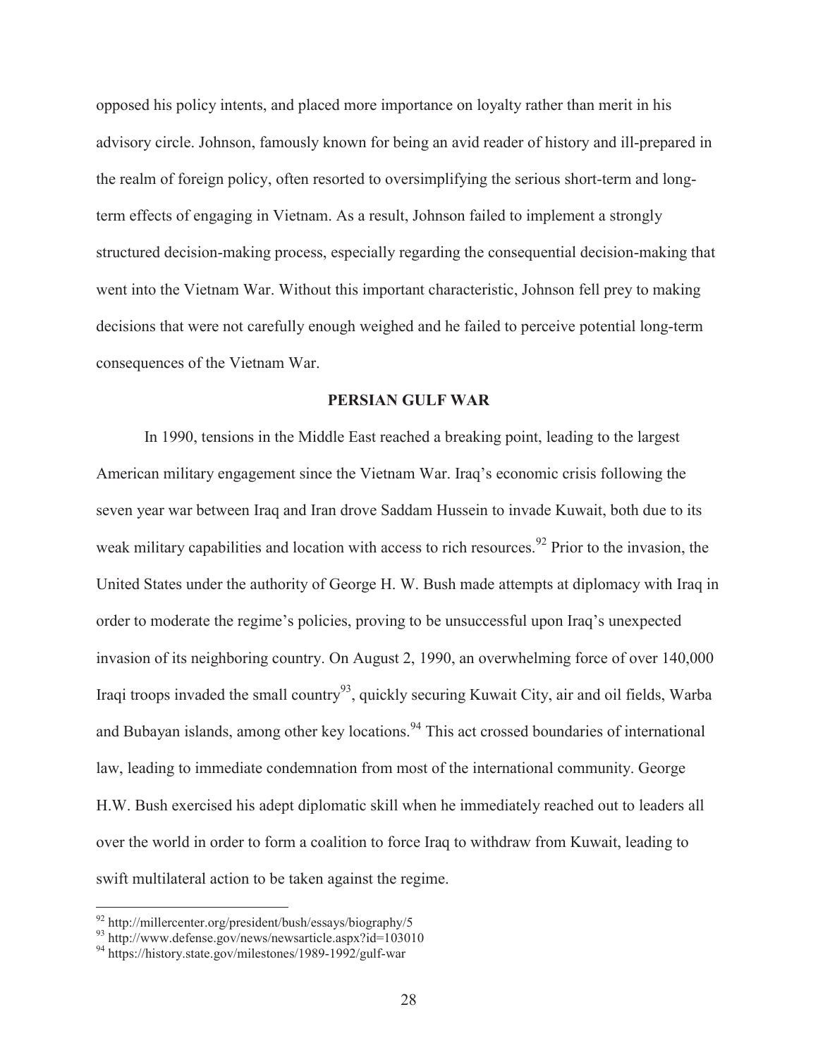opposed his policy intents, and placed more importance on loyalty rather than merit in his advisory circle. Johnson, famously known for being an avid reader of history and ill-prepared in the realm of foreign policy, often resorted to oversimplifying the serious short-term and long-term effects of engaging in Vietnam. As a result, Johnson failed to implement a strongly structured decision-making process, especially regarding the consequential decision-making that went into the Vietnam War. Without this important characteristic, Johnson fell prey to making decisions that were not carefully enough weighed and he failed to perceive potential long-term consequences of the Vietnam War.

## PERSIAN GULF WAR

In 1990, tensions in the Middle East reached a breaking point, leading to the largest American military engagement since the Vietnam War. Iraq's economic crisis following the seven year war between Iraq and Iran drove Saddam Hussein to invade Kuwait, both due to its weak military capabilities and location with access to rich resources.[92] Prior to the invasion, the United States under the authority of George H. W. Bush made attempts at diplomacy with Iraq in order to moderate the regime's policies, proving to be unsuccessful upon Iraq's unexpected invasion of its neighboring country. On August 2, 1990, an overwhelming force of over 140,000 Iraqi troops invaded the small country[93], quickly securing Kuwait City, air and oil fields, Warba and Bubayan islands, among other key locations.[94] This act crossed boundaries of international law, leading to immediate condemnation from most of the international community. George H.W. Bush exercised his adept diplomatic skill when he immediately reached out to leaders all over the world in order to form a coalition to force Iraq to withdraw from Kuwait, leading to swift multilateral action to be taken against the regime.

---

[92] http://millercenter.org/president/bush/essays/biography/5
[93] http://www.defense.gov/news/newsarticle.aspx?id=103010
[94] https://history.state.gov/milestones/1989-1992/gulf-war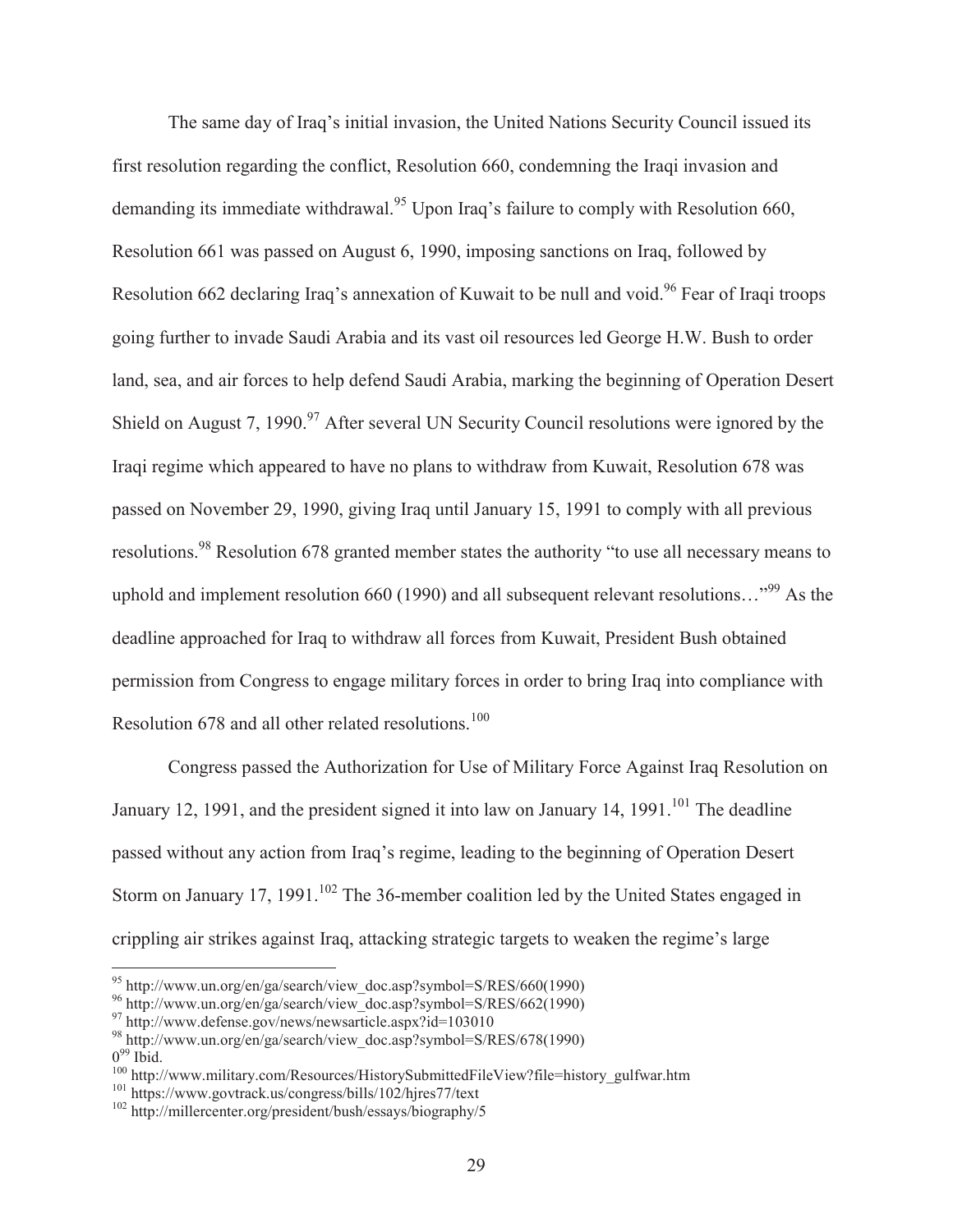The same day of Iraq's initial invasion, the United Nations Security Council issued its first resolution regarding the conflict, Resolution 660, condemning the Iraqi invasion and demanding its immediate withdrawal.[95] Upon Iraq's failure to comply with Resolution 660, Resolution 661 was passed on August 6, 1990, imposing sanctions on Iraq, followed by Resolution 662 declaring Iraq's annexation of Kuwait to be null and void.[96] Fear of Iraqi troops going further to invade Saudi Arabia and its vast oil resources led George H.W. Bush to order land, sea, and air forces to help defend Saudi Arabia, marking the beginning of Operation Desert Shield on August 7, 1990.[97] After several UN Security Council resolutions were ignored by the Iraqi regime which appeared to have no plans to withdraw from Kuwait, Resolution 678 was passed on November 29, 1990, giving Iraq until January 15, 1991 to comply with all previous resolutions.[98] Resolution 678 granted member states the authority "to use all necessary means to uphold and implement resolution 660 (1990) and all subsequent relevant resolutions…"[99] As the deadline approached for Iraq to withdraw all forces from Kuwait, President Bush obtained permission from Congress to engage military forces in order to bring Iraq into compliance with Resolution 678 and all other related resolutions.[100]

Congress passed the Authorization for Use of Military Force Against Iraq Resolution on January 12, 1991, and the president signed it into law on January 14, 1991.[101] The deadline passed without any action from Iraq's regime, leading to the beginning of Operation Desert Storm on January 17, 1991.[102] The 36-member coalition led by the United States engaged in crippling air strikes against Iraq, attacking strategic targets to weaken the regime's large

---

[95] http://www.un.org/en/ga/search/view_doc.asp?symbol=S/RES/660(1990)
[96] http://www.un.org/en/ga/search/view_doc.asp?symbol=S/RES/662(1990)
[97] http://www.defense.gov/news/newsarticle.aspx?id=103010
[98] http://www.un.org/en/ga/search/view_doc.asp?symbol=S/RES/678(1990)
0[99] Ibid.
[100] http://www.military.com/Resources/HistorySubmittedFileView?file=history_gulfwar.htm
[101] https://www.govtrack.us/congress/bills/102/hjres77/text
[102] http://millercenter.org/president/bush/essays/biography/5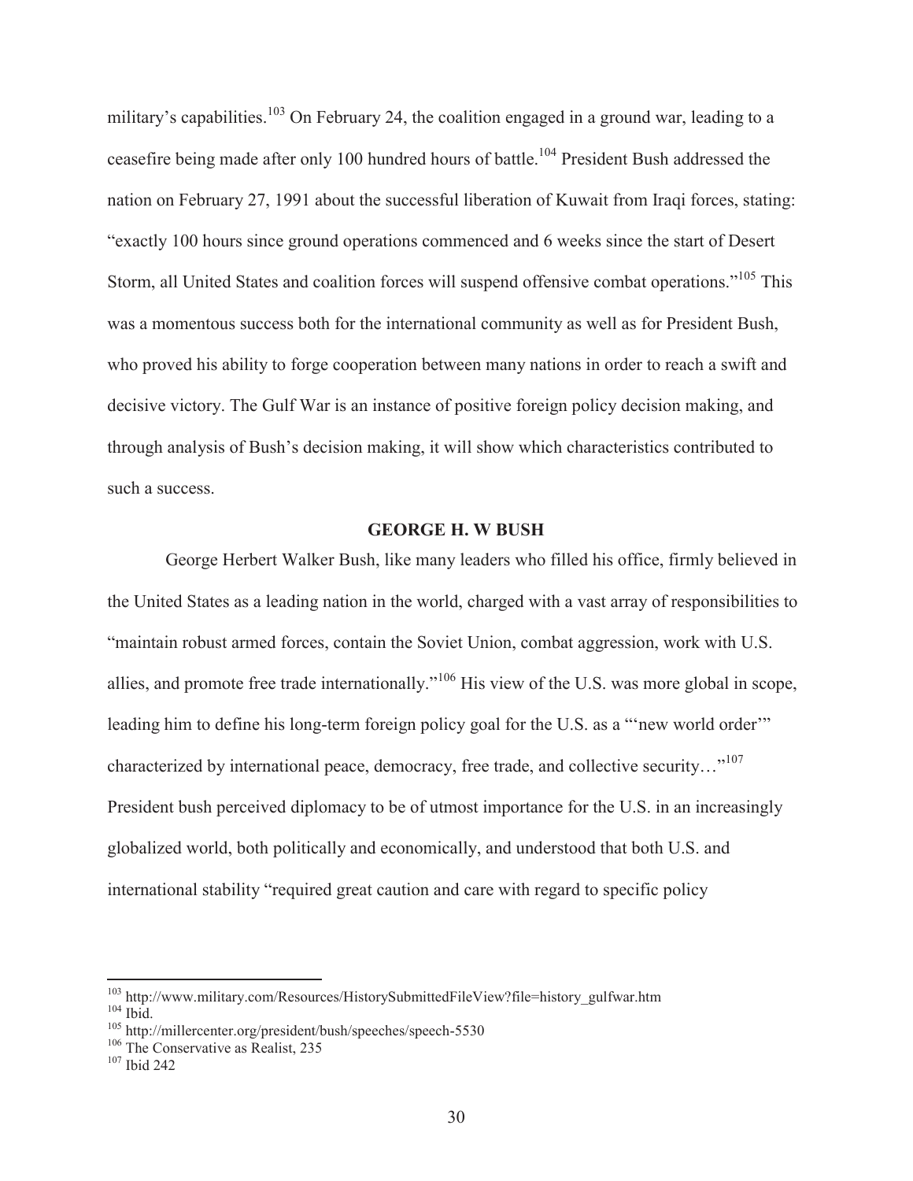military's capabilities.[103] On February 24, the coalition engaged in a ground war, leading to a ceasefire being made after only 100 hundred hours of battle.[104] President Bush addressed the nation on February 27, 1991 about the successful liberation of Kuwait from Iraqi forces, stating: "exactly 100 hours since ground operations commenced and 6 weeks since the start of Desert Storm, all United States and coalition forces will suspend offensive combat operations."[105] This was a momentous success both for the international community as well as for President Bush, who proved his ability to forge cooperation between many nations in order to reach a swift and decisive victory. The Gulf War is an instance of positive foreign policy decision making, and through analysis of Bush's decision making, it will show which characteristics contributed to such a success.

## GEORGE H. W BUSH

George Herbert Walker Bush, like many leaders who filled his office, firmly believed in the United States as a leading nation in the world, charged with a vast array of responsibilities to "maintain robust armed forces, contain the Soviet Union, combat aggression, work with U.S. allies, and promote free trade internationally."[106] His view of the U.S. was more global in scope, leading him to define his long-term foreign policy goal for the U.S. as a "'new world order'" characterized by international peace, democracy, free trade, and collective security…"[107] President bush perceived diplomacy to be of utmost importance for the U.S. in an increasingly globalized world, both politically and economically, and understood that both U.S. and international stability "required great caution and care with regard to specific policy

---

[103] http://www.military.com/Resources/HistorySubmittedFileView?file=history_gulfwar.htm

[104] Ibid.

[105] http://millercenter.org/president/bush/speeches/speech-5530

[106] The Conservative as Realist, 235

[107] Ibid 242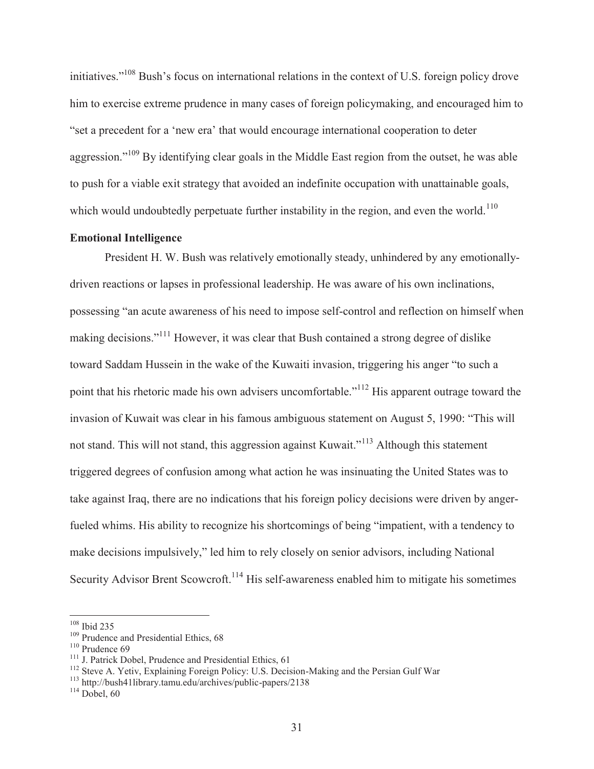initiatives."[108] Bush's focus on international relations in the context of U.S. foreign policy drove him to exercise extreme prudence in many cases of foreign policymaking, and encouraged him to "set a precedent for a 'new era' that would encourage international cooperation to deter aggression."[109] By identifying clear goals in the Middle East region from the outset, he was able to push for a viable exit strategy that avoided an indefinite occupation with unattainable goals, which would undoubtedly perpetuate further instability in the region, and even the world.[110]

**Emotional Intelligence**

President H. W. Bush was relatively emotionally steady, unhindered by any emotionally-driven reactions or lapses in professional leadership. He was aware of his own inclinations, possessing "an acute awareness of his need to impose self-control and reflection on himself when making decisions."[111] However, it was clear that Bush contained a strong degree of dislike toward Saddam Hussein in the wake of the Kuwaiti invasion, triggering his anger "to such a point that his rhetoric made his own advisers uncomfortable."[112] His apparent outrage toward the invasion of Kuwait was clear in his famous ambiguous statement on August 5, 1990: "This will not stand. This will not stand, this aggression against Kuwait."[113] Although this statement triggered degrees of confusion among what action he was insinuating the United States was to take against Iraq, there are no indications that his foreign policy decisions were driven by anger-fueled whims. His ability to recognize his shortcomings of being "impatient, with a tendency to make decisions impulsively," led him to rely closely on senior advisors, including National Security Advisor Brent Scowcroft.[114] His self-awareness enabled him to mitigate his sometimes

---

[108] Ibid 235

[109] Prudence and Presidential Ethics, 68

[110] Prudence 69

[111] J. Patrick Dobel, Prudence and Presidential Ethics, 61

[112] Steve A. Yetiv, Explaining Foreign Policy: U.S. Decision-Making and the Persian Gulf War

[113] http://bush41library.tamu.edu/archives/public-papers/2138

[114] Dobel, 60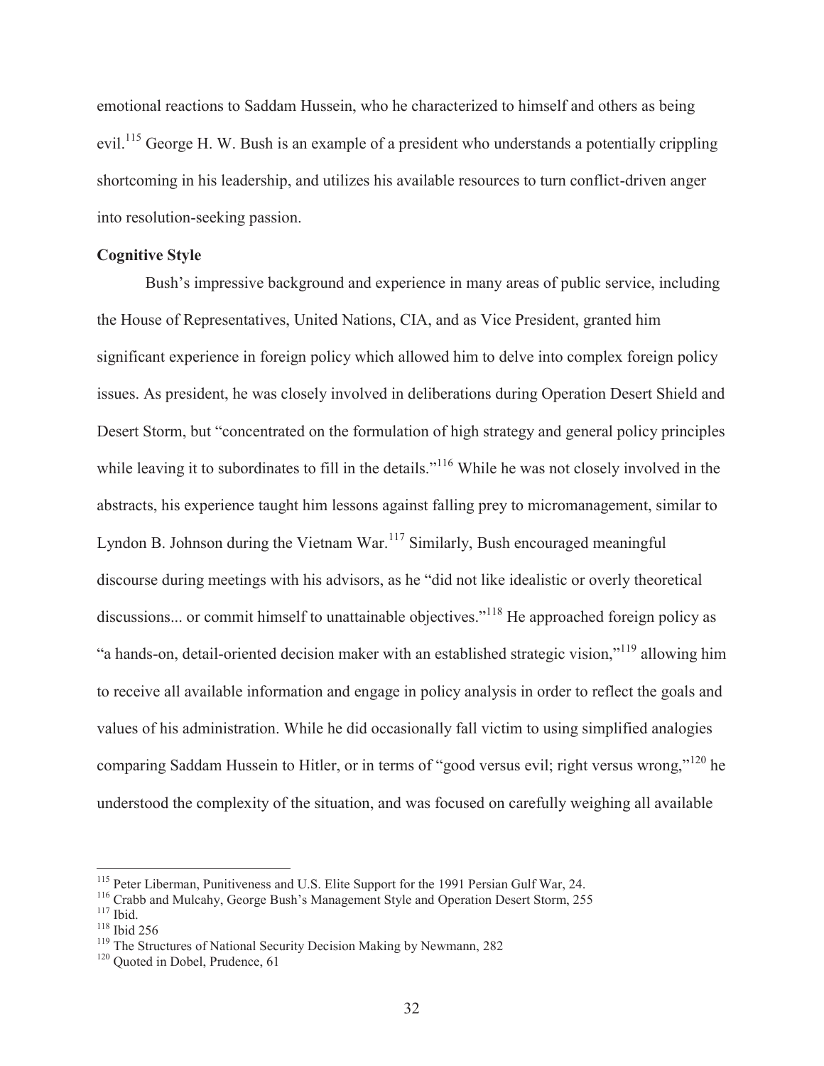emotional reactions to Saddam Hussein, who he characterized to himself and others as being evil.[115] George H. W. Bush is an example of a president who understands a potentially crippling shortcoming in his leadership, and utilizes his available resources to turn conflict-driven anger into resolution-seeking passion.

**Cognitive Style**

Bush's impressive background and experience in many areas of public service, including the House of Representatives, United Nations, CIA, and as Vice President, granted him significant experience in foreign policy which allowed him to delve into complex foreign policy issues. As president, he was closely involved in deliberations during Operation Desert Shield and Desert Storm, but "concentrated on the formulation of high strategy and general policy principles while leaving it to subordinates to fill in the details."[116] While he was not closely involved in the abstracts, his experience taught him lessons against falling prey to micromanagement, similar to Lyndon B. Johnson during the Vietnam War.[117] Similarly, Bush encouraged meaningful discourse during meetings with his advisors, as he "did not like idealistic or overly theoretical discussions... or commit himself to unattainable objectives."[118] He approached foreign policy as "a hands-on, detail-oriented decision maker with an established strategic vision,"[119] allowing him to receive all available information and engage in policy analysis in order to reflect the goals and values of his administration. While he did occasionally fall victim to using simplified analogies comparing Saddam Hussein to Hitler, or in terms of "good versus evil; right versus wrong,"[120] he understood the complexity of the situation, and was focused on carefully weighing all available

---

[115] Peter Liberman, Punitiveness and U.S. Elite Support for the 1991 Persian Gulf War, 24.
[116] Crabb and Mulcahy, George Bush's Management Style and Operation Desert Storm, 255
[117] Ibid.
[118] Ibid 256
[119] The Structures of National Security Decision Making by Newmann, 282
[120] Quoted in Dobel, Prudence, 61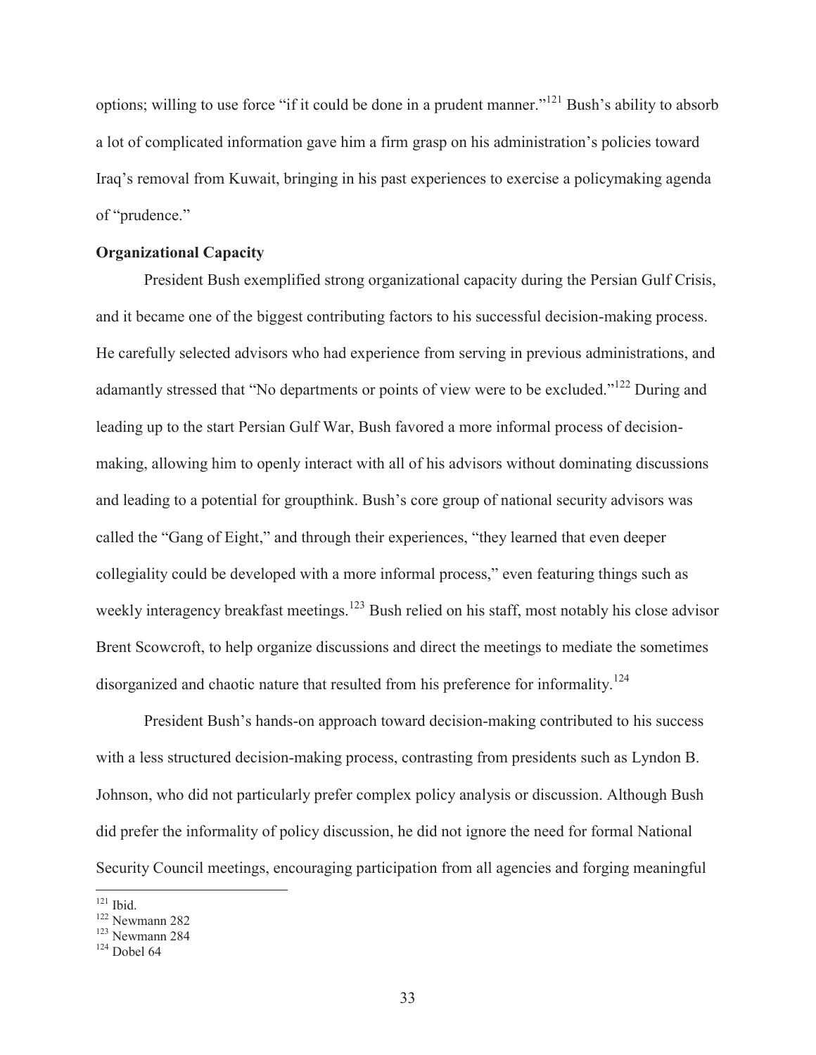options; willing to use force "if it could be done in a prudent manner."[121] Bush's ability to absorb a lot of complicated information gave him a firm grasp on his administration's policies toward Iraq's removal from Kuwait, bringing in his past experiences to exercise a policymaking agenda of "prudence."

**Organizational Capacity**

President Bush exemplified strong organizational capacity during the Persian Gulf Crisis, and it became one of the biggest contributing factors to his successful decision-making process. He carefully selected advisors who had experience from serving in previous administrations, and adamantly stressed that "No departments or points of view were to be excluded."[122] During and leading up to the start Persian Gulf War, Bush favored a more informal process of decision-making, allowing him to openly interact with all of his advisors without dominating discussions and leading to a potential for groupthink. Bush's core group of national security advisors was called the "Gang of Eight," and through their experiences, "they learned that even deeper collegiality could be developed with a more informal process," even featuring things such as weekly interagency breakfast meetings.[123] Bush relied on his staff, most notably his close advisor Brent Scowcroft, to help organize discussions and direct the meetings to mediate the sometimes disorganized and chaotic nature that resulted from his preference for informality.[124]

President Bush's hands-on approach toward decision-making contributed to his success with a less structured decision-making process, contrasting from presidents such as Lyndon B. Johnson, who did not particularly prefer complex policy analysis or discussion. Although Bush did prefer the informality of policy discussion, he did not ignore the need for formal National Security Council meetings, encouraging participation from all agencies and forging meaningful

---

[121] Ibid.
[122] Newmann 282
[123] Newmann 284
[124] Dobel 64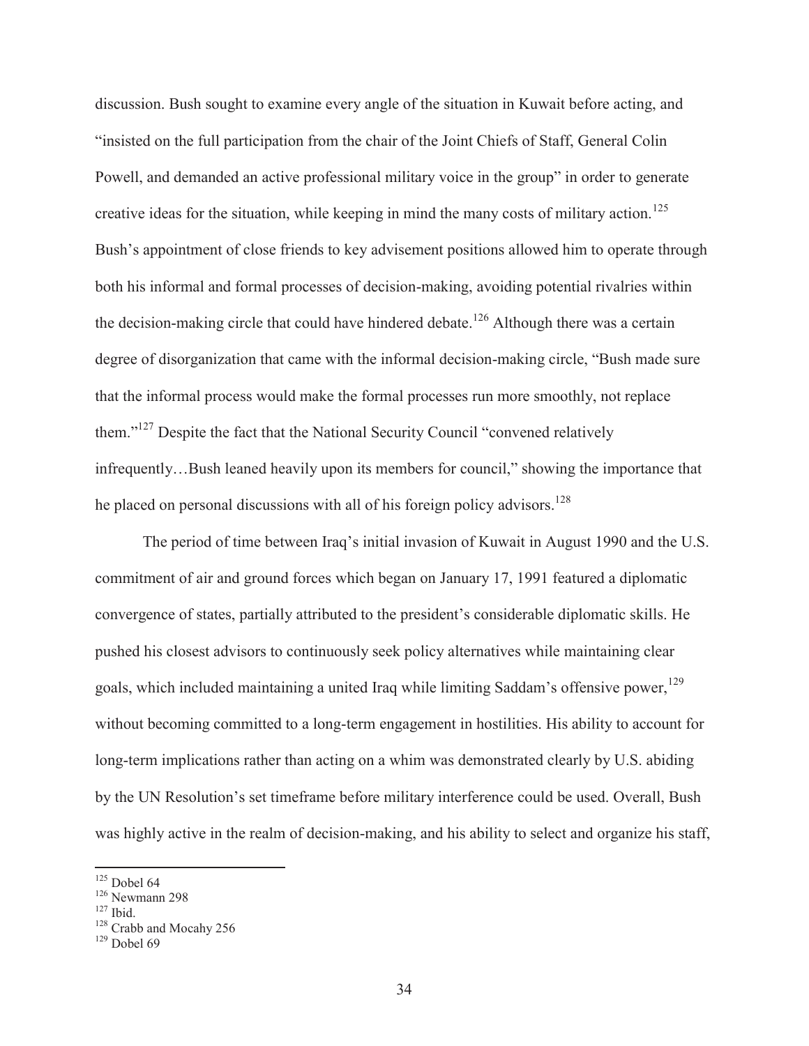discussion. Bush sought to examine every angle of the situation in Kuwait before acting, and "insisted on the full participation from the chair of the Joint Chiefs of Staff, General Colin Powell, and demanded an active professional military voice in the group" in order to generate creative ideas for the situation, while keeping in mind the many costs of military action.[125] Bush's appointment of close friends to key advisement positions allowed him to operate through both his informal and formal processes of decision-making, avoiding potential rivalries within the decision-making circle that could have hindered debate.[126] Although there was a certain degree of disorganization that came with the informal decision-making circle, "Bush made sure that the informal process would make the formal processes run more smoothly, not replace them."[127] Despite the fact that the National Security Council "convened relatively infrequently…Bush leaned heavily upon its members for council," showing the importance that he placed on personal discussions with all of his foreign policy advisors.[128]

The period of time between Iraq's initial invasion of Kuwait in August 1990 and the U.S. commitment of air and ground forces which began on January 17, 1991 featured a diplomatic convergence of states, partially attributed to the president's considerable diplomatic skills. He pushed his closest advisors to continuously seek policy alternatives while maintaining clear goals, which included maintaining a united Iraq while limiting Saddam's offensive power,[129] without becoming committed to a long-term engagement in hostilities. His ability to account for long-term implications rather than acting on a whim was demonstrated clearly by U.S. abiding by the UN Resolution's set timeframe before military interference could be used. Overall, Bush was highly active in the realm of decision-making, and his ability to select and organize his staff,

---

[125] Dobel 64
[126] Newmann 298
[127] Ibid.
[128] Crabb and Mocahy 256
[129] Dobel 69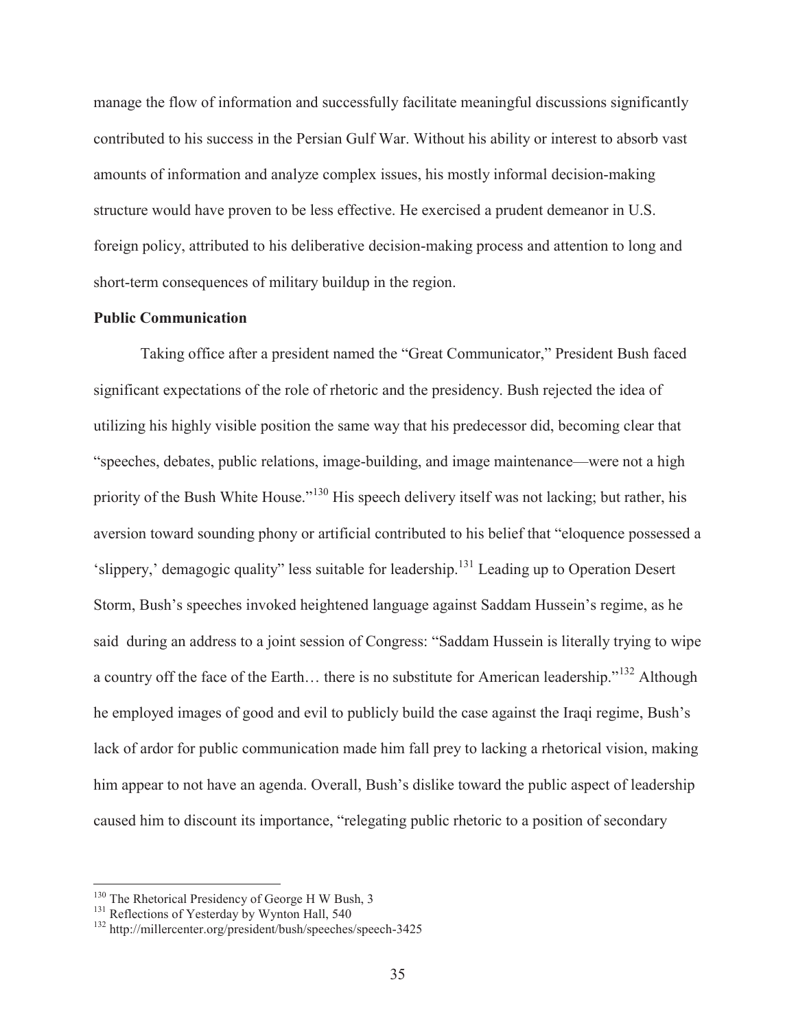manage the flow of information and successfully facilitate meaningful discussions significantly contributed to his success in the Persian Gulf War. Without his ability or interest to absorb vast amounts of information and analyze complex issues, his mostly informal decision-making structure would have proven to be less effective. He exercised a prudent demeanor in U.S. foreign policy, attributed to his deliberative decision-making process and attention to long and short-term consequences of military buildup in the region.

**Public Communication**

Taking office after a president named the "Great Communicator," President Bush faced significant expectations of the role of rhetoric and the presidency. Bush rejected the idea of utilizing his highly visible position the same way that his predecessor did, becoming clear that "speeches, debates, public relations, image-building, and image maintenance—were not a high priority of the Bush White House."[130] His speech delivery itself was not lacking; but rather, his aversion toward sounding phony or artificial contributed to his belief that "eloquence possessed a 'slippery,' demagogic quality" less suitable for leadership.[131] Leading up to Operation Desert Storm, Bush's speeches invoked heightened language against Saddam Hussein's regime, as he said during an address to a joint session of Congress: "Saddam Hussein is literally trying to wipe a country off the face of the Earth… there is no substitute for American leadership."[132] Although he employed images of good and evil to publicly build the case against the Iraqi regime, Bush's lack of ardor for public communication made him fall prey to lacking a rhetorical vision, making him appear to not have an agenda. Overall, Bush's dislike toward the public aspect of leadership caused him to discount its importance, "relegating public rhetoric to a position of secondary

---

[130] The Rhetorical Presidency of George H W Bush, 3

[131] Reflections of Yesterday by Wynton Hall, 540

[132] http://millercenter.org/president/bush/speeches/speech-3425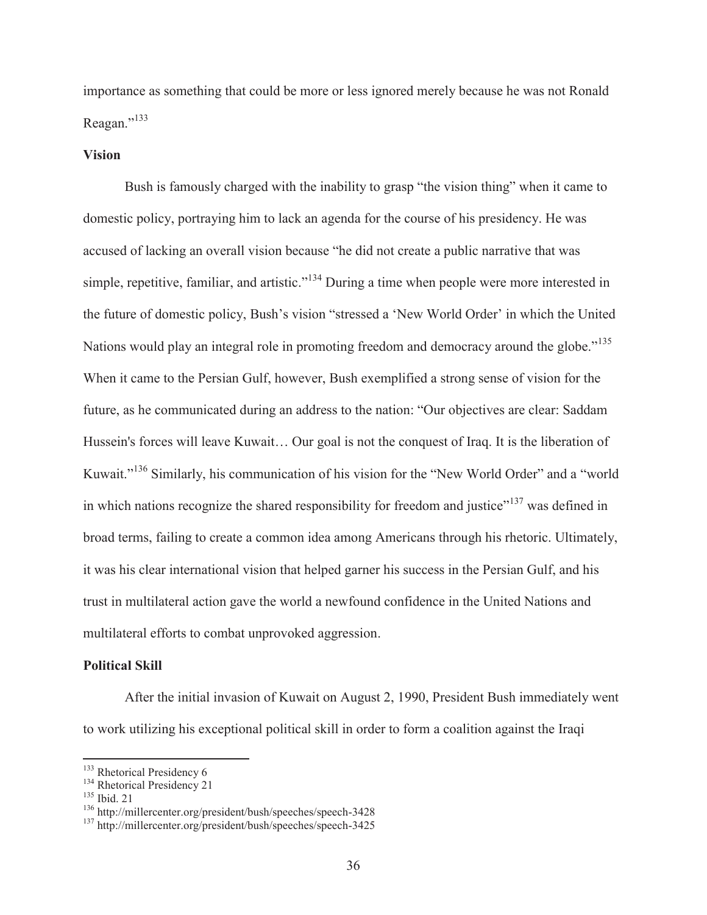importance as something that could be more or less ignored merely because he was not Ronald Reagan."[133]

**Vision**

Bush is famously charged with the inability to grasp "the vision thing" when it came to domestic policy, portraying him to lack an agenda for the course of his presidency. He was accused of lacking an overall vision because "he did not create a public narrative that was simple, repetitive, familiar, and artistic."[134] During a time when people were more interested in the future of domestic policy, Bush's vision "stressed a 'New World Order' in which the United Nations would play an integral role in promoting freedom and democracy around the globe."[135] When it came to the Persian Gulf, however, Bush exemplified a strong sense of vision for the future, as he communicated during an address to the nation: "Our objectives are clear: Saddam Hussein's forces will leave Kuwait… Our goal is not the conquest of Iraq. It is the liberation of Kuwait."[136] Similarly, his communication of his vision for the "New World Order" and a "world in which nations recognize the shared responsibility for freedom and justice"[137] was defined in broad terms, failing to create a common idea among Americans through his rhetoric. Ultimately, it was his clear international vision that helped garner his success in the Persian Gulf, and his trust in multilateral action gave the world a newfound confidence in the United Nations and multilateral efforts to combat unprovoked aggression.

**Political Skill**

After the initial invasion of Kuwait on August 2, 1990, President Bush immediately went to work utilizing his exceptional political skill in order to form a coalition against the Iraqi

---

[133] Rhetorical Presidency 6
[134] Rhetorical Presidency 21
[135] Ibid. 21
[136] http://millercenter.org/president/bush/speeches/speech-3428
[137] http://millercenter.org/president/bush/speeches/speech-3425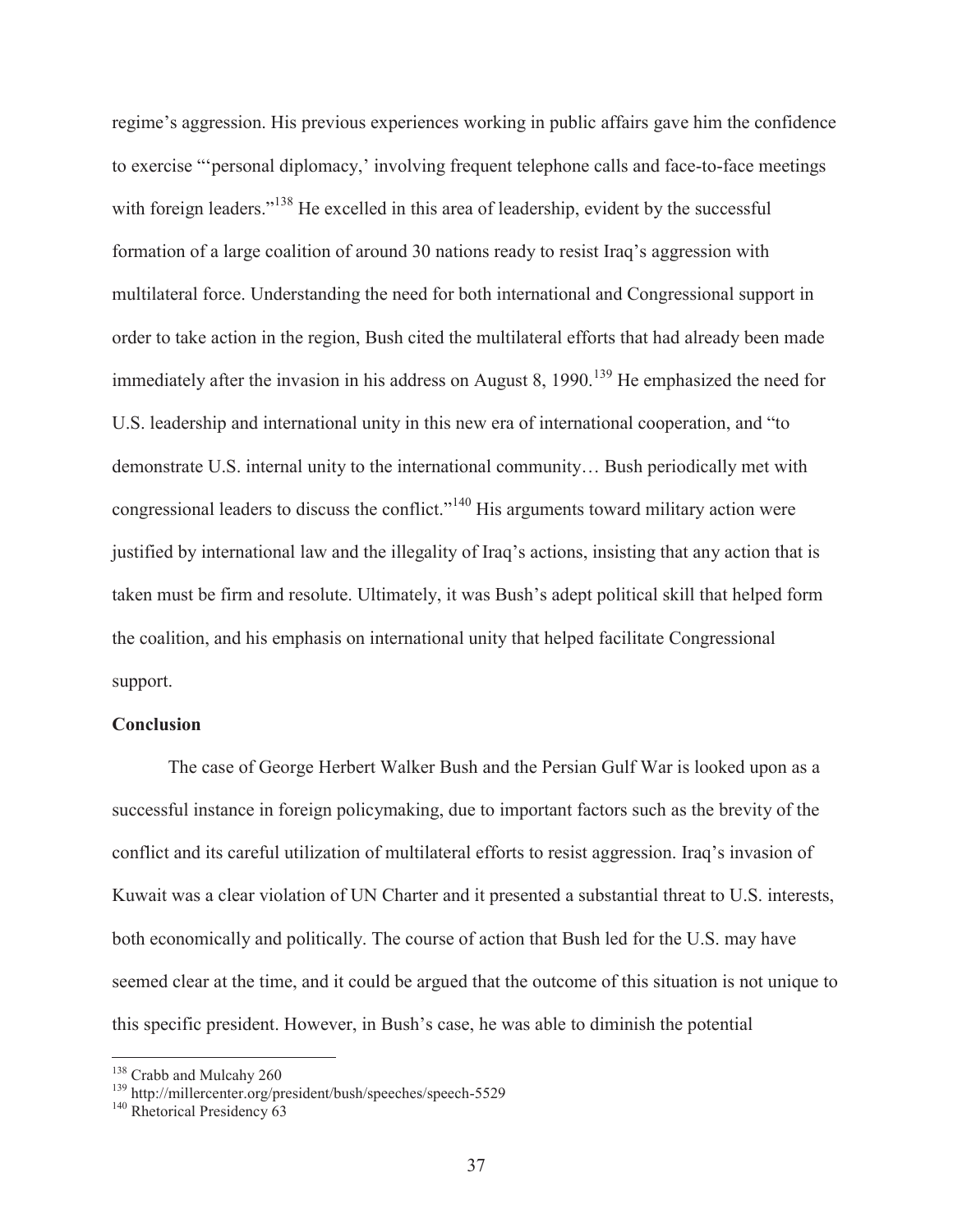regime's aggression. His previous experiences working in public affairs gave him the confidence to exercise "'personal diplomacy,' involving frequent telephone calls and face-to-face meetings with foreign leaders."[138] He excelled in this area of leadership, evident by the successful formation of a large coalition of around 30 nations ready to resist Iraq's aggression with multilateral force. Understanding the need for both international and Congressional support in order to take action in the region, Bush cited the multilateral efforts that had already been made immediately after the invasion in his address on August 8, 1990.[139] He emphasized the need for U.S. leadership and international unity in this new era of international cooperation, and "to demonstrate U.S. internal unity to the international community… Bush periodically met with congressional leaders to discuss the conflict."[140] His arguments toward military action were justified by international law and the illegality of Iraq's actions, insisting that any action that is taken must be firm and resolute. Ultimately, it was Bush's adept political skill that helped form the coalition, and his emphasis on international unity that helped facilitate Congressional support.

**Conclusion**

The case of George Herbert Walker Bush and the Persian Gulf War is looked upon as a successful instance in foreign policymaking, due to important factors such as the brevity of the conflict and its careful utilization of multilateral efforts to resist aggression. Iraq's invasion of Kuwait was a clear violation of UN Charter and it presented a substantial threat to U.S. interests, both economically and politically. The course of action that Bush led for the U.S. may have seemed clear at the time, and it could be argued that the outcome of this situation is not unique to this specific president. However, in Bush's case, he was able to diminish the potential

---

[138] Crabb and Mulcahy 260

[139] http://millercenter.org/president/bush/speeches/speech-5529

[140] Rhetorical Presidency 63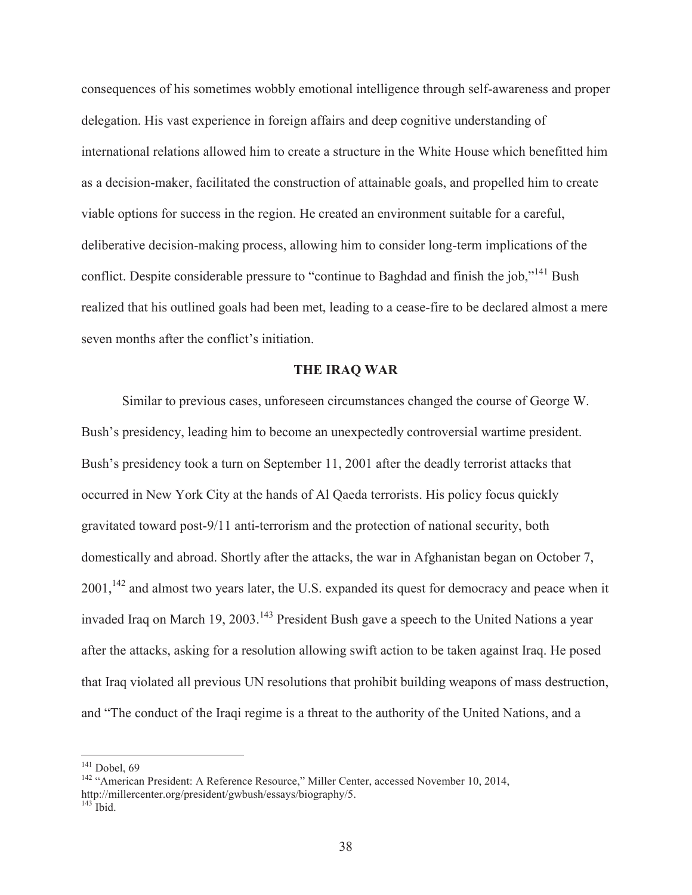consequences of his sometimes wobbly emotional intelligence through self-awareness and proper delegation. His vast experience in foreign affairs and deep cognitive understanding of international relations allowed him to create a structure in the White House which benefitted him as a decision-maker, facilitated the construction of attainable goals, and propelled him to create viable options for success in the region. He created an environment suitable for a careful, deliberative decision-making process, allowing him to consider long-term implications of the conflict. Despite considerable pressure to "continue to Baghdad and finish the job,"[141] Bush realized that his outlined goals had been met, leading to a cease-fire to be declared almost a mere seven months after the conflict's initiation.

## THE IRAQ WAR

Similar to previous cases, unforeseen circumstances changed the course of George W. Bush's presidency, leading him to become an unexpectedly controversial wartime president. Bush's presidency took a turn on September 11, 2001 after the deadly terrorist attacks that occurred in New York City at the hands of Al Qaeda terrorists. His policy focus quickly gravitated toward post-9/11 anti-terrorism and the protection of national security, both domestically and abroad. Shortly after the attacks, the war in Afghanistan began on October 7, 2001,[142] and almost two years later, the U.S. expanded its quest for democracy and peace when it invaded Iraq on March 19, 2003.[143] President Bush gave a speech to the United Nations a year after the attacks, asking for a resolution allowing swift action to be taken against Iraq. He posed that Iraq violated all previous UN resolutions that prohibit building weapons of mass destruction, and "The conduct of the Iraqi regime is a threat to the authority of the United Nations, and a

---

[141] Dobel, 69

[142] "American President: A Reference Resource," Miller Center, accessed November 10, 2014, http://millercenter.org/president/gwbush/essays/biography/5.

[143] Ibid.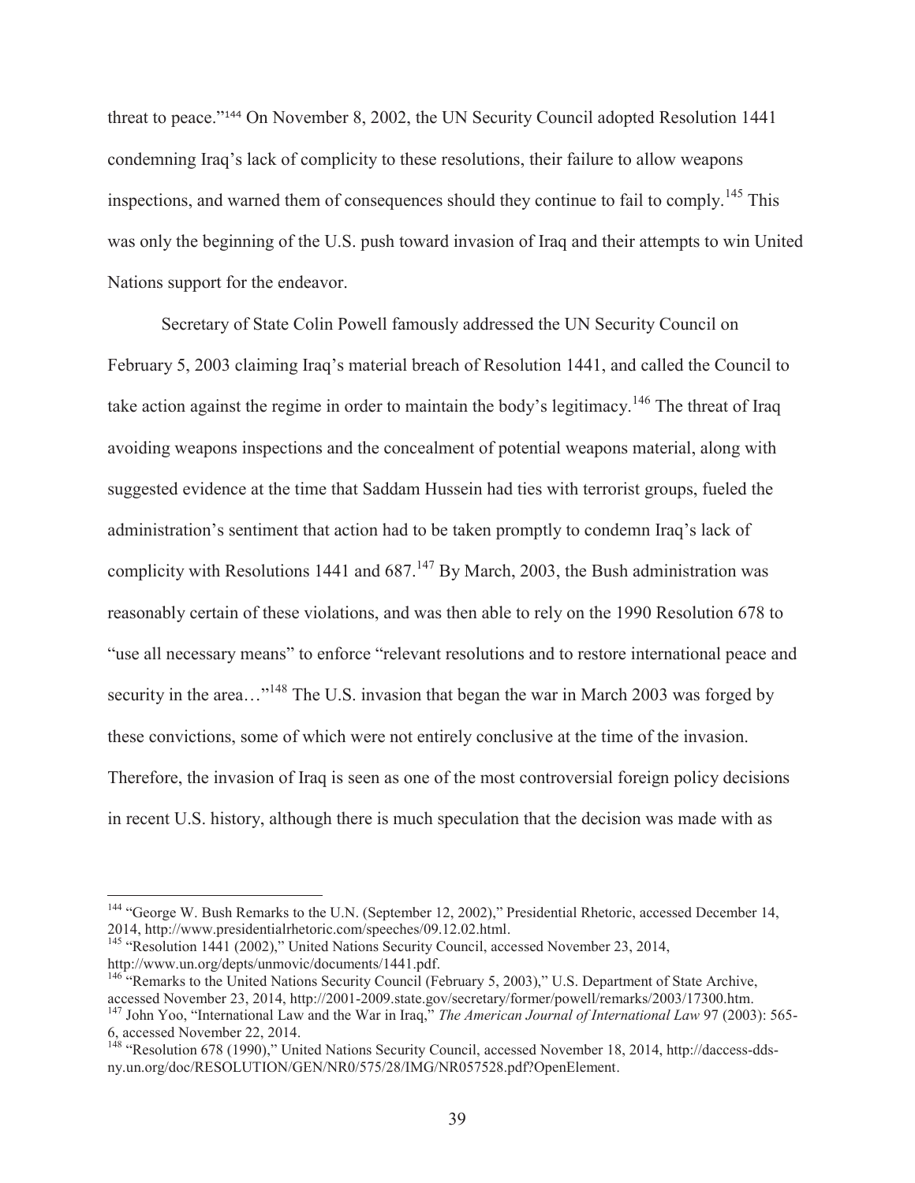threat to peace."[144] On November 8, 2002, the UN Security Council adopted Resolution 1441 condemning Iraq's lack of complicity to these resolutions, their failure to allow weapons inspections, and warned them of consequences should they continue to fail to comply.[145] This was only the beginning of the U.S. push toward invasion of Iraq and their attempts to win United Nations support for the endeavor.

Secretary of State Colin Powell famously addressed the UN Security Council on February 5, 2003 claiming Iraq's material breach of Resolution 1441, and called the Council to take action against the regime in order to maintain the body's legitimacy.[146] The threat of Iraq avoiding weapons inspections and the concealment of potential weapons material, along with suggested evidence at the time that Saddam Hussein had ties with terrorist groups, fueled the administration's sentiment that action had to be taken promptly to condemn Iraq's lack of complicity with Resolutions 1441 and 687.[147] By March, 2003, the Bush administration was reasonably certain of these violations, and was then able to rely on the 1990 Resolution 678 to "use all necessary means" to enforce "relevant resolutions and to restore international peace and security in the area…"[148] The U.S. invasion that began the war in March 2003 was forged by these convictions, some of which were not entirely conclusive at the time of the invasion. Therefore, the invasion of Iraq is seen as one of the most controversial foreign policy decisions in recent U.S. history, although there is much speculation that the decision was made with as

---

[144] "George W. Bush Remarks to the U.N. (September 12, 2002)," Presidential Rhetoric, accessed December 14, 2014, http://www.presidentialrhetoric.com/speeches/09.12.02.html.

[145] "Resolution 1441 (2002)," United Nations Security Council, accessed November 23, 2014, http://www.un.org/depts/unmovic/documents/1441.pdf.

[146] "Remarks to the United Nations Security Council (February 5, 2003)," U.S. Department of State Archive, accessed November 23, 2014, http://2001-2009.state.gov/secretary/former/powell/remarks/2003/17300.htm.

[147] John Yoo, "International Law and the War in Iraq," *The American Journal of International Law* 97 (2003): 565-6, accessed November 22, 2014.

[148] "Resolution 678 (1990)," United Nations Security Council, accessed November 18, 2014, http://daccess-dds-ny.un.org/doc/RESOLUTION/GEN/NR0/575/28/IMG/NR057528.pdf?OpenElement.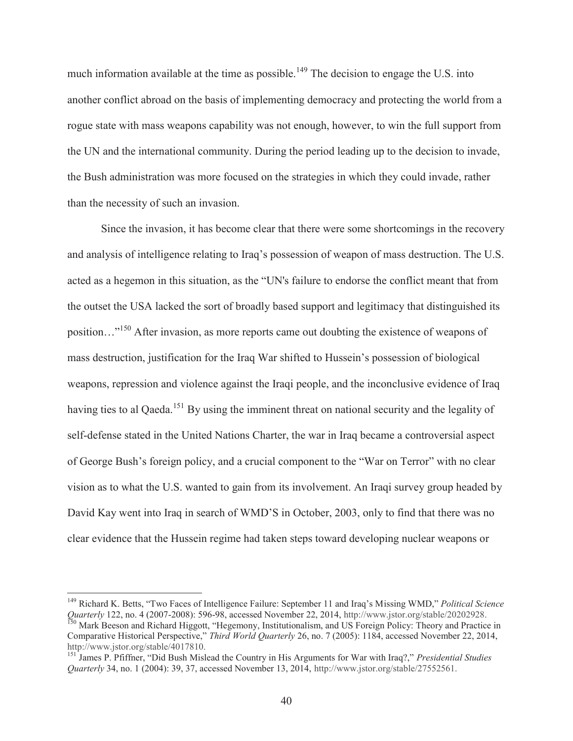much information available at the time as possible.[149] The decision to engage the U.S. into another conflict abroad on the basis of implementing democracy and protecting the world from a rogue state with mass weapons capability was not enough, however, to win the full support from the UN and the international community. During the period leading up to the decision to invade, the Bush administration was more focused on the strategies in which they could invade, rather than the necessity of such an invasion.

Since the invasion, it has become clear that there were some shortcomings in the recovery and analysis of intelligence relating to Iraq's possession of weapon of mass destruction. The U.S. acted as a hegemon in this situation, as the "UN's failure to endorse the conflict meant that from the outset the USA lacked the sort of broadly based support and legitimacy that distinguished its position…"[150] After invasion, as more reports came out doubting the existence of weapons of mass destruction, justification for the Iraq War shifted to Hussein's possession of biological weapons, repression and violence against the Iraqi people, and the inconclusive evidence of Iraq having ties to al Qaeda.[151] By using the imminent threat on national security and the legality of self-defense stated in the United Nations Charter, the war in Iraq became a controversial aspect of George Bush's foreign policy, and a crucial component to the "War on Terror" with no clear vision as to what the U.S. wanted to gain from its involvement. An Iraqi survey group headed by David Kay went into Iraq in search of WMD'S in October, 2003, only to find that there was no clear evidence that the Hussein regime had taken steps toward developing nuclear weapons or

---

[149] Richard K. Betts, "Two Faces of Intelligence Failure: September 11 and Iraq's Missing WMD," *Political Science Quarterly* 122, no. 4 (2007-2008): 596-98, accessed November 22, 2014, http://www.jstor.org/stable/20202928.

[150] Mark Beeson and Richard Higgott, "Hegemony, Institutionalism, and US Foreign Policy: Theory and Practice in Comparative Historical Perspective," *Third World Quarterly* 26, no. 7 (2005): 1184, accessed November 22, 2014, http://www.jstor.org/stable/4017810.

[151] James P. Pfiffner, "Did Bush Mislead the Country in His Arguments for War with Iraq?," *Presidential Studies Quarterly* 34, no. 1 (2004): 39, 37, accessed November 13, 2014, http://www.jstor.org/stable/27552561.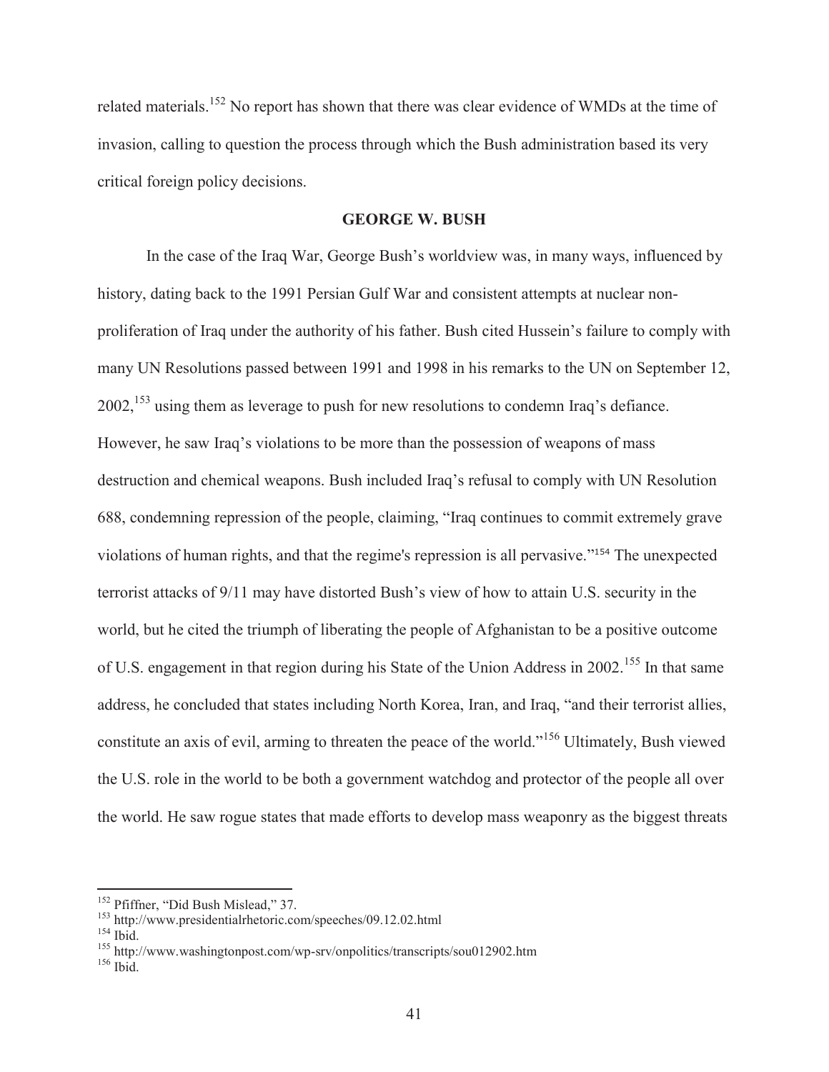related materials.[152] No report has shown that there was clear evidence of WMDs at the time of invasion, calling to question the process through which the Bush administration based its very critical foreign policy decisions.

## GEORGE W. BUSH

In the case of the Iraq War, George Bush's worldview was, in many ways, influenced by history, dating back to the 1991 Persian Gulf War and consistent attempts at nuclear non-proliferation of Iraq under the authority of his father. Bush cited Hussein's failure to comply with many UN Resolutions passed between 1991 and 1998 in his remarks to the UN on September 12, 2002,[153] using them as leverage to push for new resolutions to condemn Iraq's defiance. However, he saw Iraq's violations to be more than the possession of weapons of mass destruction and chemical weapons. Bush included Iraq's refusal to comply with UN Resolution 688, condemning repression of the people, claiming, "Iraq continues to commit extremely grave violations of human rights, and that the regime's repression is all pervasive."[154] The unexpected terrorist attacks of 9/11 may have distorted Bush's view of how to attain U.S. security in the world, but he cited the triumph of liberating the people of Afghanistan to be a positive outcome of U.S. engagement in that region during his State of the Union Address in 2002.[155] In that same address, he concluded that states including North Korea, Iran, and Iraq, "and their terrorist allies, constitute an axis of evil, arming to threaten the peace of the world."[156] Ultimately, Bush viewed the U.S. role in the world to be both a government watchdog and protector of the people all over the world. He saw rogue states that made efforts to develop mass weaponry as the biggest threats

---

[152] Pfiffner, "Did Bush Mislead," 37.
[153] http://www.presidentialrhetoric.com/speeches/09.12.02.html
[154] Ibid.
[155] http://www.washingtonpost.com/wp-srv/onpolitics/transcripts/sou012902.htm
[156] Ibid.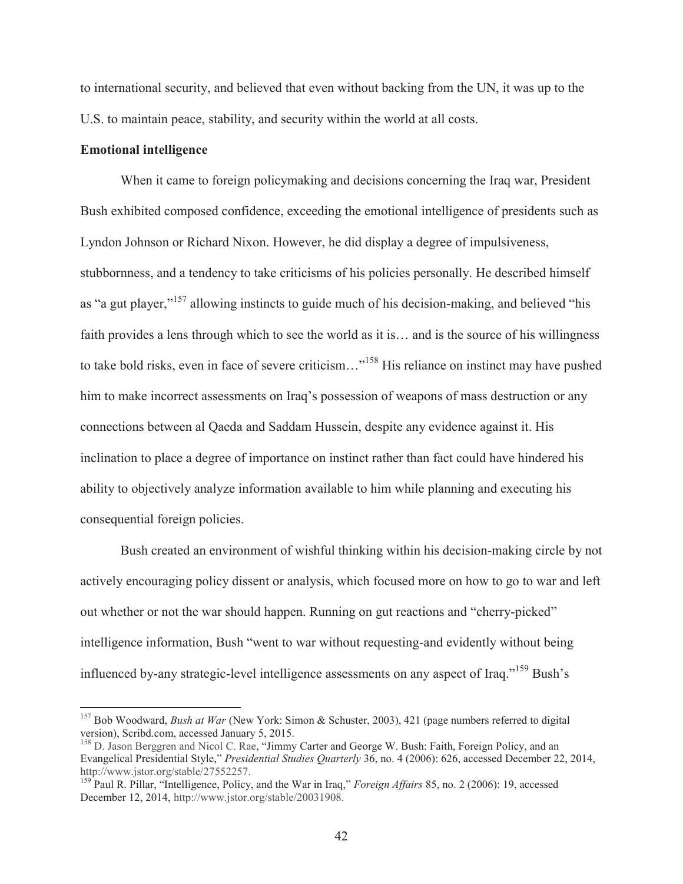to international security, and believed that even without backing from the UN, it was up to the U.S. to maintain peace, stability, and security within the world at all costs.

**Emotional intelligence**

When it came to foreign policymaking and decisions concerning the Iraq war, President Bush exhibited composed confidence, exceeding the emotional intelligence of presidents such as Lyndon Johnson or Richard Nixon. However, he did display a degree of impulsiveness, stubbornness, and a tendency to take criticisms of his policies personally. He described himself as "a gut player,"[157] allowing instincts to guide much of his decision-making, and believed "his faith provides a lens through which to see the world as it is… and is the source of his willingness to take bold risks, even in face of severe criticism…"[158] His reliance on instinct may have pushed him to make incorrect assessments on Iraq's possession of weapons of mass destruction or any connections between al Qaeda and Saddam Hussein, despite any evidence against it. His inclination to place a degree of importance on instinct rather than fact could have hindered his ability to objectively analyze information available to him while planning and executing his consequential foreign policies.

Bush created an environment of wishful thinking within his decision-making circle by not actively encouraging policy dissent or analysis, which focused more on how to go to war and left out whether or not the war should happen. Running on gut reactions and "cherry-picked" intelligence information, Bush "went to war without requesting-and evidently without being influenced by-any strategic-level intelligence assessments on any aspect of Iraq."[159] Bush's

---

[157] Bob Woodward, *Bush at War* (New York: Simon & Schuster, 2003), 421 (page numbers referred to digital version), Scribd.com, accessed January 5, 2015.

[158] D. Jason Berggren and Nicol C. Rae, "Jimmy Carter and George W. Bush: Faith, Foreign Policy, and an Evangelical Presidential Style," *Presidential Studies Quarterly* 36, no. 4 (2006): 626, accessed December 22, 2014, http://www.jstor.org/stable/27552257.

[159] Paul R. Pillar, "Intelligence, Policy, and the War in Iraq," *Foreign Affairs* 85, no. 2 (2006): 19, accessed December 12, 2014, http://www.jstor.org/stable/20031908.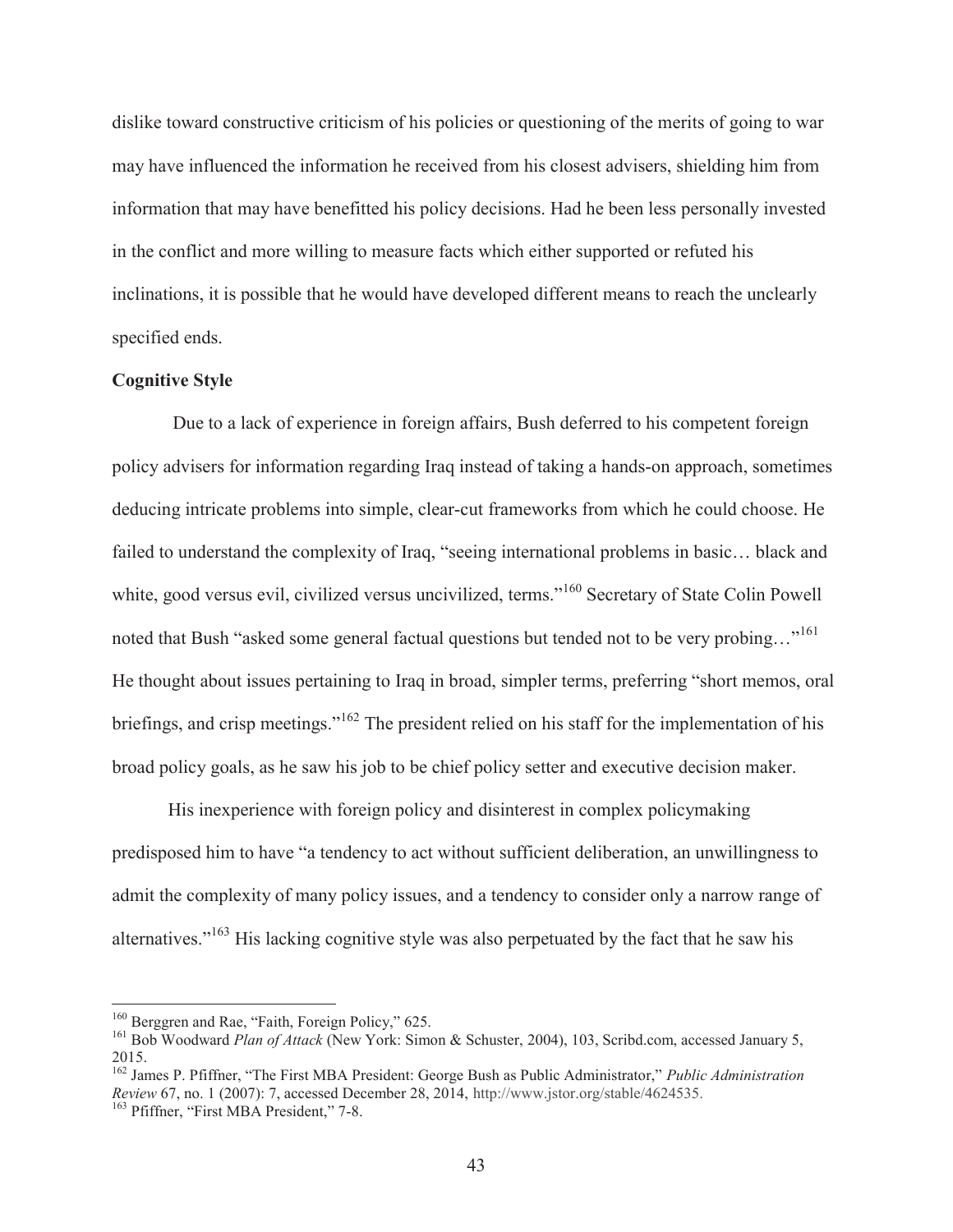dislike toward constructive criticism of his policies or questioning of the merits of going to war may have influenced the information he received from his closest advisers, shielding him from information that may have benefitted his policy decisions. Had he been less personally invested in the conflict and more willing to measure facts which either supported or refuted his inclinations, it is possible that he would have developed different means to reach the unclearly specified ends.

**Cognitive Style**

Due to a lack of experience in foreign affairs, Bush deferred to his competent foreign policy advisers for information regarding Iraq instead of taking a hands-on approach, sometimes deducing intricate problems into simple, clear-cut frameworks from which he could choose. He failed to understand the complexity of Iraq, "seeing international problems in basic… black and white, good versus evil, civilized versus uncivilized, terms."[160] Secretary of State Colin Powell noted that Bush "asked some general factual questions but tended not to be very probing…"[161] He thought about issues pertaining to Iraq in broad, simpler terms, preferring "short memos, oral briefings, and crisp meetings."[162] The president relied on his staff for the implementation of his broad policy goals, as he saw his job to be chief policy setter and executive decision maker.

His inexperience with foreign policy and disinterest in complex policymaking predisposed him to have "a tendency to act without sufficient deliberation, an unwillingness to admit the complexity of many policy issues, and a tendency to consider only a narrow range of alternatives."[163] His lacking cognitive style was also perpetuated by the fact that he saw his

---

[160] Berggren and Rae, "Faith, Foreign Policy," 625.

[161] Bob Woodward *Plan of Attack* (New York: Simon & Schuster, 2004), 103, Scribd.com, accessed January 5, 2015.

[162] James P. Pfiffner, "The First MBA President: George Bush as Public Administrator," *Public Administration Review* 67, no. 1 (2007): 7, accessed December 28, 2014, http://www.jstor.org/stable/4624535.

[163] Pfiffner, "First MBA President," 7-8.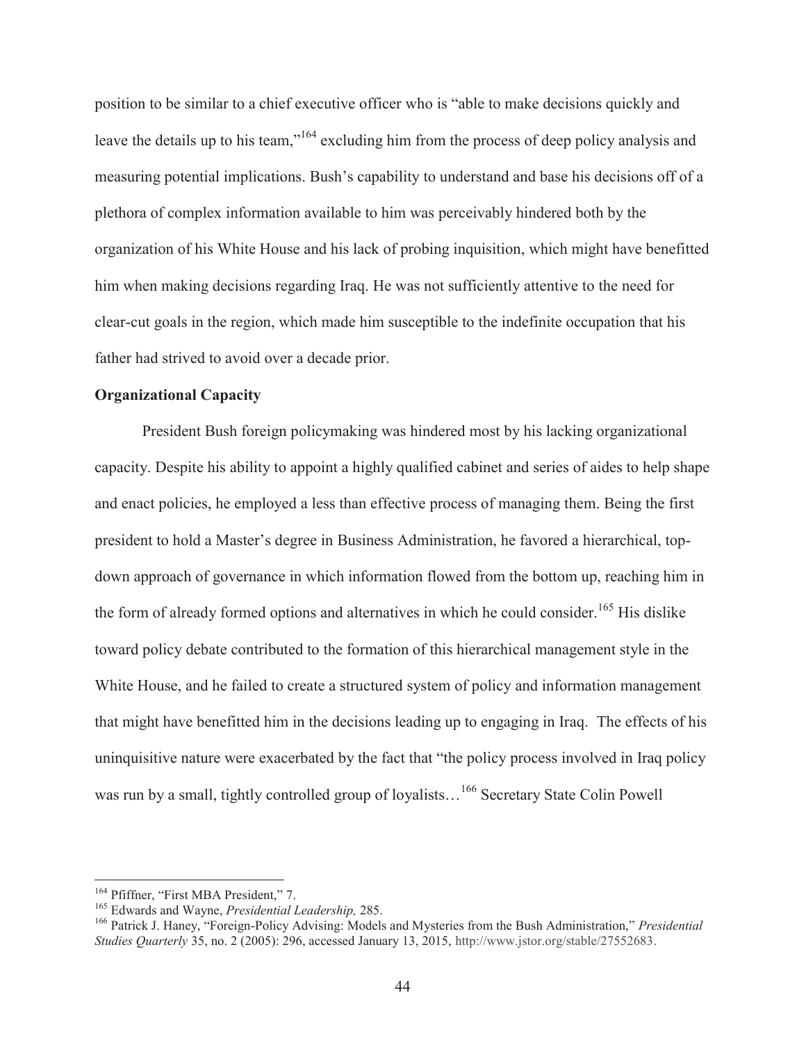position to be similar to a chief executive officer who is "able to make decisions quickly and leave the details up to his team,"[164] excluding him from the process of deep policy analysis and measuring potential implications. Bush's capability to understand and base his decisions off of a plethora of complex information available to him was perceivably hindered both by the organization of his White House and his lack of probing inquisition, which might have benefitted him when making decisions regarding Iraq. He was not sufficiently attentive to the need for clear-cut goals in the region, which made him susceptible to the indefinite occupation that his father had strived to avoid over a decade prior.

**Organizational Capacity**

President Bush foreign policymaking was hindered most by his lacking organizational capacity. Despite his ability to appoint a highly qualified cabinet and series of aides to help shape and enact policies, he employed a less than effective process of managing them. Being the first president to hold a Master's degree in Business Administration, he favored a hierarchical, top-down approach of governance in which information flowed from the bottom up, reaching him in the form of already formed options and alternatives in which he could consider.[165] His dislike toward policy debate contributed to the formation of this hierarchical management style in the White House, and he failed to create a structured system of policy and information management that might have benefitted him in the decisions leading up to engaging in Iraq. The effects of his uninquisitive nature were exacerbated by the fact that "the policy process involved in Iraq policy was run by a small, tightly controlled group of loyalists…[166] Secretary State Colin Powell

---

[164] Pfiffner, "First MBA President," 7.

[165] Edwards and Wayne, *Presidential Leadership,* 285.

[166] Patrick J. Haney, "Foreign-Policy Advising: Models and Mysteries from the Bush Administration," *Presidential Studies Quarterly* 35, no. 2 (2005): 296, accessed January 13, 2015, http://www.jstor.org/stable/27552683.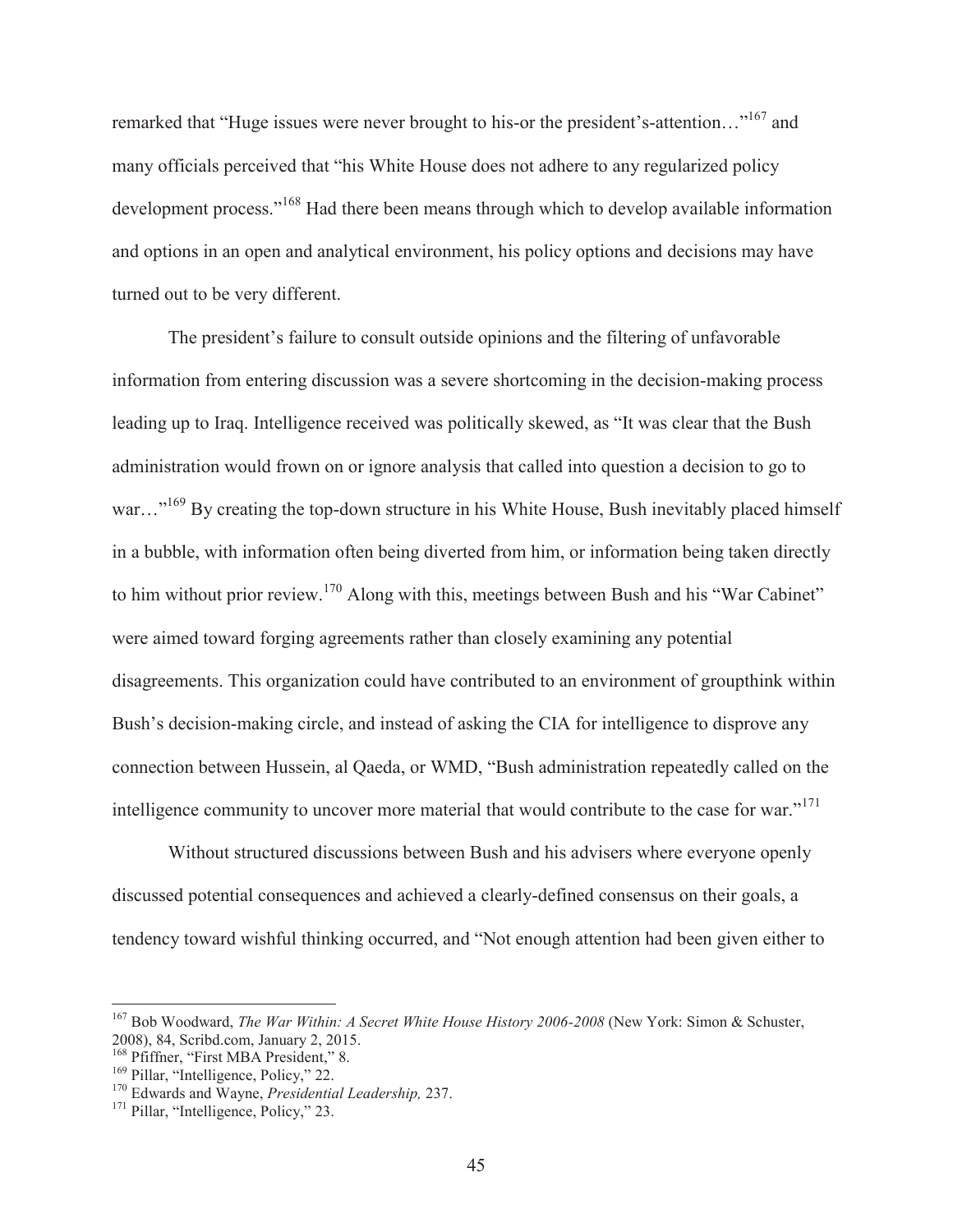remarked that "Huge issues were never brought to his-or the president's-attention…"[167] and many officials perceived that "his White House does not adhere to any regularized policy development process."[168] Had there been means through which to develop available information and options in an open and analytical environment, his policy options and decisions may have turned out to be very different.

The president's failure to consult outside opinions and the filtering of unfavorable information from entering discussion was a severe shortcoming in the decision-making process leading up to Iraq. Intelligence received was politically skewed, as "It was clear that the Bush administration would frown on or ignore analysis that called into question a decision to go to war…"[169] By creating the top-down structure in his White House, Bush inevitably placed himself in a bubble, with information often being diverted from him, or information being taken directly to him without prior review.[170] Along with this, meetings between Bush and his "War Cabinet" were aimed toward forging agreements rather than closely examining any potential disagreements. This organization could have contributed to an environment of groupthink within Bush's decision-making circle, and instead of asking the CIA for intelligence to disprove any connection between Hussein, al Qaeda, or WMD, "Bush administration repeatedly called on the intelligence community to uncover more material that would contribute to the case for war."[171]

Without structured discussions between Bush and his advisers where everyone openly discussed potential consequences and achieved a clearly-defined consensus on their goals, a tendency toward wishful thinking occurred, and "Not enough attention had been given either to

---

[167] Bob Woodward, *The War Within: A Secret White House History 2006-2008* (New York: Simon & Schuster, 2008), 84, Scribd.com, January 2, 2015.

[168] Pfiffner, "First MBA President," 8.

[169] Pillar, "Intelligence, Policy," 22.

[170] Edwards and Wayne, *Presidential Leadership,* 237.

[171] Pillar, "Intelligence, Policy," 23.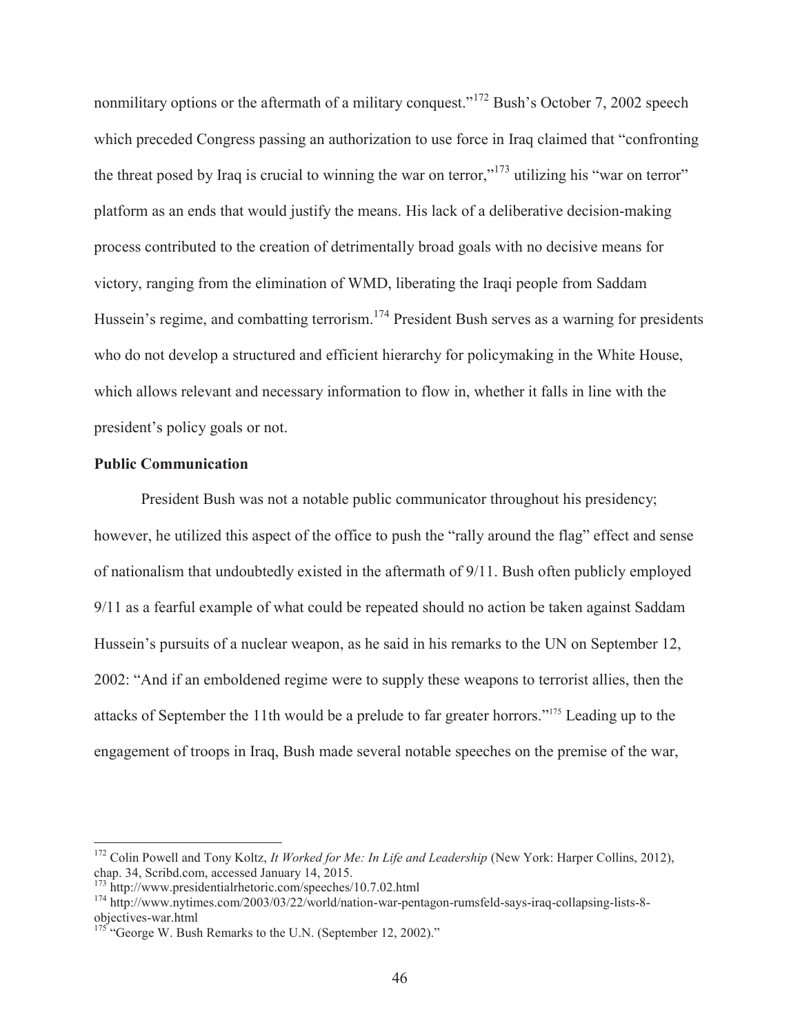nonmilitary options or the aftermath of a military conquest."[172] Bush's October 7, 2002 speech which preceded Congress passing an authorization to use force in Iraq claimed that "confronting the threat posed by Iraq is crucial to winning the war on terror,"[173] utilizing his "war on terror" platform as an ends that would justify the means. His lack of a deliberative decision-making process contributed to the creation of detrimentally broad goals with no decisive means for victory, ranging from the elimination of WMD, liberating the Iraqi people from Saddam Hussein's regime, and combatting terrorism.[174] President Bush serves as a warning for presidents who do not develop a structured and efficient hierarchy for policymaking in the White House, which allows relevant and necessary information to flow in, whether it falls in line with the president's policy goals or not.

**Public Communication**

President Bush was not a notable public communicator throughout his presidency; however, he utilized this aspect of the office to push the "rally around the flag" effect and sense of nationalism that undoubtedly existed in the aftermath of 9/11. Bush often publicly employed 9/11 as a fearful example of what could be repeated should no action be taken against Saddam Hussein's pursuits of a nuclear weapon, as he said in his remarks to the UN on September 12, 2002: "And if an emboldened regime were to supply these weapons to terrorist allies, then the attacks of September the 11th would be a prelude to far greater horrors."[175] Leading up to the engagement of troops in Iraq, Bush made several notable speeches on the premise of the war,

---

[172] Colin Powell and Tony Koltz, *It Worked for Me: In Life and Leadership* (New York: Harper Collins, 2012), chap. 34, Scribd.com, accessed January 14, 2015.

[173] http://www.presidentialrhetoric.com/speeches/10.7.02.html

[174] http://www.nytimes.com/2003/03/22/world/nation-war-pentagon-rumsfeld-says-iraq-collapsing-lists-8-objectives-war.html

[175] "George W. Bush Remarks to the U.N. (September 12, 2002)."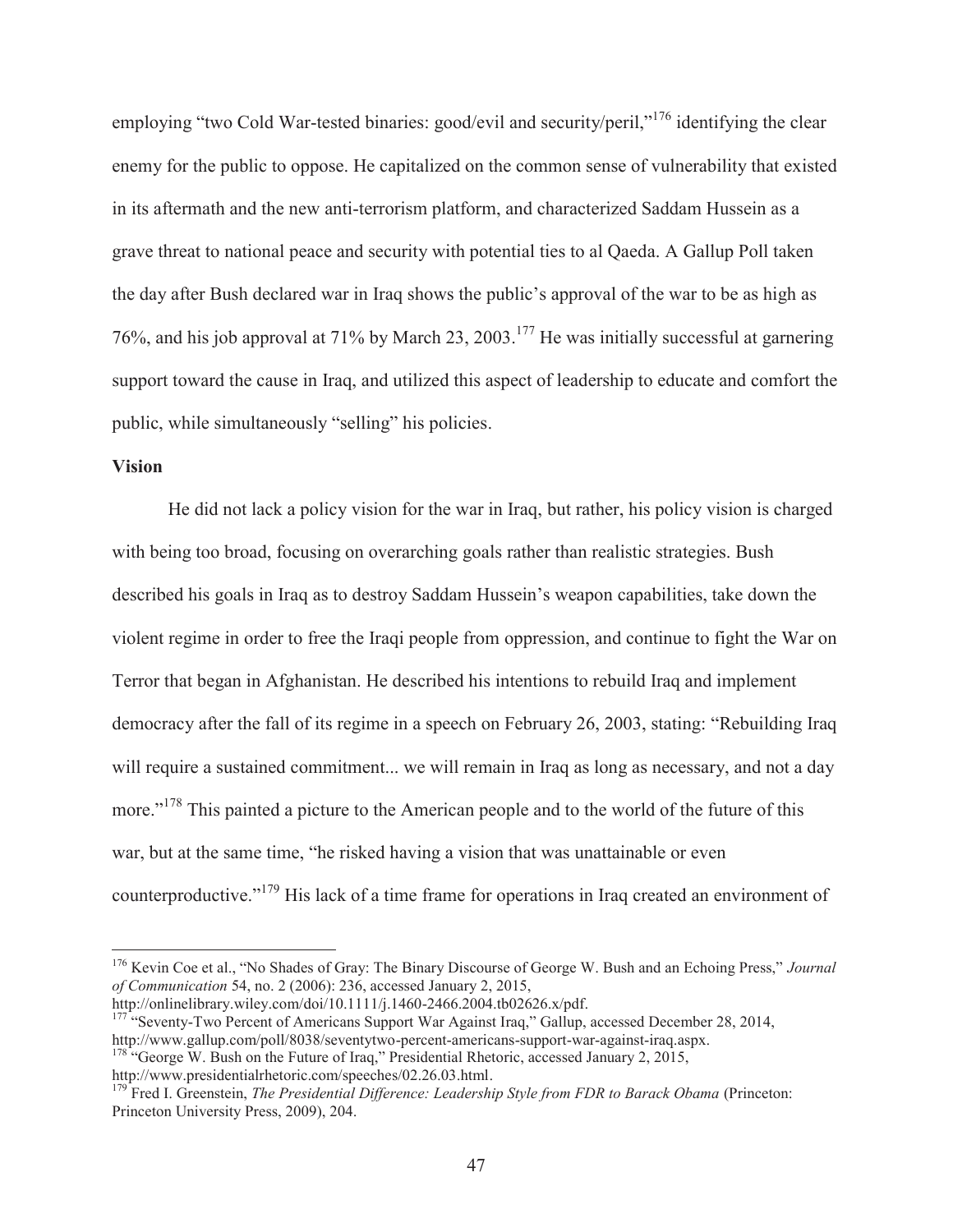employing “two Cold War-tested binaries: good/evil and security/peril,”[176] identifying the clear enemy for the public to oppose. He capitalized on the common sense of vulnerability that existed in its aftermath and the new anti-terrorism platform, and characterized Saddam Hussein as a grave threat to national peace and security with potential ties to al Qaeda. A Gallup Poll taken the day after Bush declared war in Iraq shows the public’s approval of the war to be as high as 76%, and his job approval at 71% by March 23, 2003.[177] He was initially successful at garnering support toward the cause in Iraq, and utilized this aspect of leadership to educate and comfort the public, while simultaneously “selling” his policies.

**Vision**

He did not lack a policy vision for the war in Iraq, but rather, his policy vision is charged with being too broad, focusing on overarching goals rather than realistic strategies. Bush described his goals in Iraq as to destroy Saddam Hussein’s weapon capabilities, take down the violent regime in order to free the Iraqi people from oppression, and continue to fight the War on Terror that began in Afghanistan. He described his intentions to rebuild Iraq and implement democracy after the fall of its regime in a speech on February 26, 2003, stating: “Rebuilding Iraq will require a sustained commitment... we will remain in Iraq as long as necessary, and not a day more.”[178] This painted a picture to the American people and to the world of the future of this war, but at the same time, “he risked having a vision that was unattainable or even counterproductive.”[179] His lack of a time frame for operations in Iraq created an environment of

---

[176] Kevin Coe et al., “No Shades of Gray: The Binary Discourse of George W. Bush and an Echoing Press,” *Journal of Communication* 54, no. 2 (2006): 236, accessed January 2, 2015, http://onlinelibrary.wiley.com/doi/10.1111/j.1460-2466.2004.tb02626.x/pdf.

[177] “Seventy-Two Percent of Americans Support War Against Iraq,” Gallup, accessed December 28, 2014, http://www.gallup.com/poll/8038/seventytwo-percent-americans-support-war-against-iraq.aspx.

[178] “George W. Bush on the Future of Iraq,” Presidential Rhetoric, accessed January 2, 2015, http://www.presidentialrhetoric.com/speeches/02.26.03.html.

[179] Fred I. Greenstein, *The Presidential Difference: Leadership Style from FDR to Barack Obama* (Princeton: Princeton University Press, 2009), 204.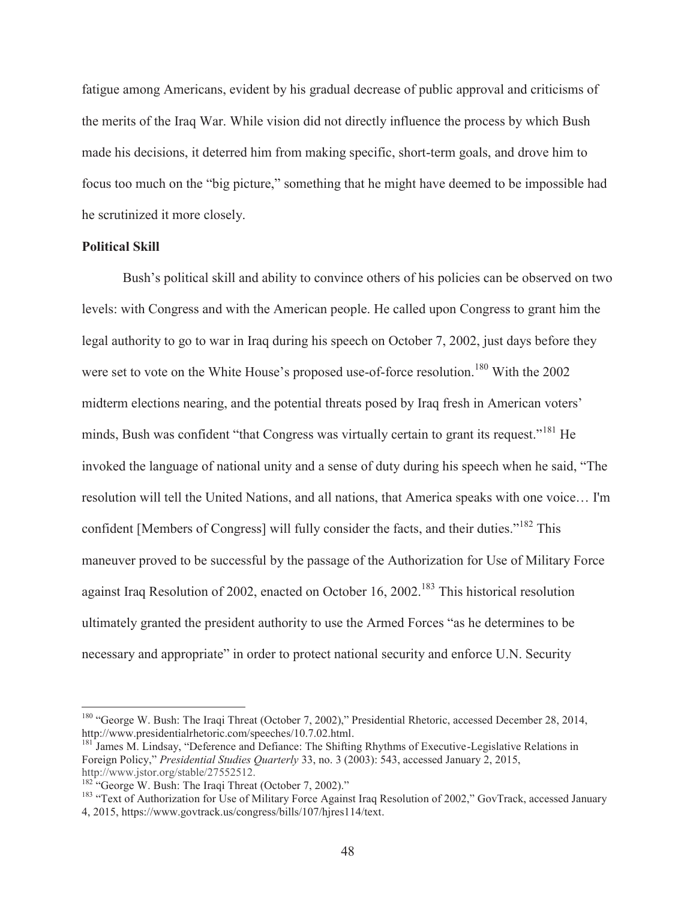fatigue among Americans, evident by his gradual decrease of public approval and criticisms of the merits of the Iraq War. While vision did not directly influence the process by which Bush made his decisions, it deterred him from making specific, short-term goals, and drove him to focus too much on the "big picture," something that he might have deemed to be impossible had he scrutinized it more closely.

**Political Skill**

Bush's political skill and ability to convince others of his policies can be observed on two levels: with Congress and with the American people. He called upon Congress to grant him the legal authority to go to war in Iraq during his speech on October 7, 2002, just days before they were set to vote on the White House's proposed use-of-force resolution.[180] With the 2002 midterm elections nearing, and the potential threats posed by Iraq fresh in American voters' minds, Bush was confident "that Congress was virtually certain to grant its request."[181] He invoked the language of national unity and a sense of duty during his speech when he said, "The resolution will tell the United Nations, and all nations, that America speaks with one voice… I'm confident [Members of Congress] will fully consider the facts, and their duties."[182] This maneuver proved to be successful by the passage of the Authorization for Use of Military Force against Iraq Resolution of 2002, enacted on October 16, 2002.[183] This historical resolution ultimately granted the president authority to use the Armed Forces "as he determines to be necessary and appropriate" in order to protect national security and enforce U.N. Security

---

[180] "George W. Bush: The Iraqi Threat (October 7, 2002)," Presidential Rhetoric, accessed December 28, 2014, http://www.presidentialrhetoric.com/speeches/10.7.02.html.

[181] James M. Lindsay, "Deference and Defiance: The Shifting Rhythms of Executive-Legislative Relations in Foreign Policy," *Presidential Studies Quarterly* 33, no. 3 (2003): 543, accessed January 2, 2015, http://www.jstor.org/stable/27552512.

[182] "George W. Bush: The Iraqi Threat (October 7, 2002)."

[183] "Text of Authorization for Use of Military Force Against Iraq Resolution of 2002," GovTrack, accessed January 4, 2015, https://www.govtrack.us/congress/bills/107/hjres114/text.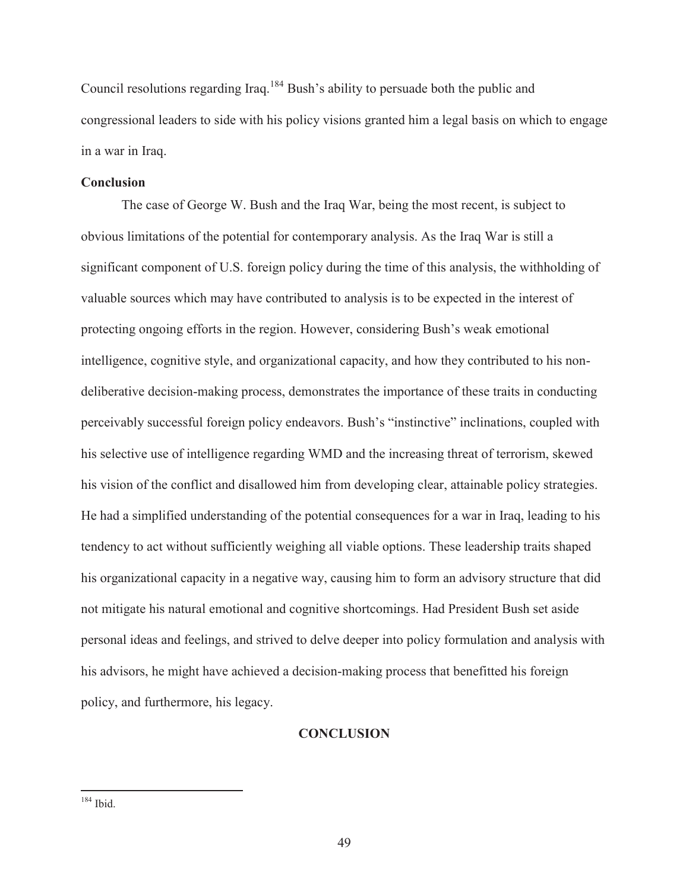Council resolutions regarding Iraq.[184] Bush's ability to persuade both the public and congressional leaders to side with his policy visions granted him a legal basis on which to engage in a war in Iraq.

### Conclusion

The case of George W. Bush and the Iraq War, being the most recent, is subject to obvious limitations of the potential for contemporary analysis. As the Iraq War is still a significant component of U.S. foreign policy during the time of this analysis, the withholding of valuable sources which may have contributed to analysis is to be expected in the interest of protecting ongoing efforts in the region. However, considering Bush's weak emotional intelligence, cognitive style, and organizational capacity, and how they contributed to his non-deliberative decision-making process, demonstrates the importance of these traits in conducting perceivably successful foreign policy endeavors. Bush's "instinctive" inclinations, coupled with his selective use of intelligence regarding WMD and the increasing threat of terrorism, skewed his vision of the conflict and disallowed him from developing clear, attainable policy strategies. He had a simplified understanding of the potential consequences for a war in Iraq, leading to his tendency to act without sufficiently weighing all viable options. These leadership traits shaped his organizational capacity in a negative way, causing him to form an advisory structure that did not mitigate his natural emotional and cognitive shortcomings. Had President Bush set aside personal ideas and feelings, and strived to delve deeper into policy formulation and analysis with his advisors, he might have achieved a decision-making process that benefitted his foreign policy, and furthermore, his legacy.

## CONCLUSION

---

[184] Ibid.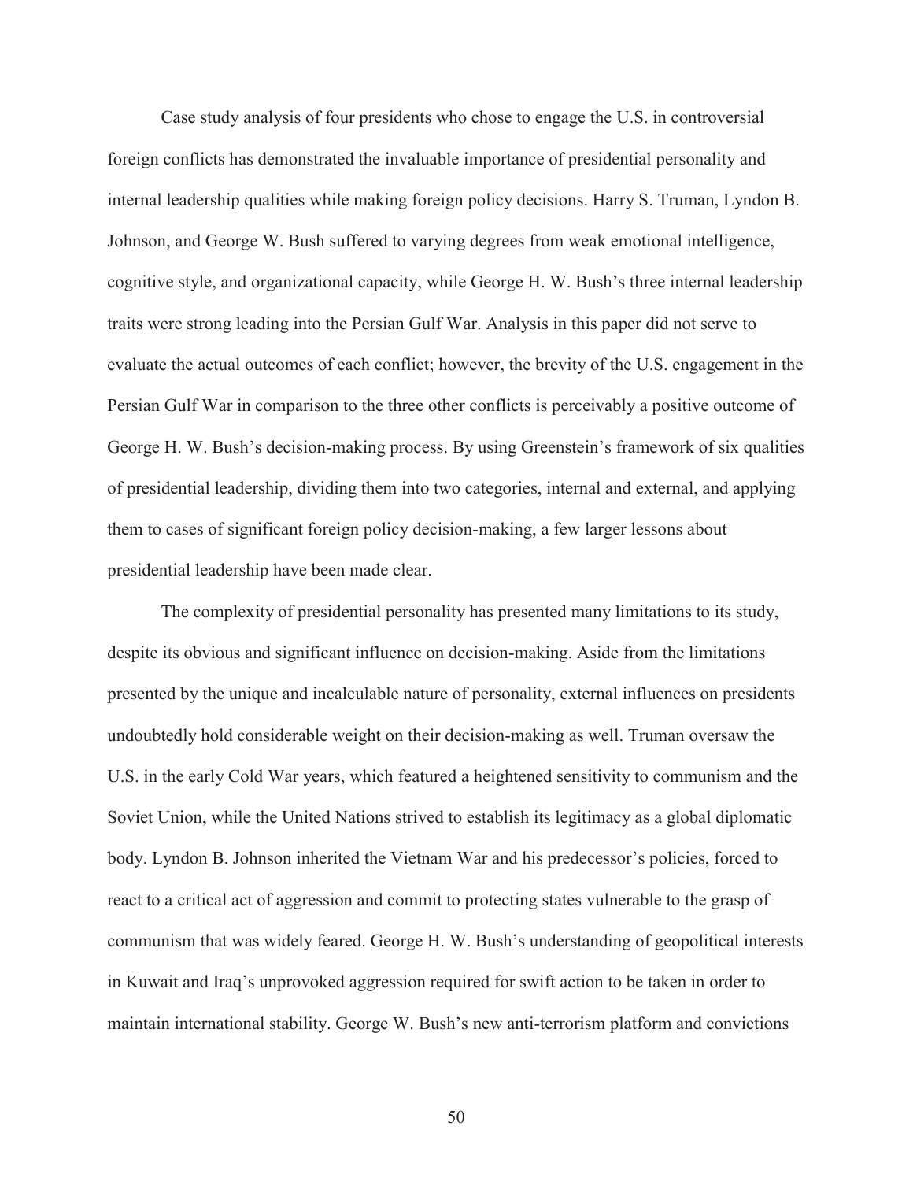Case study analysis of four presidents who chose to engage the U.S. in controversial foreign conflicts has demonstrated the invaluable importance of presidential personality and internal leadership qualities while making foreign policy decisions. Harry S. Truman, Lyndon B. Johnson, and George W. Bush suffered to varying degrees from weak emotional intelligence, cognitive style, and organizational capacity, while George H. W. Bush's three internal leadership traits were strong leading into the Persian Gulf War. Analysis in this paper did not serve to evaluate the actual outcomes of each conflict; however, the brevity of the U.S. engagement in the Persian Gulf War in comparison to the three other conflicts is perceivably a positive outcome of George H. W. Bush's decision-making process. By using Greenstein's framework of six qualities of presidential leadership, dividing them into two categories, internal and external, and applying them to cases of significant foreign policy decision-making, a few larger lessons about presidential leadership have been made clear.

The complexity of presidential personality has presented many limitations to its study, despite its obvious and significant influence on decision-making. Aside from the limitations presented by the unique and incalculable nature of personality, external influences on presidents undoubtedly hold considerable weight on their decision-making as well. Truman oversaw the U.S. in the early Cold War years, which featured a heightened sensitivity to communism and the Soviet Union, while the United Nations strived to establish its legitimacy as a global diplomatic body. Lyndon B. Johnson inherited the Vietnam War and his predecessor's policies, forced to react to a critical act of aggression and commit to protecting states vulnerable to the grasp of communism that was widely feared. George H. W. Bush's understanding of geopolitical interests in Kuwait and Iraq's unprovoked aggression required for swift action to be taken in order to maintain international stability. George W. Bush's new anti-terrorism platform and convictions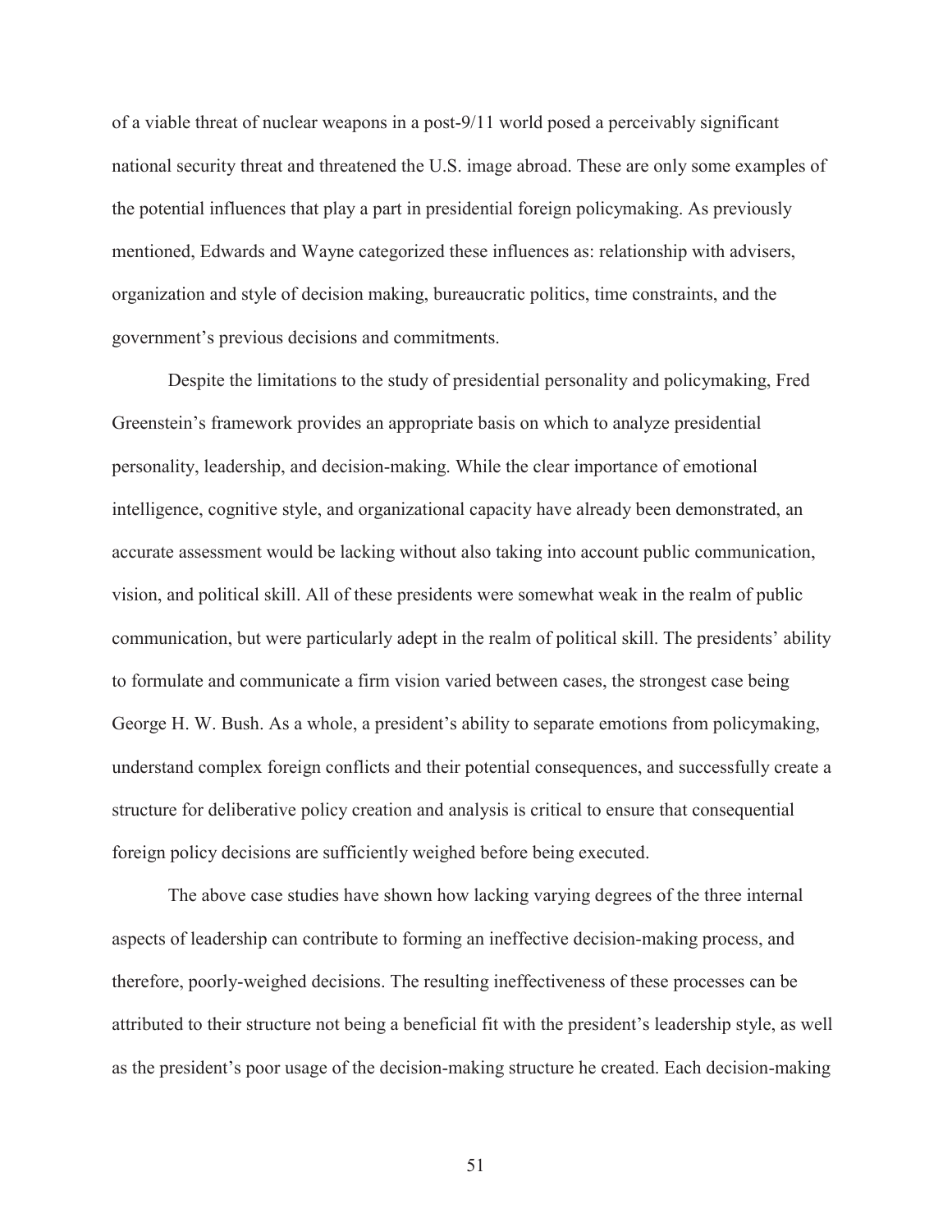of a viable threat of nuclear weapons in a post-9/11 world posed a perceivably significant national security threat and threatened the U.S. image abroad. These are only some examples of the potential influences that play a part in presidential foreign policymaking. As previously mentioned, Edwards and Wayne categorized these influences as: relationship with advisers, organization and style of decision making, bureaucratic politics, time constraints, and the government's previous decisions and commitments.

Despite the limitations to the study of presidential personality and policymaking, Fred Greenstein's framework provides an appropriate basis on which to analyze presidential personality, leadership, and decision-making. While the clear importance of emotional intelligence, cognitive style, and organizational capacity have already been demonstrated, an accurate assessment would be lacking without also taking into account public communication, vision, and political skill. All of these presidents were somewhat weak in the realm of public communication, but were particularly adept in the realm of political skill. The presidents' ability to formulate and communicate a firm vision varied between cases, the strongest case being George H. W. Bush. As a whole, a president's ability to separate emotions from policymaking, understand complex foreign conflicts and their potential consequences, and successfully create a structure for deliberative policy creation and analysis is critical to ensure that consequential foreign policy decisions are sufficiently weighed before being executed.

The above case studies have shown how lacking varying degrees of the three internal aspects of leadership can contribute to forming an ineffective decision-making process, and therefore, poorly-weighed decisions. The resulting ineffectiveness of these processes can be attributed to their structure not being a beneficial fit with the president's leadership style, as well as the president's poor usage of the decision-making structure he created. Each decision-making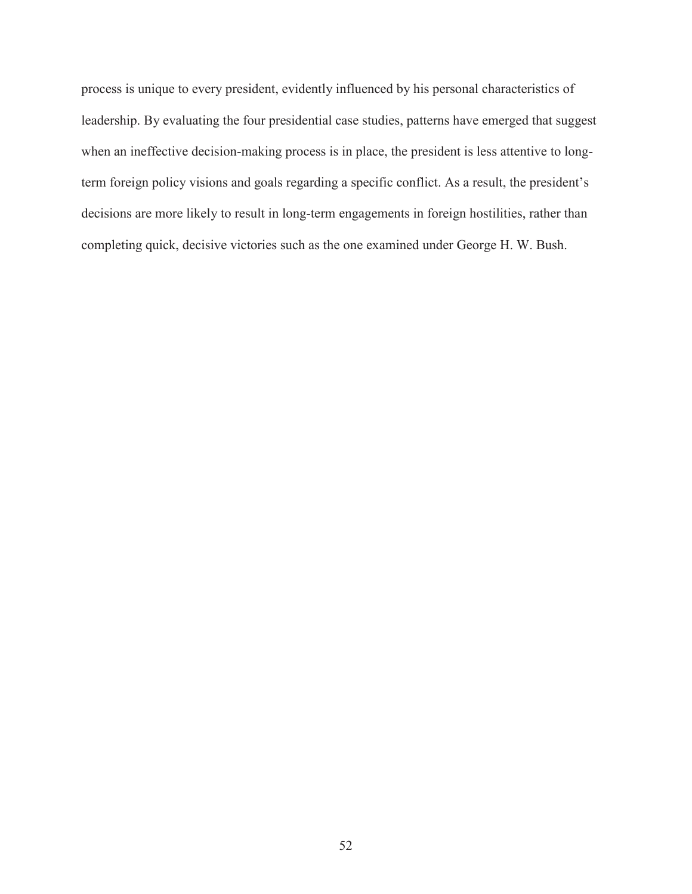process is unique to every president, evidently influenced by his personal characteristics of leadership. By evaluating the four presidential case studies, patterns have emerged that suggest when an ineffective decision-making process is in place, the president is less attentive to long-term foreign policy visions and goals regarding a specific conflict. As a result, the president's decisions are more likely to result in long-term engagements in foreign hostilities, rather than completing quick, decisive victories such as the one examined under George H. W. Bush.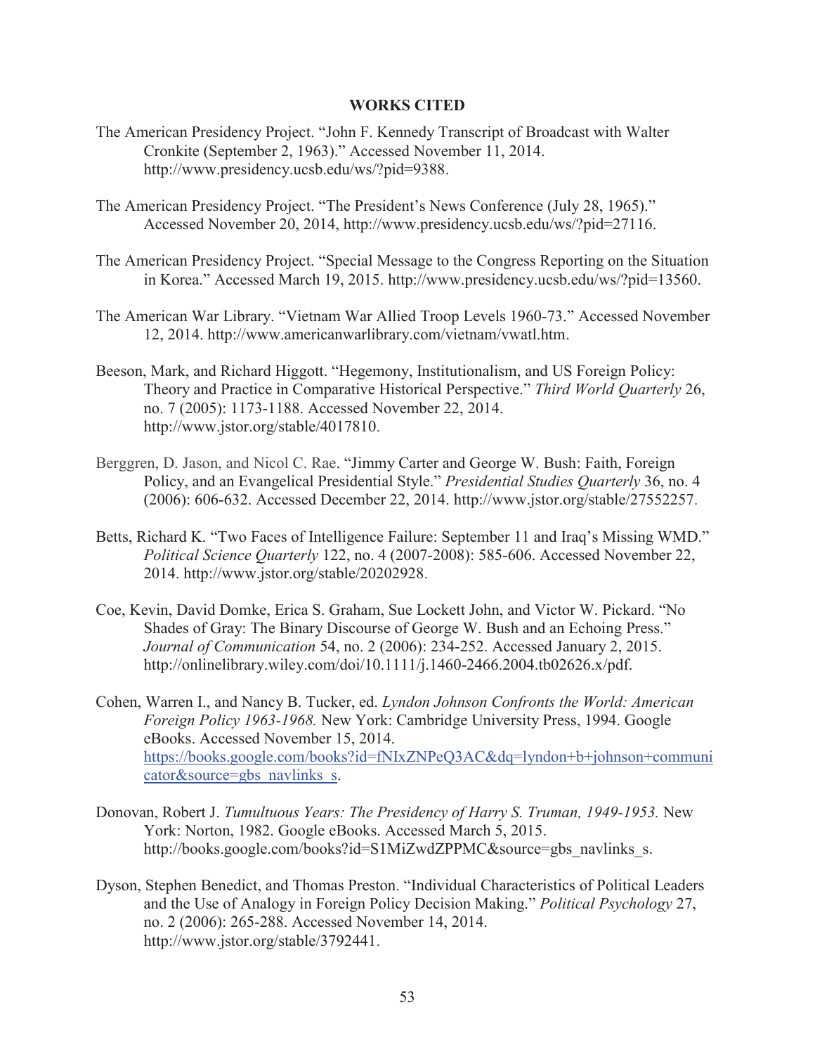# WORKS CITED

The American Presidency Project. "John F. Kennedy Transcript of Broadcast with Walter Cronkite (September 2, 1963)." Accessed November 11, 2014. http://www.presidency.ucsb.edu/ws/?pid=9388.

The American Presidency Project. "The President's News Conference (July 28, 1965)." Accessed November 20, 2014, http://www.presidency.ucsb.edu/ws/?pid=27116.

The American Presidency Project. "Special Message to the Congress Reporting on the Situation in Korea." Accessed March 19, 2015. http://www.presidency.ucsb.edu/ws/?pid=13560.

The American War Library. "Vietnam War Allied Troop Levels 1960-73." Accessed November 12, 2014. http://www.americanwarlibrary.com/vietnam/vwatl.htm.

Beeson, Mark, and Richard Higgott. "Hegemony, Institutionalism, and US Foreign Policy: Theory and Practice in Comparative Historical Perspective." *Third World Quarterly* 26, no. 7 (2005): 1173-1188. Accessed November 22, 2014. http://www.jstor.org/stable/4017810.

Berggren, D. Jason, and Nicol C. Rae. "Jimmy Carter and George W. Bush: Faith, Foreign Policy, and an Evangelical Presidential Style." *Presidential Studies Quarterly* 36, no. 4 (2006): 606-632. Accessed December 22, 2014. http://www.jstor.org/stable/27552257.

Betts, Richard K. "Two Faces of Intelligence Failure: September 11 and Iraq's Missing WMD." *Political Science Quarterly* 122, no. 4 (2007-2008): 585-606. Accessed November 22, 2014. http://www.jstor.org/stable/20202928.

Coe, Kevin, David Domke, Erica S. Graham, Sue Lockett John, and Victor W. Pickard. "No Shades of Gray: The Binary Discourse of George W. Bush and an Echoing Press." *Journal of Communication* 54, no. 2 (2006): 234-252. Accessed January 2, 2015. http://onlinelibrary.wiley.com/doi/10.1111/j.1460-2466.2004.tb02626.x/pdf.

Cohen, Warren I., and Nancy B. Tucker, ed. *Lyndon Johnson Confronts the World: American Foreign Policy 1963-1968.* New York: Cambridge University Press, 1994. Google eBooks. Accessed November 15, 2014. https://books.google.com/books?id=fNIxZNPeQ3AC&dq=lyndon+b+johnson+communicator&source=gbs_navlinks_s.

Donovan, Robert J. *Tumultuous Years: The Presidency of Harry S. Truman, 1949-1953.* New York: Norton, 1982. Google eBooks. Accessed March 5, 2015. http://books.google.com/books?id=S1MiZwdZPPMC&source=gbs_navlinks_s.

Dyson, Stephen Benedict, and Thomas Preston. "Individual Characteristics of Political Leaders and the Use of Analogy in Foreign Policy Decision Making." *Political Psychology* 27, no. 2 (2006): 265-288. Accessed November 14, 2014. http://www.jstor.org/stable/3792441.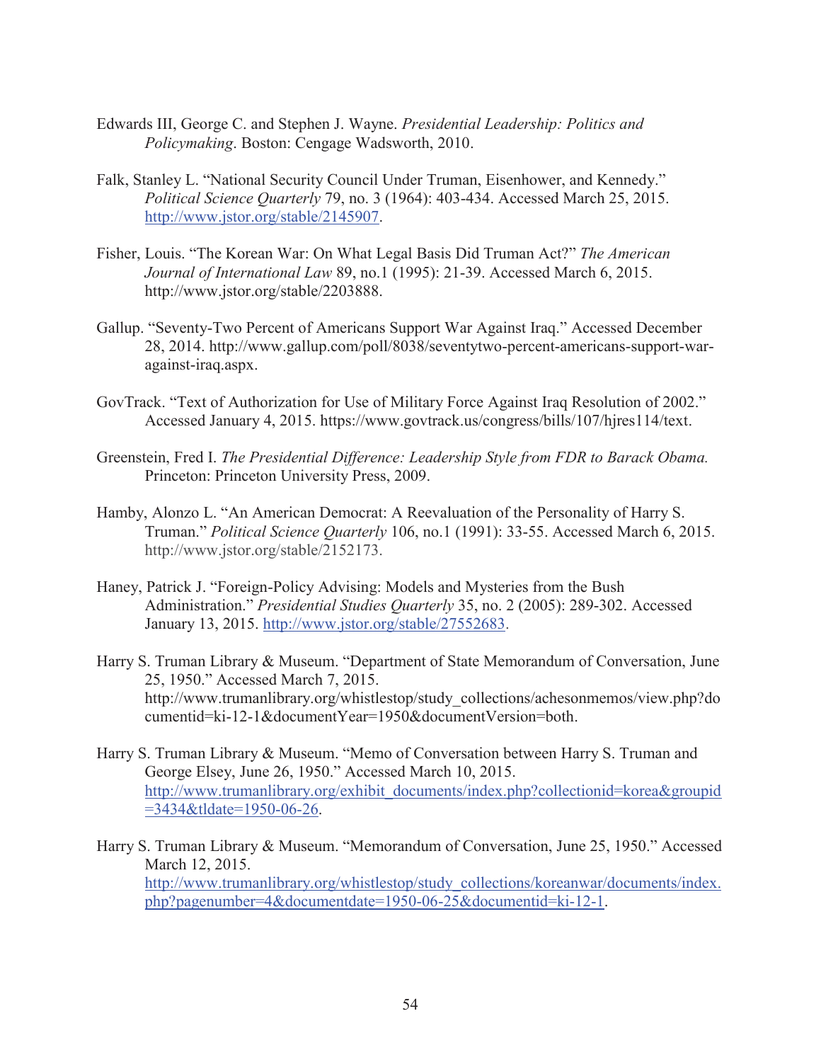Edwards III, George C. and Stephen J. Wayne. *Presidential Leadership: Politics and Policymaking*. Boston: Cengage Wadsworth, 2010.

Falk, Stanley L. "National Security Council Under Truman, Eisenhower, and Kennedy." *Political Science Quarterly* 79, no. 3 (1964): 403-434. Accessed March 25, 2015. http://www.jstor.org/stable/2145907.

Fisher, Louis. "The Korean War: On What Legal Basis Did Truman Act?" *The American Journal of International Law* 89, no.1 (1995): 21-39. Accessed March 6, 2015. http://www.jstor.org/stable/2203888.

Gallup. "Seventy-Two Percent of Americans Support War Against Iraq." Accessed December 28, 2014. http://www.gallup.com/poll/8038/seventytwo-percent-americans-support-war-against-iraq.aspx.

GovTrack. "Text of Authorization for Use of Military Force Against Iraq Resolution of 2002." Accessed January 4, 2015. https://www.govtrack.us/congress/bills/107/hjres114/text.

Greenstein, Fred I. *The Presidential Difference: Leadership Style from FDR to Barack Obama.* Princeton: Princeton University Press, 2009.

Hamby, Alonzo L. "An American Democrat: A Reevaluation of the Personality of Harry S. Truman." *Political Science Quarterly* 106, no.1 (1991): 33-55. Accessed March 6, 2015. http://www.jstor.org/stable/2152173.

Haney, Patrick J. "Foreign-Policy Advising: Models and Mysteries from the Bush Administration." *Presidential Studies Quarterly* 35, no. 2 (2005): 289-302. Accessed January 13, 2015. http://www.jstor.org/stable/27552683.

Harry S. Truman Library & Museum. "Department of State Memorandum of Conversation, June 25, 1950." Accessed March 7, 2015. http://www.trumanlibrary.org/whistlestop/study_collections/achesonmemos/view.php?documentid=ki-12-1&documentYear=1950&documentVersion=both.

Harry S. Truman Library & Museum. "Memo of Conversation between Harry S. Truman and George Elsey, June 26, 1950." Accessed March 10, 2015. http://www.trumanlibrary.org/exhibit_documents/index.php?collectionid=korea&groupid=3434&tldate=1950-06-26.

Harry S. Truman Library & Museum. "Memorandum of Conversation, June 25, 1950." Accessed March 12, 2015. http://www.trumanlibrary.org/whistlestop/study_collections/koreanwar/documents/index.php?pagenumber=4&documentdate=1950-06-25&documentid=ki-12-1.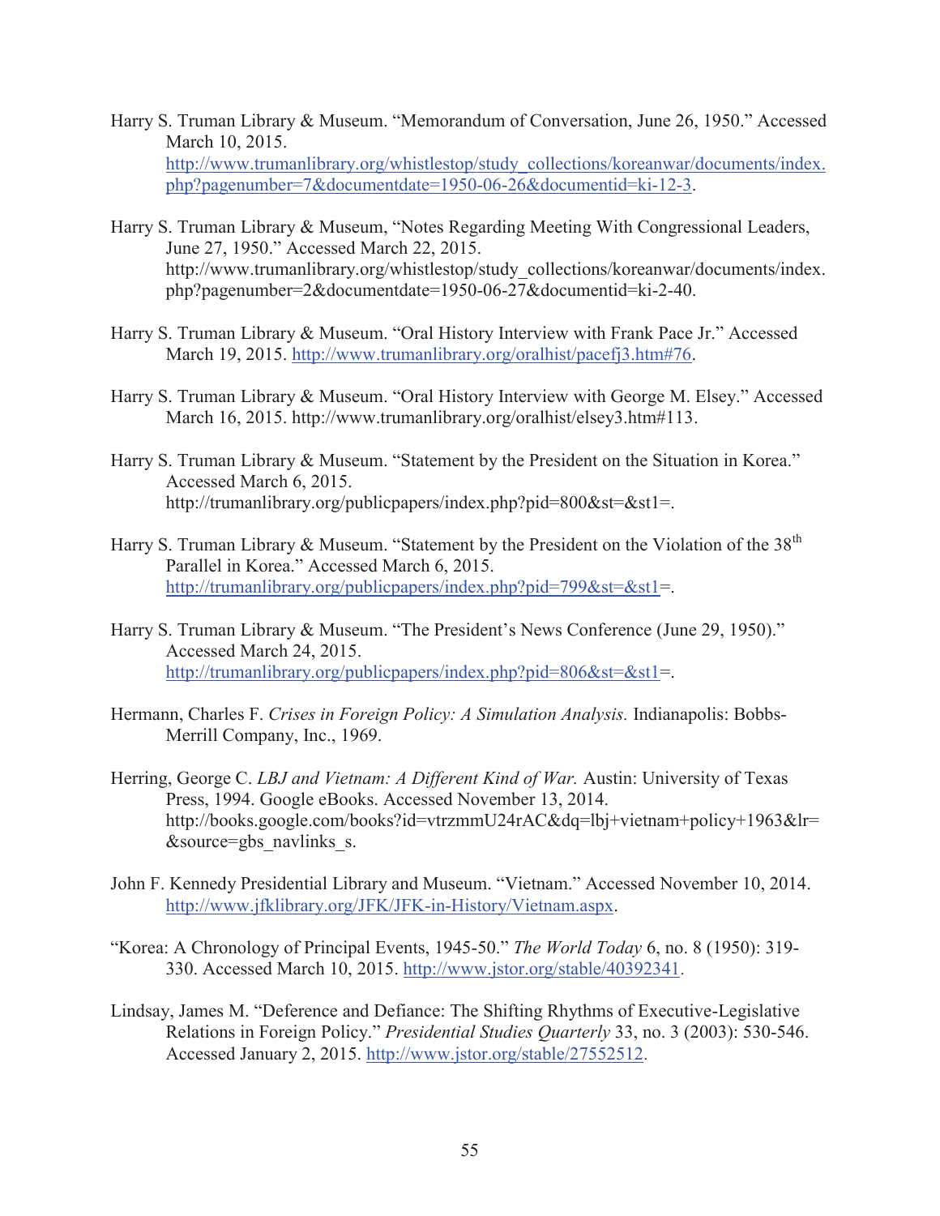Harry S. Truman Library & Museum. "Memorandum of Conversation, June 26, 1950." Accessed March 10, 2015. http://www.trumanlibrary.org/whistlestop/study_collections/koreanwar/documents/index.php?pagenumber=7&documentdate=1950-06-26&documentid=ki-12-3.

Harry S. Truman Library & Museum, "Notes Regarding Meeting With Congressional Leaders, June 27, 1950." Accessed March 22, 2015. http://www.trumanlibrary.org/whistlestop/study_collections/koreanwar/documents/index.php?pagenumber=2&documentdate=1950-06-27&documentid=ki-2-40.

Harry S. Truman Library & Museum. "Oral History Interview with Frank Pace Jr." Accessed March 19, 2015. http://www.trumanlibrary.org/oralhist/pacefj3.htm#76.

Harry S. Truman Library & Museum. "Oral History Interview with George M. Elsey." Accessed March 16, 2015. http://www.trumanlibrary.org/oralhist/elsey3.htm#113.

Harry S. Truman Library & Museum. "Statement by the President on the Situation in Korea." Accessed March 6, 2015. http://trumanlibrary.org/publicpapers/index.php?pid=800&st=&st1=.

Harry S. Truman Library & Museum. "Statement by the President on the Violation of the 38th Parallel in Korea." Accessed March 6, 2015. http://trumanlibrary.org/publicpapers/index.php?pid=799&st=&st1=.

Harry S. Truman Library & Museum. "The President's News Conference (June 29, 1950)." Accessed March 24, 2015. http://trumanlibrary.org/publicpapers/index.php?pid=806&st=&st1=.

Hermann, Charles F. *Crises in Foreign Policy: A Simulation Analysis.* Indianapolis: Bobbs-Merrill Company, Inc., 1969.

Herring, George C. *LBJ and Vietnam: A Different Kind of War.* Austin: University of Texas Press, 1994. Google eBooks. Accessed November 13, 2014. http://books.google.com/books?id=vtrzmmU24rAC&dq=lbj+vietnam+policy+1963&lr=&source=gbs_navlinks_s.

John F. Kennedy Presidential Library and Museum. "Vietnam." Accessed November 10, 2014. http://www.jfklibrary.org/JFK/JFK-in-History/Vietnam.aspx.

"Korea: A Chronology of Principal Events, 1945-50." *The World Today* 6, no. 8 (1950): 319-330. Accessed March 10, 2015. http://www.jstor.org/stable/40392341.

Lindsay, James M. "Deference and Defiance: The Shifting Rhythms of Executive-Legislative Relations in Foreign Policy." *Presidential Studies Quarterly* 33, no. 3 (2003): 530-546. Accessed January 2, 2015. http://www.jstor.org/stable/27552512.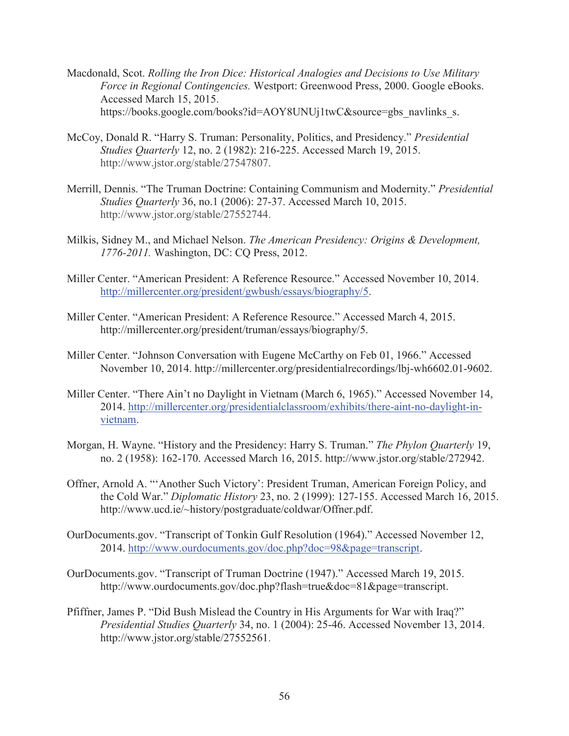Macdonald, Scot. *Rolling the Iron Dice: Historical Analogies and Decisions to Use Military Force in Regional Contingencies.* Westport: Greenwood Press, 2000. Google eBooks. Accessed March 15, 2015. https://books.google.com/books?id=AOY8UNUj1twC&source=gbs_navlinks_s.

McCoy, Donald R. "Harry S. Truman: Personality, Politics, and Presidency." *Presidential Studies Quarterly* 12, no. 2 (1982): 216-225. Accessed March 19, 2015. http://www.jstor.org/stable/27547807.

Merrill, Dennis. "The Truman Doctrine: Containing Communism and Modernity." *Presidential Studies Quarterly* 36, no.1 (2006): 27-37. Accessed March 10, 2015. http://www.jstor.org/stable/27552744.

Milkis, Sidney M., and Michael Nelson. *The American Presidency: Origins & Development, 1776-2011.* Washington, DC: CQ Press, 2012.

Miller Center. "American President: A Reference Resource." Accessed November 10, 2014. http://millercenter.org/president/gwbush/essays/biography/5.

Miller Center. "American President: A Reference Resource." Accessed March 4, 2015. http://millercenter.org/president/truman/essays/biography/5.

Miller Center. "Johnson Conversation with Eugene McCarthy on Feb 01, 1966." Accessed November 10, 2014. http://millercenter.org/presidentialrecordings/lbj-wh6602.01-9602.

Miller Center. "There Ain't no Daylight in Vietnam (March 6, 1965)." Accessed November 14, 2014. http://millercenter.org/presidentialclassroom/exhibits/there-aint-no-daylight-in-vietnam.

Morgan, H. Wayne. "History and the Presidency: Harry S. Truman." *The Phylon Quarterly* 19, no. 2 (1958): 162-170. Accessed March 16, 2015. http://www.jstor.org/stable/272942.

Offner, Arnold A. "'Another Such Victory': President Truman, American Foreign Policy, and the Cold War." *Diplomatic History* 23, no. 2 (1999): 127-155. Accessed March 16, 2015. http://www.ucd.ie/~history/postgraduate/coldwar/Offner.pdf.

OurDocuments.gov. "Transcript of Tonkin Gulf Resolution (1964)." Accessed November 12, 2014. http://www.ourdocuments.gov/doc.php?doc=98&page=transcript.

OurDocuments.gov. "Transcript of Truman Doctrine (1947)." Accessed March 19, 2015. http://www.ourdocuments.gov/doc.php?flash=true&doc=81&page=transcript.

Pfiffner, James P. "Did Bush Mislead the Country in His Arguments for War with Iraq?" *Presidential Studies Quarterly* 34, no. 1 (2004): 25-46. Accessed November 13, 2014. http://www.jstor.org/stable/27552561.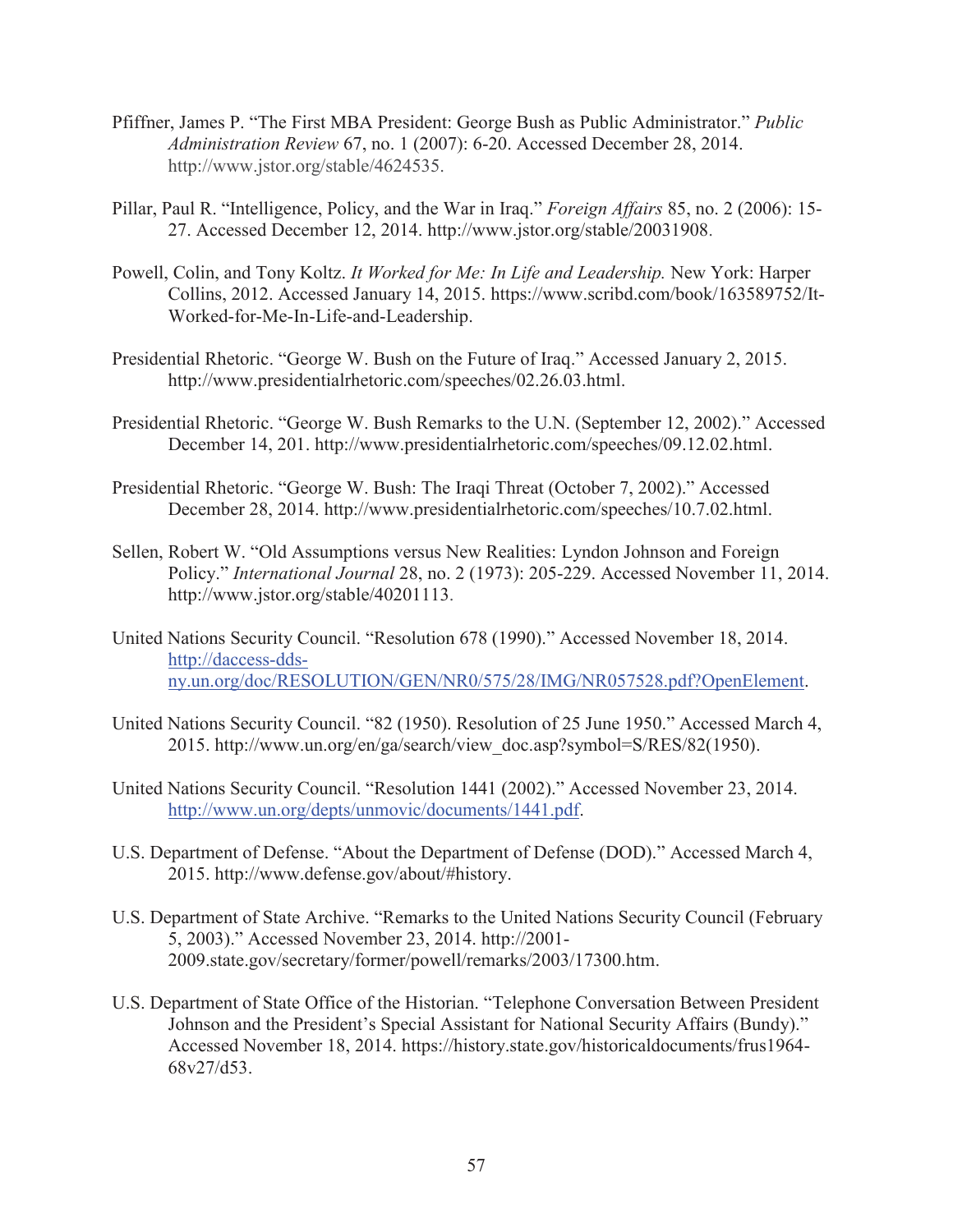Pfiffner, James P. "The First MBA President: George Bush as Public Administrator." *Public Administration Review* 67, no. 1 (2007): 6-20. Accessed December 28, 2014. http://www.jstor.org/stable/4624535.

Pillar, Paul R. "Intelligence, Policy, and the War in Iraq." *Foreign Affairs* 85, no. 2 (2006): 15-27. Accessed December 12, 2014. http://www.jstor.org/stable/20031908.

Powell, Colin, and Tony Koltz. *It Worked for Me: In Life and Leadership.* New York: Harper Collins, 2012. Accessed January 14, 2015. https://www.scribd.com/book/163589752/It-Worked-for-Me-In-Life-and-Leadership.

Presidential Rhetoric. "George W. Bush on the Future of Iraq." Accessed January 2, 2015. http://www.presidentialrhetoric.com/speeches/02.26.03.html.

Presidential Rhetoric. "George W. Bush Remarks to the U.N. (September 12, 2002)." Accessed December 14, 201. http://www.presidentialrhetoric.com/speeches/09.12.02.html.

Presidential Rhetoric. "George W. Bush: The Iraqi Threat (October 7, 2002)." Accessed December 28, 2014. http://www.presidentialrhetoric.com/speeches/10.7.02.html.

Sellen, Robert W. "Old Assumptions versus New Realities: Lyndon Johnson and Foreign Policy." *International Journal* 28, no. 2 (1973): 205-229. Accessed November 11, 2014. http://www.jstor.org/stable/40201113.

United Nations Security Council. "Resolution 678 (1990)." Accessed November 18, 2014. http://daccess-dds-ny.un.org/doc/RESOLUTION/GEN/NR0/575/28/IMG/NR057528.pdf?OpenElement.

United Nations Security Council. "82 (1950). Resolution of 25 June 1950." Accessed March 4, 2015. http://www.un.org/en/ga/search/view_doc.asp?symbol=S/RES/82(1950).

United Nations Security Council. "Resolution 1441 (2002)." Accessed November 23, 2014. http://www.un.org/depts/unmovic/documents/1441.pdf.

U.S. Department of Defense. "About the Department of Defense (DOD)." Accessed March 4, 2015. http://www.defense.gov/about/#history.

U.S. Department of State Archive. "Remarks to the United Nations Security Council (February 5, 2003)." Accessed November 23, 2014. http://2001-2009.state.gov/secretary/former/powell/remarks/2003/17300.htm.

U.S. Department of State Office of the Historian. "Telephone Conversation Between President Johnson and the President's Special Assistant for National Security Affairs (Bundy)." Accessed November 18, 2014. https://history.state.gov/historicaldocuments/frus1964-68v27/d53.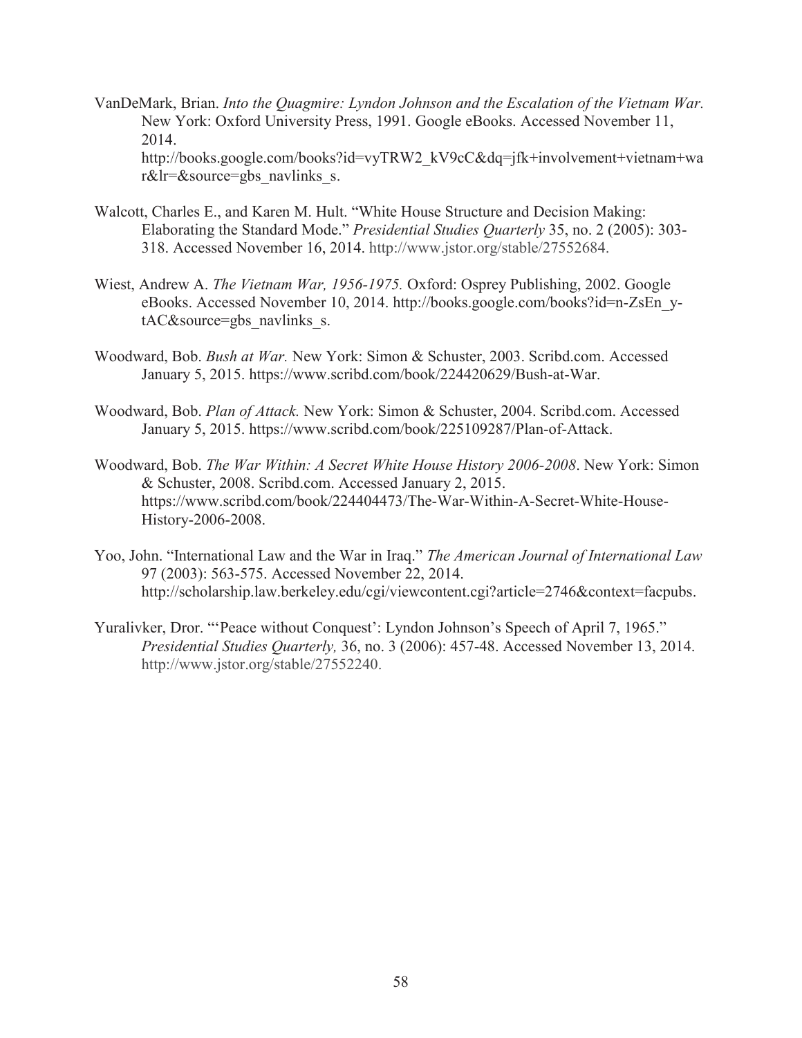VanDeMark, Brian. *Into the Quagmire: Lyndon Johnson and the Escalation of the Vietnam War.* New York: Oxford University Press, 1991. Google eBooks. Accessed November 11, 2014. http://books.google.com/books?id=vyTRW2_kV9cC&dq=jfk+involvement+vietnam+war&lr=&source=gbs_navlinks_s.

Walcott, Charles E., and Karen M. Hult. "White House Structure and Decision Making: Elaborating the Standard Mode." *Presidential Studies Quarterly* 35, no. 2 (2005): 303-318. Accessed November 16, 2014. http://www.jstor.org/stable/27552684.

Wiest, Andrew A. *The Vietnam War, 1956-1975.* Oxford: Osprey Publishing, 2002. Google eBooks. Accessed November 10, 2014. http://books.google.com/books?id=n-ZsEn_y-tAC&source=gbs_navlinks_s.

Woodward, Bob. *Bush at War.* New York: Simon & Schuster, 2003. Scribd.com. Accessed January 5, 2015. https://www.scribd.com/book/224420629/Bush-at-War.

Woodward, Bob. *Plan of Attack.* New York: Simon & Schuster, 2004. Scribd.com. Accessed January 5, 2015. https://www.scribd.com/book/225109287/Plan-of-Attack.

Woodward, Bob. *The War Within: A Secret White House History 2006-2008*. New York: Simon & Schuster, 2008. Scribd.com. Accessed January 2, 2015. https://www.scribd.com/book/224404473/The-War-Within-A-Secret-White-House-History-2006-2008.

Yoo, John. "International Law and the War in Iraq." *The American Journal of International Law* 97 (2003): 563-575. Accessed November 22, 2014. http://scholarship.law.berkeley.edu/cgi/viewcontent.cgi?article=2746&context=facpubs.

Yuralivker, Dror. "'Peace without Conquest': Lyndon Johnson's Speech of April 7, 1965." *Presidential Studies Quarterly,* 36, no. 3 (2006): 457-48. Accessed November 13, 2014. http://www.jstor.org/stable/27552240.